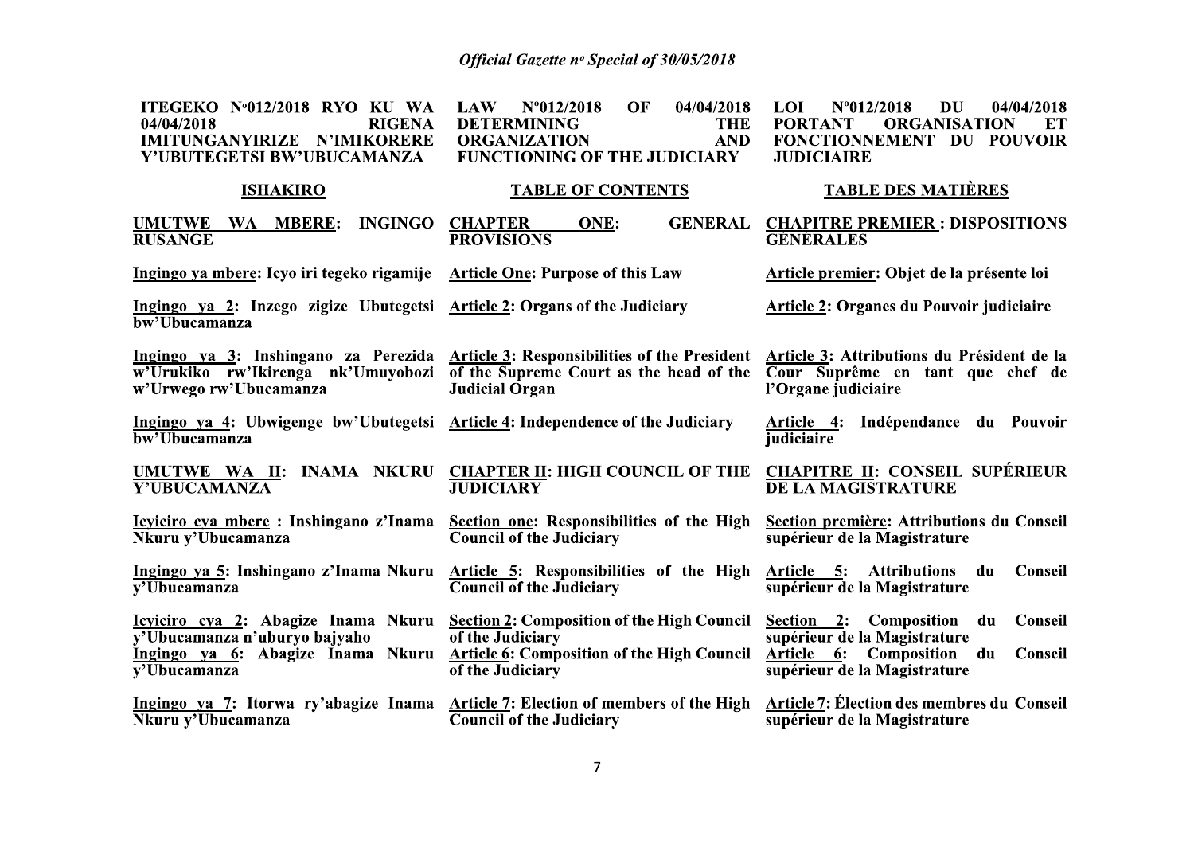| ITEGEKO N°012/2018 RYO KU WA 04/04/2018 RIGENA IMITUNGANYIRIZE N'IMIKORERE Y'UBUTEGETSI BW'UBUCAMANZA | LAW N°012/2018 OF 04/04/2018 DETERMINING THE ORGANIZATION AND FUNCTIONING OF THE JUDICIARY | LOI N°012/2018 DU 04/04/2018 PORTANT ORGANISATION ET FONCTIONNEMENT DU POUVOIR JUDICIAIRE |
|---|---|---|
| **ISHAKIRO** | **TABLE OF CONTENTS** | **TABLE DES MATIÈRES** |
| **UMUTWE WA MBERE: INGINGO RUSANGE** | **CHAPTER ONE: GENERAL PROVISIONS** | **CHAPITRE PREMIER : DISPOSITIONS GÉNÉRALES** |
| **Ingingo ya mbere: Icyo iri tegeko rigamije** | **Article One: Purpose of this Law** | **Article premier: Objet de la présente loi** |
| **Ingingo ya 2: Inzego zigize Ubutegetsi bw'Ubucamanza** | **Article 2: Organs of the Judiciary** | **Article 2: Organes du Pouvoir judiciaire** |
| **Ingingo ya 3: Inshingano za Perezida w'Urukiko rw'Ikirenga nk'Umuyobozi w'Urwego rw'Ubucamanza** | **Article 3: Responsibilities of the President of the Supreme Court as the head of the Judicial Organ** | **Article 3: Attributions du Président de la Cour Suprême en tant que chef de l'Organe judiciaire** |
| **Ingingo ya 4: Ubwigenge bw'Ubutegetsi bw'Ubucamanza** | **Article 4: Independence of the Judiciary** | **Article 4: Indépendance du Pouvoir judiciaire** |
| **UMUTWE WA II: INAMA NKURU Y'UBUCAMANZA** | **CHAPTER II: HIGH COUNCIL OF THE JUDICIARY** | **CHAPITRE II: CONSEIL SUPÉRIEUR DE LA MAGISTRATURE** |
| **Icyiciro cya mbere : Inshingano z'Inama Nkuru y'Ubucamanza** | **Section one: Responsibilities of the High Council of the Judiciary** | **Section première: Attributions du Conseil supérieur de la Magistrature** |
| **Ingingo ya 5: Inshingano z'Inama Nkuru y'Ubucamanza** | **Article 5: Responsibilities of the High Council of the Judiciary** | **Article 5: Attributions du Conseil supérieur de la Magistrature** |
| **Icyiciro cya 2: Abagize Inama Nkuru y'Ubucamanza n'uburyo bajyaho** | **Section 2: Composition of the High Council of the Judiciary** | **Section 2: Composition du Conseil supérieur de la Magistrature** |
| **Ingingo ya 6: Abagize Inama Nkuru y'Ubucamanza** | **Article 6: Composition of the High Council of the Judiciary** | **Article 6: Composition du Conseil supérieur de la Magistrature** |
| **Ingingo ya 7: Itorwa ry'abagize Inama Nkuru y'Ubucamanza** | **Article 7: Election of members of the High Council of the Judiciary** | **Article 7: Élection des membres du Conseil supérieur de la Magistrature** |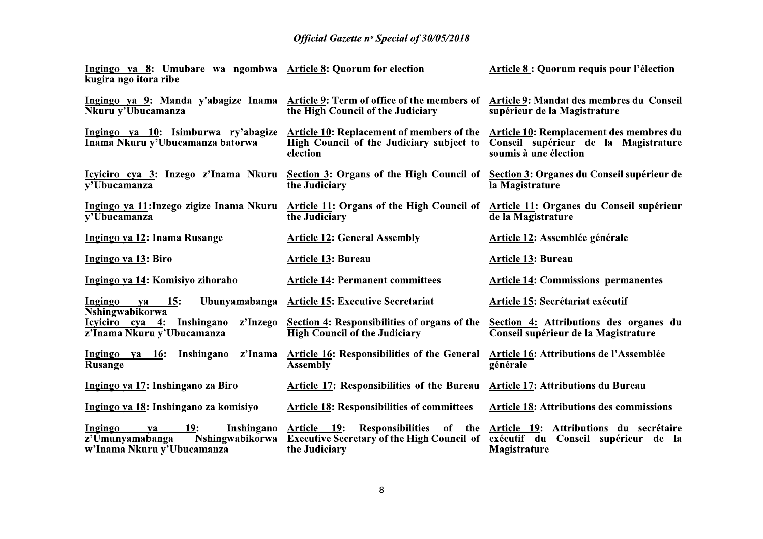| | | |
|---|---|---|
| **Ingingo ya 8: Umubare wa ngombwa kugira ngo itora ribe** | **Article 8: Quorum for election** | **Article 8 : Quorum requis pour l'élection** |
| **Ingingo ya 9: Manda y'abagize Inama Nkuru y'Ubucamanza** | **Article 9: Term of office of the members of the High Council of the Judiciary** | **Article 9: Mandat des membres du Conseil supérieur de la Magistrature** |
| **Ingingo ya 10: Isimburwa ry'abagize Inama Nkuru y'Ubucamanza batorwa** | **Article 10: Replacement of members of the High Council of the Judiciary subject to election** | **Article 10: Remplacement des membres du Conseil supérieur de la Magistrature soumis à une élection** |
| **Icyiciro cya 3: Inzego z'Inama Nkuru y'Ubucamanza** | **Section 3: Organs of the High Council of the Judiciary** | **Section 3: Organes du Conseil supérieur de la Magistrature** |
| **Ingingo ya 11:Inzego zigize Inama Nkuru y'Ubucamanza** | **Article 11: Organs of the High Council of the Judiciary** | **Article 11: Organes du Conseil supérieur de la Magistrature** |
| **Ingingo ya 12: Inama Rusange** | **Article 12: General Assembly** | **Article 12: Assemblée générale** |
| **Ingingo ya 13: Biro** | **Article 13: Bureau** | **Article 13: Bureau** |
| **Ingingo ya 14: Komisiyo zihoraho** | **Article 14: Permanent committees** | **Article 14: Commissions permanentes** |
| **Ingingo ya 15: Ubunyamabanga Nshingwabikorwa** | **Article 15: Executive Secretariat** | **Article 15: Secrétariat exécutif** |
| **Icyiciro cya 4: Inshingano z'Inzego z'Inama Nkuru y'Ubucamanza** | **Section 4: Responsibilities of organs of the High Council of the Judiciary** | **Section 4: Attributions des organes du Conseil supérieur de la Magistrature** |
| **Ingingo ya 16: Inshingano z'Inama Rusange** | **Article 16: Responsibilities of the General Assembly** | **Article 16: Attributions de l'Assemblée générale** |
| **Ingingo ya 17: Inshingano za Biro** | **Article 17: Responsibilities of the Bureau** | **Article 17: Attributions du Bureau** |
| **Ingingo ya 18: Inshingano za komisiyo** | **Article 18: Responsibilities of committees** | **Article 18: Attributions des commissions** |
| **Ingingo ya 19: Inshingano z'Umunyamabanga Nshingwabikorwa w'Inama Nkuru y'Ubucamanza** | **Article 19: Responsibilities of the Executive Secretary of the High Council of the Judiciary** | **Article 19: Attributions du secrétaire exécutif du Conseil supérieur de la Magistrature** |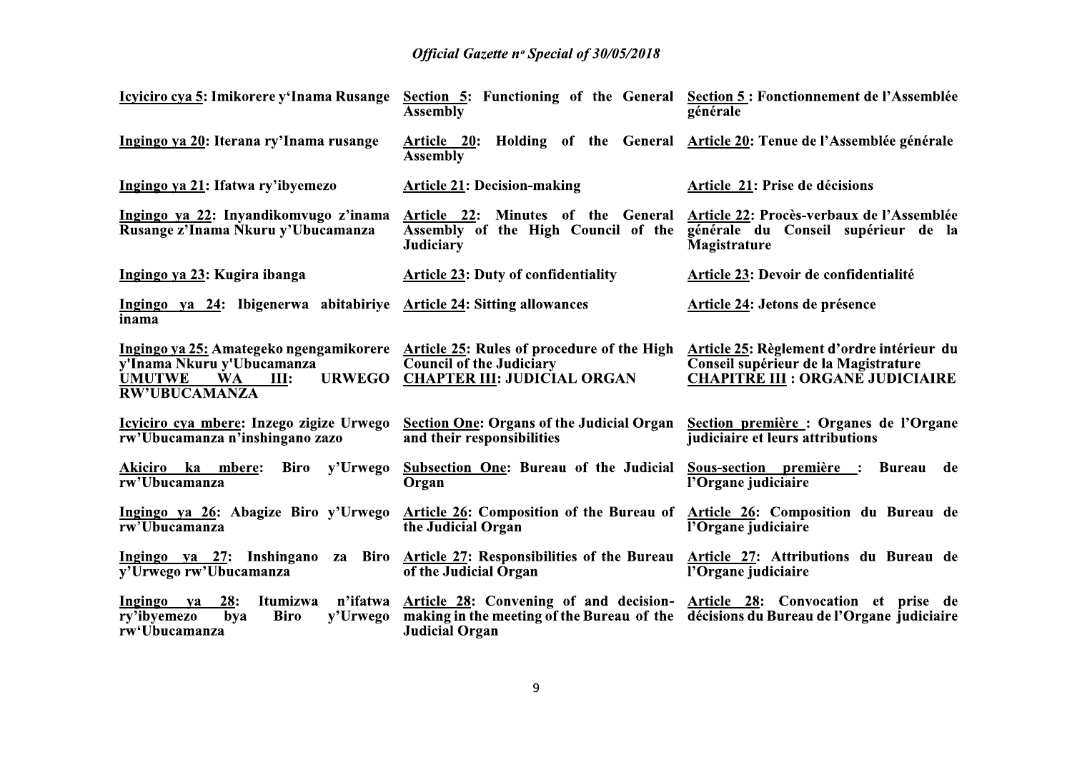| | | |
|---|---|---|
| **Icyiciro cya 5: Imikorere y'Inama Rusange** | **Section 5: Functioning of the General Assembly** | **Section 5 : Fonctionnement de l'Assemblée générale** |
| **Ingingo ya 20: Iterana ry'Inama rusange** | **Article 20: Holding of the General Assembly** | **Article 20: Tenue de l'Assemblée générale** |
| **Ingingo ya 21: Ifatwa ry'ibyemezo** | **Article 21: Decision-making** | **Article 21: Prise de décisions** |
| **Ingingo ya 22: Inyandikomvugo z'inama Rusange z'Inama Nkuru y'Ubucamanza** | **Article 22: Minutes of the General Assembly of the High Council of the Judiciary** | **Article 22: Procès-verbaux de l'Assemblée générale du Conseil supérieur de la Magistrature** |
| **Ingingo ya 23: Kugira ibanga** | **Article 23: Duty of confidentiality** | **Article 23: Devoir de confidentialité** |
| **Ingingo ya 24: Ibigenerwa abitabiriye inama** | **Article 24: Sitting allowances** | **Article 24: Jetons de présence** |
| **Ingingo ya 25: Amategeko ngengamikorere y'Inama Nkuru y'Ubucamanza** | **Article 25: Rules of procedure of the High Council of the Judiciary** | **Article 25: Règlement d'ordre intérieur du Conseil supérieur de la Magistrature** |
| **UMUTWE WA III: URWEGO RW'UBUCAMANZA** | **CHAPTER III: JUDICIAL ORGAN** | **CHAPITRE III : ORGANE JUDICIAIRE** |
| **Icyiciro cya mbere: Inzego zigize Urwego rw'Ubucamanza n'inshingano zazo** | **Section One: Organs of the Judicial Organ and their responsibilities** | **Section première : Organes de l'Organe judiciaire et leurs attributions** |
| **Akiciro ka mbere: Biro y'Urwego rw'Ubucamanza** | **Subsection One: Bureau of the Judicial Organ** | **Sous-section première : Bureau de l'Organe judiciaire** |
| **Ingingo ya 26: Abagize Biro y'Urwego rw'Ubucamanza** | **Article 26: Composition of the Bureau of the Judicial Organ** | **Article 26: Composition du Bureau de l'Organe judiciaire** |
| **Ingingo ya 27: Inshingano za Biro y'Urwego rw'Ubucamanza** | **Article 27: Responsibilities of the Bureau of the Judicial Organ** | **Article 27: Attributions du Bureau de l'Organe judiciaire** |
| **Ingingo ya 28: Itumizwa n'ifatwa ry'ibyemezo bya Biro y'Urwego rw'Ubucamanza** | **Article 28: Convening of and decision-making in the meeting of the Bureau of the Judicial Organ** | **Article 28: Convocation et prise de décisions du Bureau de l'Organe judiciaire** |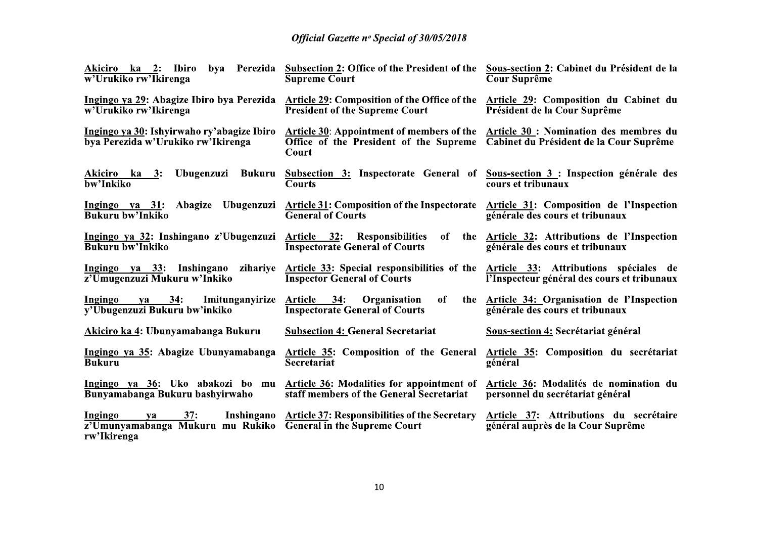| Kinyarwanda | English | Français |
|---|---|---|
| **Akiciro ka 2: Ibiro bya Perezida w'Urukiko rw'Ikirenga** | **Subsection 2: Office of the President of the Supreme Court** | **Sous-section 2: Cabinet du Président de la Cour Suprême** |
| **Ingingo ya 29: Abagize Ibiro bya Perezida w'Urukiko rw'Ikirenga** | **Article 29: Composition of the Office of the President of the Supreme Court** | **Article 29: Composition du Cabinet du Président de la Cour Suprême** |
| **Ingingo ya 30: Ishyirwaho ry'abagize Ibiro bya Perezida w'Urukiko rw'Ikirenga** | **Article 30: Appointment of members of the Office of the President of the Supreme Court** | **Article 30 : Nomination des membres du Cabinet du Président de la Cour Suprême** |
| **Akiciro ka 3: Ubugenzuzi Bukuru bw'Inkiko** | **Subsection 3: Inspectorate General of Courts** | **Sous-section 3 : Inspection générale des cours et tribunaux** |
| **Ingingo ya 31: Abagize Ubugenzuzi Bukuru bw'Inkiko** | **Article 31: Composition of the Inspectorate General of Courts** | **Article 31: Composition de l'Inspection générale des cours et tribunaux** |
| **Ingingo ya 32: Inshingano z'Ubugenzuzi Bukuru bw'Inkiko** | **Article 32: Responsibilities of the Inspectorate General of Courts** | **Article 32: Attributions de l'Inspection générale des cours et tribunaux** |
| **Ingingo ya 33: Inshingano zihariye z'Umugenzuzi Mukuru w'Inkiko** | **Article 33: Special responsibilities of the Inspector General of Courts** | **Article 33: Attributions spéciales de l'Inspecteur général des cours et tribunaux** |
| **Ingingo ya 34: Imitunganyirize y'Ubugenzuzi Bukuru bw'inkiko** | **Article 34: Organisation of the Inspectorate General of Courts** | **Article 34: Organisation de l'Inspection générale des cours et tribunaux** |
| **Akiciro ka 4: Ubunyamabanga Bukuru** | **Subsection 4: General Secretariat** | **Sous-section 4: Secrétariat général** |
| **Ingingo ya 35: Abagize Ubunyamabanga Bukuru** | **Article 35: Composition of the General Secretariat** | **Article 35: Composition du secrétariat général** |
| **Ingingo ya 36: Uko abakozi bo mu Bunyamabanga Bukuru bashyirwaho** | **Article 36: Modalities for appointment of staff members of the General Secretariat** | **Article 36: Modalités de nomination du personnel du secrétariat général** |
| **Ingingo ya 37: Inshingano z'Umunyamabanga Mukuru mu Rukiko rw'Ikirenga** | **Article 37: Responsibilities of the Secretary General in the Supreme Court** | **Article 37: Attributions du secrétaire général auprès de la Cour Suprême** |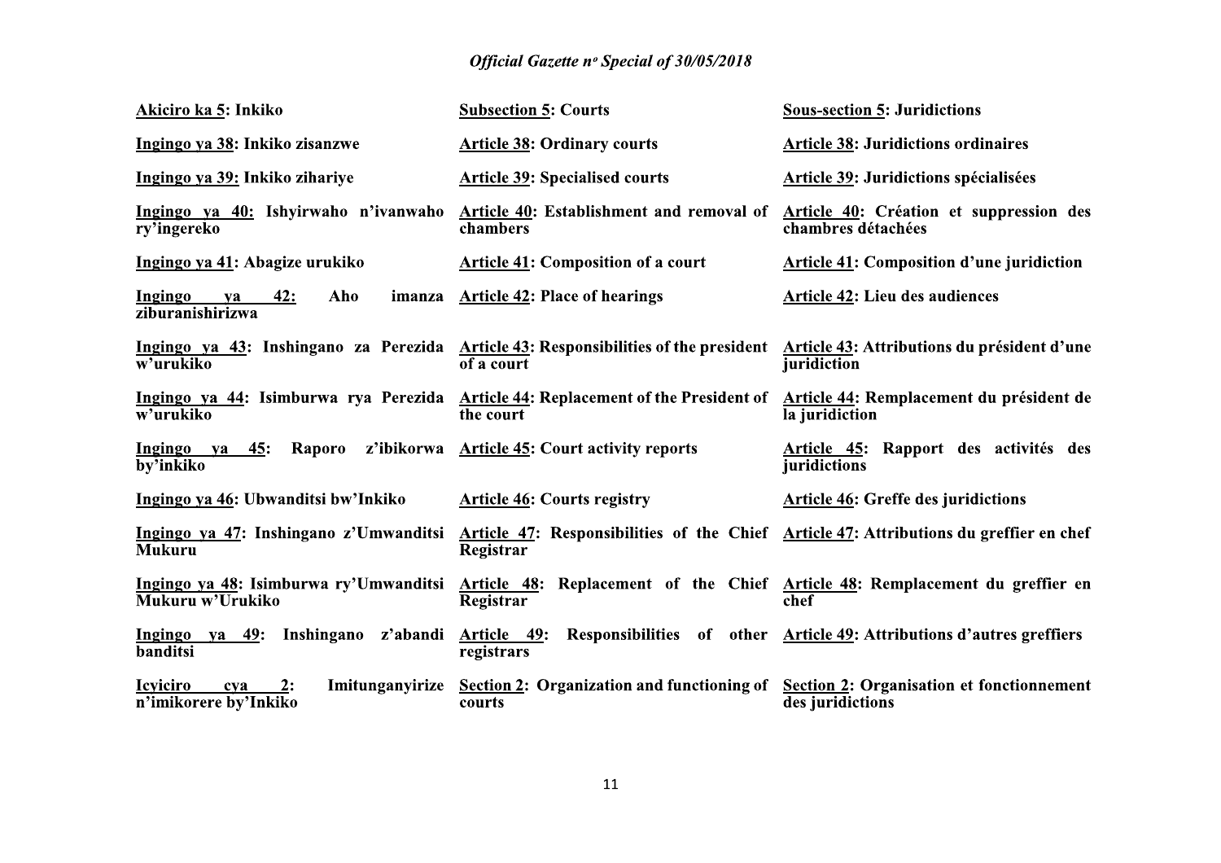**Akiciro ka 5: Inkiko**

**Ingingo ya 38: Inkiko zisanzwe**

**Ingingo ya 39: Inkiko zihariye**

**Ingingo ya 40: Ishyirwaho n'ivanwaho ry'ingereko**

**Ingingo ya 41: Abagize urukiko**

**Ingingo ya 42: Aho imanza ziburanishirizwa**

**Ingingo ya 43: Inshingano za Perezida w'urukiko**

**Ingingo ya 44: Isimburwa rya Perezida w'urukiko**

**Ingingo ya 45: Raporo z'ibikorwa by'inkiko**

**Ingingo ya 46: Ubwanditsi bw'Inkiko**

**Ingingo ya 47: Inshingano z'Umwanditsi Mukuru**

**Ingingo ya 48: Isimburwa ry'Umwanditsi Mukuru w'Urukiko**

**Ingingo ya 49: Inshingano z'abandi banditsi**

**Icyiciro cya 2: Imitunganyirize n'imikorere by'Inkiko**

**Subsection 5: Courts**

**Article 38: Ordinary courts**

**Article 39: Specialised courts**

**Article 40: Establishment and removal of chambers**

**Article 41: Composition of a court**

**Article 42: Place of hearings**

**Article 43: Responsibilities of the president of a court**

**Article 44: Replacement of the President of the court**

**Article 45: Court activity reports**

**Article 46: Courts registry**

**Article 47: Responsibilities of the Chief Registrar**

**Article 48: Replacement of the Chief Registrar**

**Article 49: Responsibilities of other registrars**

**Section 2: Organization and functioning of courts**

**Sous-section 5: Juridictions**

**Article 38: Juridictions ordinaires**

**Article 39: Juridictions spécialisées**

**Article 40: Création et suppression des chambres détachées**

**Article 41: Composition d'une juridiction**

**Article 42: Lieu des audiences**

**Article 43: Attributions du président d'une juridiction**

**Article 44: Remplacement du président de la juridiction**

**Article 45: Rapport des activités des juridictions**

**Article 46: Greffe des juridictions**

**Article 47: Attributions du greffier en chef**

**Article 48: Remplacement du greffier en chef**

**Article 49: Attributions d'autres greffiers**

**Section 2: Organisation et fonctionnement des juridictions**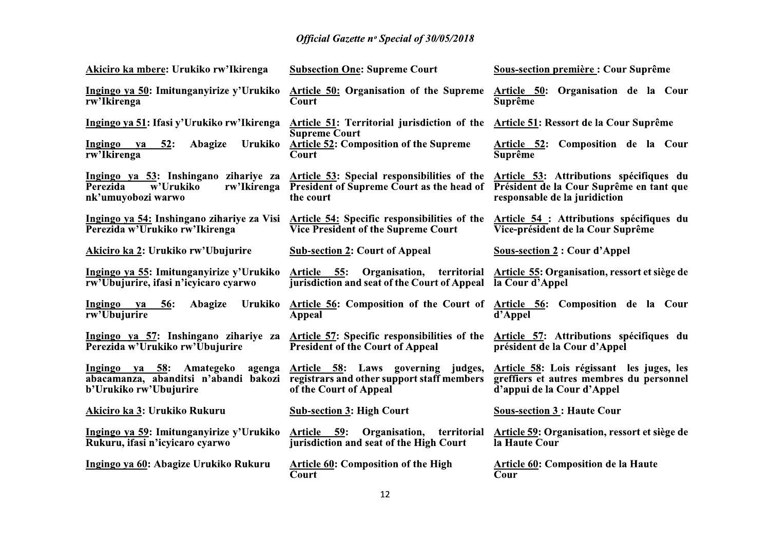| | | |
|---|---|---|
| **Akiciro ka mbere: Urukiko rw'Ikirenga** | **Subsection One: Supreme Court** | **Sous-section première : Cour Suprême** |
| **Ingingo ya 50: Imitunganyirize y'Urukiko rw'Ikirenga** | **Article 50: Organisation of the Supreme Court** | **Article 50: Organisation de la Cour Suprême** |
| **Ingingo ya 51: Ifasi y'Urukiko rw'Ikirenga** | **Article 51: Territorial jurisdiction of the Supreme Court** | **Article 51: Ressort de la Cour Suprême** |
| **Ingingo ya 52: Abagize Urukiko rw'Ikirenga** | **Article 52: Composition of the Supreme Court** | **Article 52: Composition de la Cour Suprême** |
| **Ingingo ya 53: Inshingano zihariye za Perezida w'Urukiko rw'Ikirenga nk'umuyobozi warwo** | **Article 53: Special responsibilities of the President of Supreme Court as the head of the court** | **Article 53: Attributions spécifiques du Président de la Cour Suprême en tant que responsable de la juridiction** |
| **Ingingo ya 54: Inshingano zihariye za Visi Perezida w'Urukiko rw'Ikirenga** | **Article 54: Specific responsibilities of the Vice President of the Supreme Court** | **Article 54 : Attributions spécifiques du Vice-président de la Cour Suprême** |
| **Akiciro ka 2: Urukiko rw'Ubujurire** | **Sub-section 2: Court of Appeal** | **Sous-section 2 : Cour d'Appel** |
| **Ingingo ya 55: Imitunganyirize y'Urukiko rw'Ubujurire, ifasi n'icyicaro cyarwo** | **Article 55: Organisation, territorial jurisdiction and seat of the Court of Appeal** | **Article 55: Organisation, ressort et siège de la Cour d'Appel** |
| **Ingingo ya 56: Abagize Urukiko rw'Ubujurire** | **Article 56: Composition of the Court of Appeal** | **Article 56: Composition de la Cour d'Appel** |
| **Ingingo ya 57: Inshingano zihariye za Perezida w'Urukiko rw'Ubujurire** | **Article 57: Specific responsibilities of the President of the Court of Appeal** | **Article 57: Attributions spécifiques du président de la Cour d'Appel** |
| **Ingingo ya 58: Amategeko agenga abacamanza, abanditsi n'abandi bakozi b'Urukiko rw'Ubujurire** | **Article 58: Laws governing judges, registrars and other support staff members of the Court of Appeal** | **Article 58: Lois régissant les juges, les greffiers et autres membres du personnel d'appui de la Cour d'Appel** |
| **Akiciro ka 3: Urukiko Rukuru** | **Sub-section 3: High Court** | **Sous-section 3 : Haute Cour** |
| **Ingingo ya 59: Imitunganyirize y'Urukiko Rukuru, ifasi n'icyicaro cyarwo** | **Article 59: Organisation, territorial jurisdiction and seat of the High Court** | **Article 59: Organisation, ressort et siège de la Haute Cour** |
| **Ingingo ya 60: Abagize Urukiko Rukuru** | **Article 60: Composition of the High Court** | **Article 60: Composition de la Haute Cour** |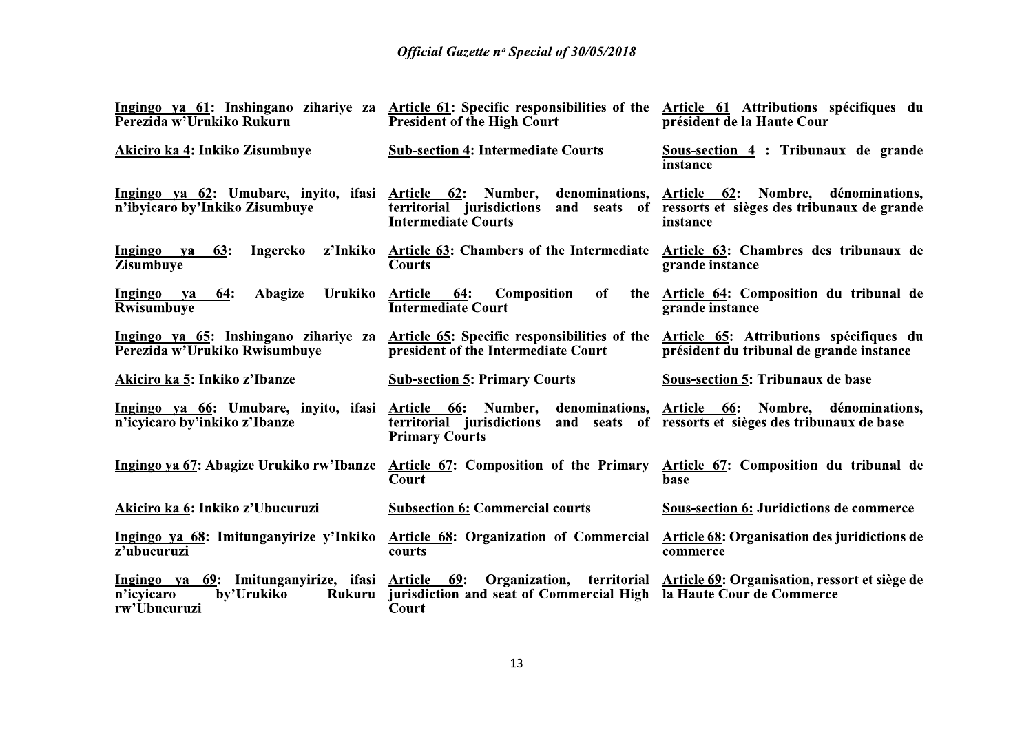| Kinyarwanda | English | Français |
|---|---|---|
| **Ingingo ya 61: Inshingano zihariye za Perezida w'Urukiko Rukuru** | **Article 61: Specific responsibilities of the President of the High Court** | **Article 61 Attributions spécifiques du président de la Haute Cour** |
| **Akiciro ka 4: Inkiko Zisumbuye** | **Sub-section 4: Intermediate Courts** | **Sous-section 4 : Tribunaux de grande instance** |
| **Ingingo ya 62: Umubare, inyito, ifasi n'ibyicaro by'Inkiko Zisumbuye** | **Article 62: Number, denominations, territorial jurisdictions and seats of Intermediate Courts** | **Article 62: Nombre, dénominations, ressorts et sièges des tribunaux de grande instance** |
| **Ingingo ya 63: Ingereko z'Inkiko Zisumbuye** | **Article 63: Chambers of the Intermediate Courts** | **Article 63: Chambres des tribunaux de grande instance** |
| **Ingingo ya 64: Abagize Urukiko Rwisumbuye** | **Article 64: Composition of the Intermediate Court** | **Article 64: Composition du tribunal de grande instance** |
| **Ingingo ya 65: Inshingano zihariye za Perezida w'Urukiko Rwisumbuye** | **Article 65: Specific responsibilities of the president of the Intermediate Court** | **Article 65: Attributions spécifiques du président du tribunal de grande instance** |
| **Akiciro ka 5: Inkiko z'Ibanze** | **Sub-section 5: Primary Courts** | **Sous-section 5: Tribunaux de base** |
| **Ingingo ya 66: Umubare, inyito, ifasi n'icyicaro by'inkiko z'Ibanze** | **Article 66: Number, denominations, territorial jurisdictions and seats of Primary Courts** | **Article 66: Nombre, dénominations, ressorts et sièges des tribunaux de base** |
| **Ingingo ya 67: Abagize Urukiko rw'Ibanze** | **Article 67: Composition of the Primary Court** | **Article 67: Composition du tribunal de base** |
| **Akiciro ka 6: Inkiko z'Ubucuruzi** | **Subsection 6: Commercial courts** | **Sous-section 6: Juridictions de commerce** |
| **Ingingo ya 68: Imitunganyirize y'Inkiko z'ubucuruzi** | **Article 68: Organization of Commercial courts** | **Article 68: Organisation des juridictions de commerce** |
| **Ingingo ya 69: Imitunganyirize, ifasi n'icyicaro by'Urukiko Rukuru rw'Ubucuruzi** | **Article 69: Organization, territorial jurisdiction and seat of Commercial High Court** | **Article 69: Organisation, ressort et siège de la Haute Cour de Commerce** |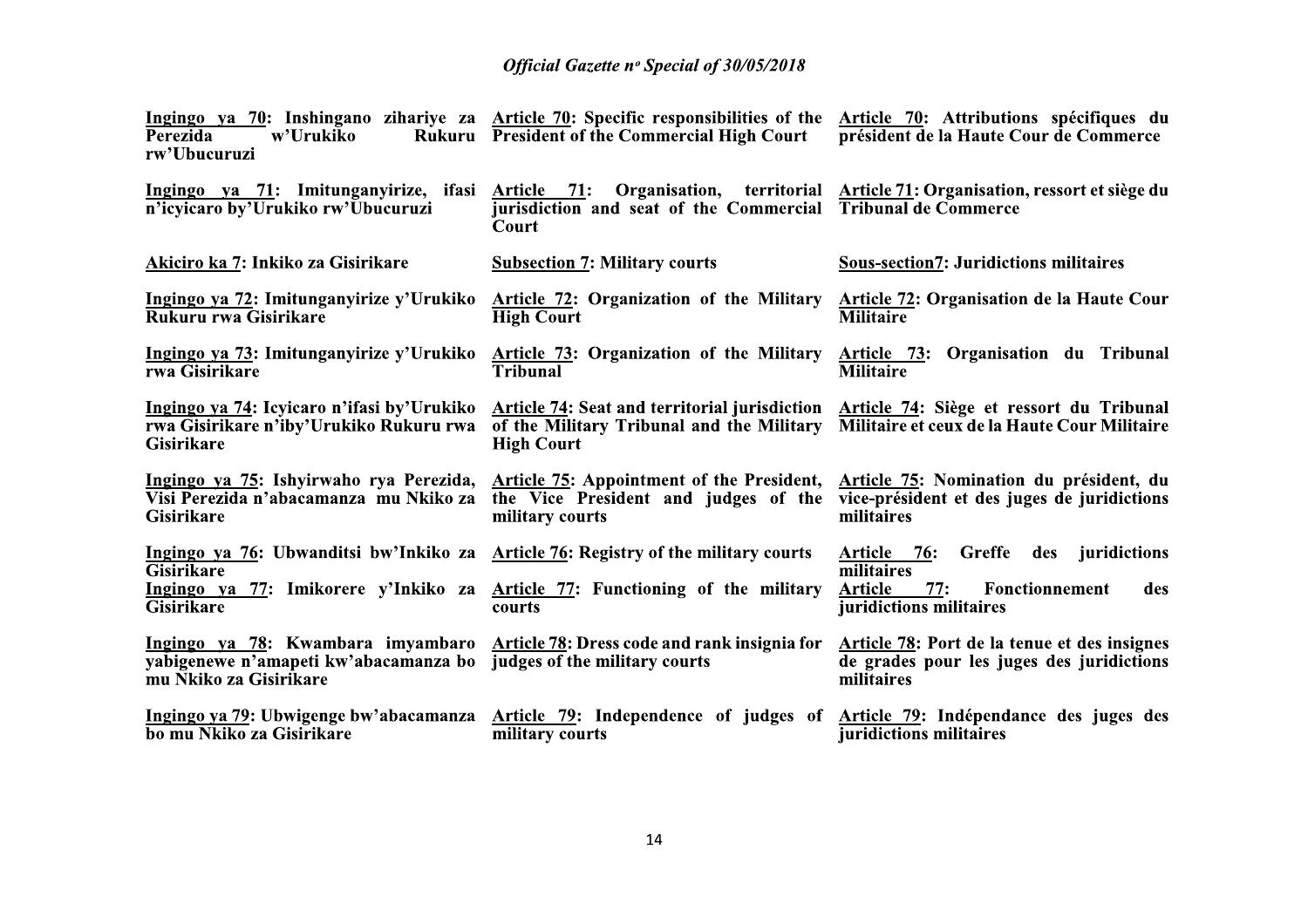| | | |
|---|---|---|
| **Ingingo ya 70: Inshingano zihariye za Perezida w'Urukiko Rukuru rw'Ubucuruzi** | **Article 70: Specific responsibilities of the President of the Commercial High Court** | **Article 70: Attributions spécifiques du président de la Haute Cour de Commerce** |
| **Ingingo ya 71: Imitunganyirize, ifasi n'icyicaro by'Urukiko rw'Ubucuruzi** | **Article 71: Organisation, territorial jurisdiction and seat of the Commercial Court** | **Article 71: Organisation, ressort et siège du Tribunal de Commerce** |
| **Akiciro ka 7: Inkiko za Gisirikare** | **Subsection 7: Military courts** | **Sous-section7: Juridictions militaires** |
| **Ingingo ya 72: Imitunganyirize y'Urukiko Rukuru rwa Gisirikare** | **Article 72: Organization of the Military High Court** | **Article 72: Organisation de la Haute Cour Militaire** |
| **Ingingo ya 73: Imitunganyirize y'Urukiko rwa Gisirikare** | **Article 73: Organization of the Military Tribunal** | **Article 73: Organisation du Tribunal Militaire** |
| **Ingingo ya 74: Icyicaro n'ifasi by'Urukiko rwa Gisirikare n'iby'Urukiko Rukuru rwa Gisirikare** | **Article 74: Seat and territorial jurisdiction of the Military Tribunal and the Military High Court** | **Article 74: Siège et ressort du Tribunal Militaire et ceux de la Haute Cour Militaire** |
| **Ingingo ya 75: Ishyirwaho rya Perezida, Visi Perezida n'abacamanza mu Nkiko za Gisirikare** | **Article 75: Appointment of the President, the Vice President and judges of the military courts** | **Article 75: Nomination du président, du vice-président et des juges de juridictions militaires** |
| **Ingingo ya 76: Ubwanditsi bw'Inkiko za Gisirikare** | **Article 76: Registry of the military courts** | **Article 76: Greffe des juridictions militaires** |
| **Ingingo ya 77: Imikorere y'Inkiko za Gisirikare** | **Article 77: Functioning of the military courts** | **Article 77: Fonctionnement des juridictions militaires** |
| **Ingingo ya 78: Kwambara imyambaro yabigenewe n'amapeti kw'abacamanza bo mu Nkiko za Gisirikare** | **Article 78: Dress code and rank insignia for judges of the military courts** | **Article 78: Port de la tenue et des insignes de grades pour les juges des juridictions militaires** |
| **Ingingo ya 79: Ubwigenge bw'abacamanza bo mu Nkiko za Gisirikare** | **Article 79: Independence of judges of military courts** | **Article 79: Indépendance des juges des juridictions militaires** |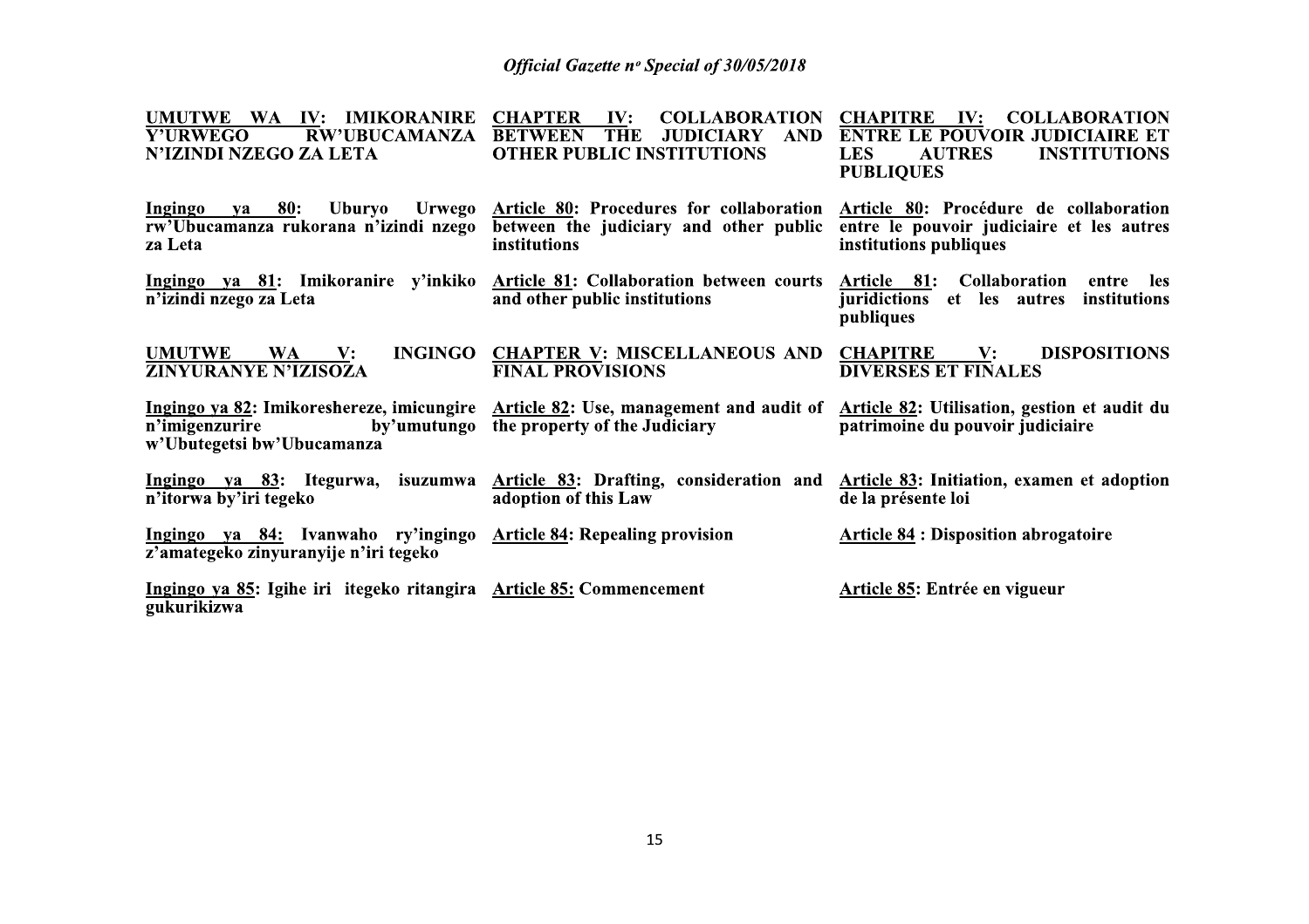| | | |
|---|---|---|
| **UMUTWE WA IV: IMIKORANIRE Y'URWEGO RW'UBUCAMANZA N'IZINDI NZEGO ZA LETA** | **CHAPTER IV: COLLABORATION BETWEEN THE JUDICIARY AND OTHER PUBLIC INSTITUTIONS** | **CHAPITRE IV: COLLABORATION ENTRE LE POUVOIR JUDICIAIRE ET LES AUTRES INSTITUTIONS PUBLIQUES** |
| **Ingingo ya 80: Uburyo Urwego rw'Ubucamanza rukorana n'izindi nzego za Leta** | **Article 80: Procedures for collaboration between the judiciary and other public institutions** | **Article 80: Procédure de collaboration entre le pouvoir judiciaire et les autres institutions publiques** |
| **Ingingo ya 81: Imikoranire y'inkiko n'izindi nzego za Leta** | **Article 81: Collaboration between courts and other public institutions** | **Article 81: Collaboration entre les juridictions et les autres institutions publiques** |
| **UMUTWE WA V: INGINGO ZINYURANYE N'IZISOZA** | **CHAPTER V: MISCELLANEOUS AND FINAL PROVISIONS** | **CHAPITRE V: DISPOSITIONS DIVERSES ET FINALES** |
| **Ingingo ya 82: Imikoreshereze, imicungire n'imigenzurire by'umutungo w'Ubutegetsi bw'Ubucamanza** | **Article 82: Use, management and audit of the property of the Judiciary** | **Article 82: Utilisation, gestion et audit du patrimoine du pouvoir judiciaire** |
| **Ingingo ya 83: Itegurwa, isuzumwa n'itorwa by'iri tegeko** | **Article 83: Drafting, consideration and adoption of this Law** | **Article 83: Initiation, examen et adoption de la présente loi** |
| **Ingingo ya 84: Ivanwaho ry'ingingo z'amategeko zinyuranyije n'iri tegeko** | **Article 84: Repealing provision** | **Article 84 : Disposition abrogatoire** |
| **Ingingo ya 85: Igihe iri itegeko ritangira gukurikizwa** | **Article 85: Commencement** | **Article 85: Entrée en vigueur** |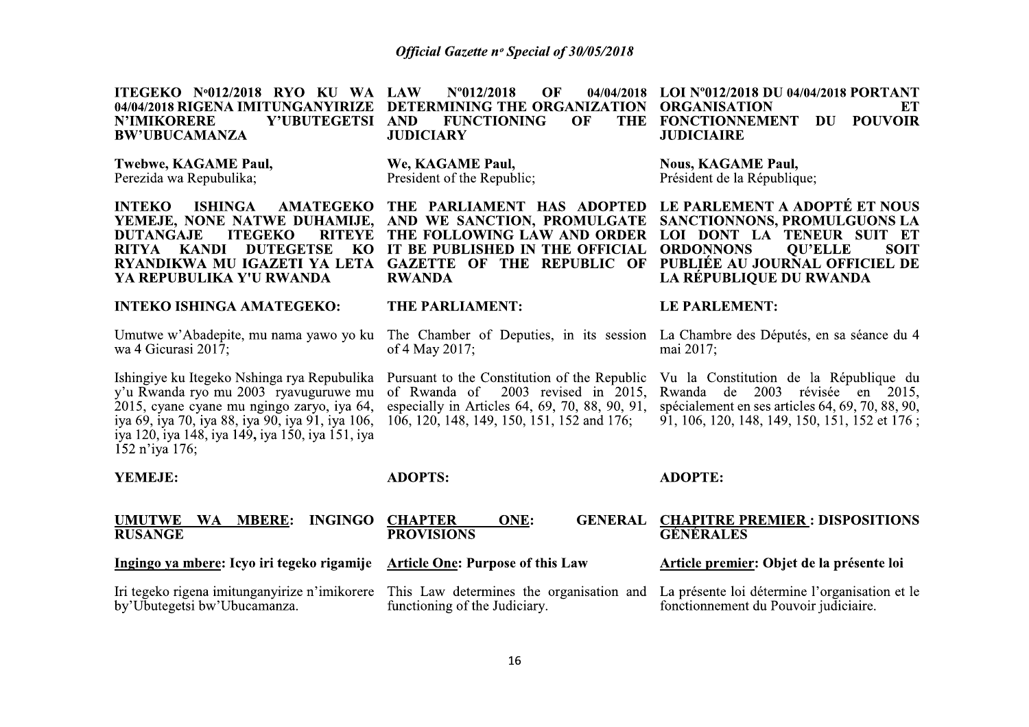**ITEGEKO Nº012/2018 RYO KU WA 04/04/2018 RIGENA IMITUNGANYIRIZE N'IMIKORERE Y'UBUTEGETSI BW'UBUCAMANZA**

**Twebwe, KAGAME Paul,**
Perezida wa Repubulika;

**INTEKO ISHINGA AMATEGEKO YEMEJE, NONE NATWE DUHAMIJE, DUTANGAJE ITEGEKO RITEYE RITYA KANDI DUTEGETSE KO RYANDIKWA MU IGAZETI YA LETA YA REPUBULIKA Y'U RWANDA**

**INTEKO ISHINGA AMATEGEKO:**

Umutwe w'Abadepite, mu nama yawo yo ku wa 4 Gicurasi 2017;

Ishingiye ku Itegeko Nshinga rya Repubulika y'u Rwanda ryo mu 2003 ryavuguruwe mu 2015, cyane cyane mu ngingo zaryo, iya 64, iya 69, iya 70, iya 88, iya 90, iya 91, iya 106, iya 120, iya 148, iya 149, iya 150, iya 151, iya 152 n'iya 176;

**YEMEJE:**

**UMUTWE WA MBERE: INGINGO RUSANGE**

**Ingingo ya mbere: Icyo iri tegeko rigamije**

Iri tegeko rigena imitunganyirize n'imikorere by'Ubutegetsi bw'Ubucamanza.

---

**LAW Nº012/2018 OF 04/04/2018 DETERMINING THE ORGANIZATION AND FUNCTIONING OF THE JUDICIARY**

**We, KAGAME Paul,**
President of the Republic;

**THE PARLIAMENT HAS ADOPTED AND WE SANCTION, PROMULGATE THE FOLLOWING LAW AND ORDER IT BE PUBLISHED IN THE OFFICIAL GAZETTE OF THE REPUBLIC OF RWANDA**

**THE PARLIAMENT:**

The Chamber of Deputies, in its session of 4 May 2017;

Pursuant to the Constitution of the Republic of Rwanda of 2003 revised in 2015, especially in Articles 64, 69, 70, 88, 90, 91, 106, 120, 148, 149, 150, 151, 152 and 176;

**ADOPTS:**

**CHAPTER ONE: GENERAL PROVISIONS**

**Article One: Purpose of this Law**

This Law determines the organisation and functioning of the Judiciary.

---

**LOI Nº012/2018 DU 04/04/2018 PORTANT ORGANISATION ET FONCTIONNEMENT DU POUVOIR JUDICIAIRE**

**Nous, KAGAME Paul,**
Président de la République;

**LE PARLEMENT A ADOPTÉ ET NOUS SANCTIONNONS, PROMULGUONS LA LOI DONT LA TENEUR SUIT ET ORDONNONS QU'ELLE SOIT PUBLIÉE AU JOURNAL OFFICIEL DE LA RÉPUBLIQUE DU RWANDA**

**LE PARLEMENT:**

La Chambre des Députés, en sa séance du 4 mai 2017;

Vu la Constitution de la République du Rwanda de 2003 révisée en 2015, spécialement en ses articles 64, 69, 70, 88, 90, 91, 106, 120, 148, 149, 150, 151, 152 et 176 ;

**ADOPTE:**

**CHAPITRE PREMIER : DISPOSITIONS GÉNÉRALES**

**Article premier: Objet de la présente loi**

La présente loi détermine l'organisation et le fonctionnement du Pouvoir judiciaire.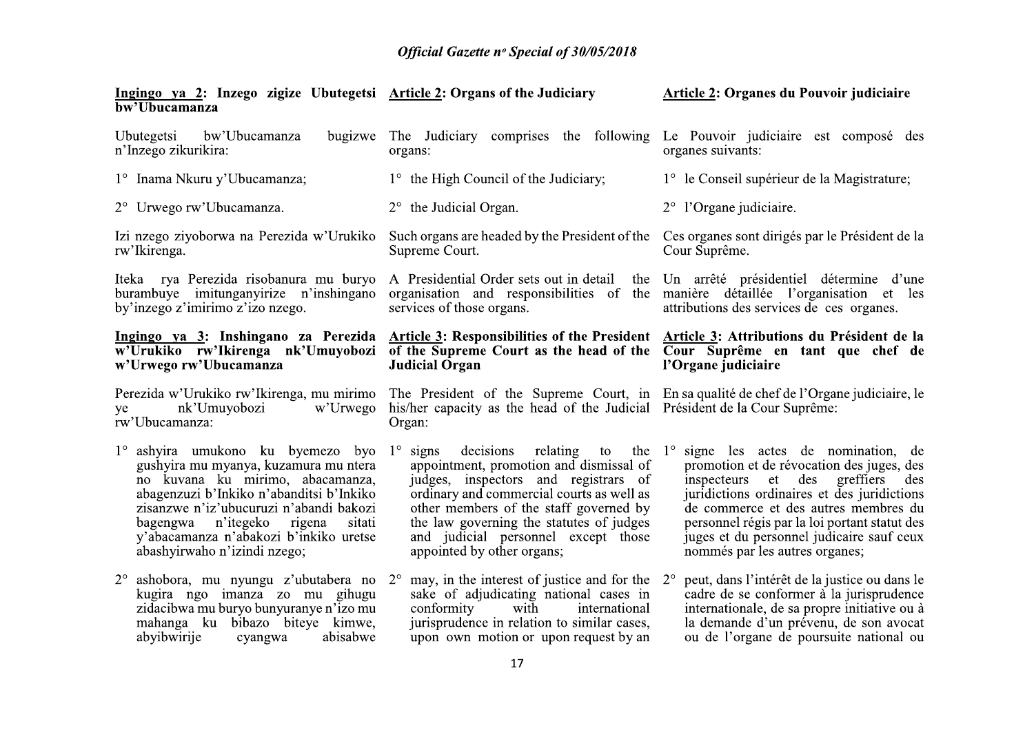**Ingingo ya 2: Inzego zigize Ubutegetsi bw'Ubucamanza**

Ubutegetsi bw'Ubucamanza bugizwe n'Inzego zikurikira:

1° Inama Nkuru y'Ubucamanza;

2° Urwego rw'Ubucamanza.

Izi nzego ziyoborwa na Perezida w'Urukiko rw'Ikirenga.

Iteka rya Perezida risobanura mu buryo burambuye imitunganyirize n'inshingano by'inzego z'imirimo z'izo nzego.

**Ingingo ya 3: Inshingano za Perezida w'Urukiko rw'Ikirenga nk'Umuyobozi w'Urwego rw'Ubucamanza**

Perezida w'Urukiko rw'Ikirenga, mu mirimo ye nk'Umuyobozi w'Urwego rw'Ubucamanza:

1° ashyira umukono ku byemezo byo gushyira mu myanya, kuzamura mu ntera no kuvana ku mirimo, abacamanza, abagenzuzi b'Inkiko n'abanditsi b'Inkiko zisanzwe n'iz'ubucuruzi n'abandi bakozi bagengwa n'itegeko rigena sitati y'abacamanza n'abakozi b'inkiko uretse abashyirwaho n'izindi nzego;

2° ashobora, mu nyungu z'ubutabera no kugira ngo imanza zo mu gihugu zidacibwa mu buryo bunyuranye n'izo mu mahanga ku bibazo biteye kimwe, abyibwirije cyangwa abisabwe

**Article 2: Organs of the Judiciary**

The Judiciary comprises the following organs:

1° the High Council of the Judiciary;

2° the Judicial Organ.

Such organs are headed by the President of the Supreme Court.

A Presidential Order sets out in detail the organisation and responsibilities of the services of those organs.

**Article 3: Responsibilities of the President of the Supreme Court as the head of the Judicial Organ**

The President of the Supreme Court, in his/her capacity as the head of the Judicial Organ:

1° signs decisions relating to the appointment, promotion and dismissal of judges, inspectors and registrars of ordinary and commercial courts as well as other members of the staff governed by the law governing the statutes of judges and judicial personnel except those appointed by other organs;

2° may, in the interest of justice and for the sake of adjudicating national cases in conformity with international jurisprudence in relation to similar cases, upon own motion or upon request by an

**Article 2: Organes du Pouvoir judiciaire**

Le Pouvoir judiciaire est composé des organes suivants:

1° le Conseil supérieur de la Magistrature;

2° l'Organe judiciaire.

Ces organes sont dirigés par le Président de la Cour Suprême.

Un arrêté présidentiel détermine d'une manière détaillée l'organisation et les attributions des services de ces organes.

**Article 3: Attributions du Président de la Cour Suprême en tant que chef de l'Organe judiciaire**

En sa qualité de chef de l'Organe judiciaire, le Président de la Cour Suprême:

1° signe les actes de nomination, de promotion et de révocation des juges, des inspecteurs et des greffiers des juridictions ordinaires et des juridictions de commerce et des autres membres du personnel régis par la loi portant statut des juges et du personnel judicaire sauf ceux nommés par les autres organes;

2° peut, dans l'intérêt de la justice ou dans le cadre de se conformer à la jurisprudence internationale, de sa propre initiative ou à la demande d'un prévenu, de son avocat ou de l'organe de poursuite national ou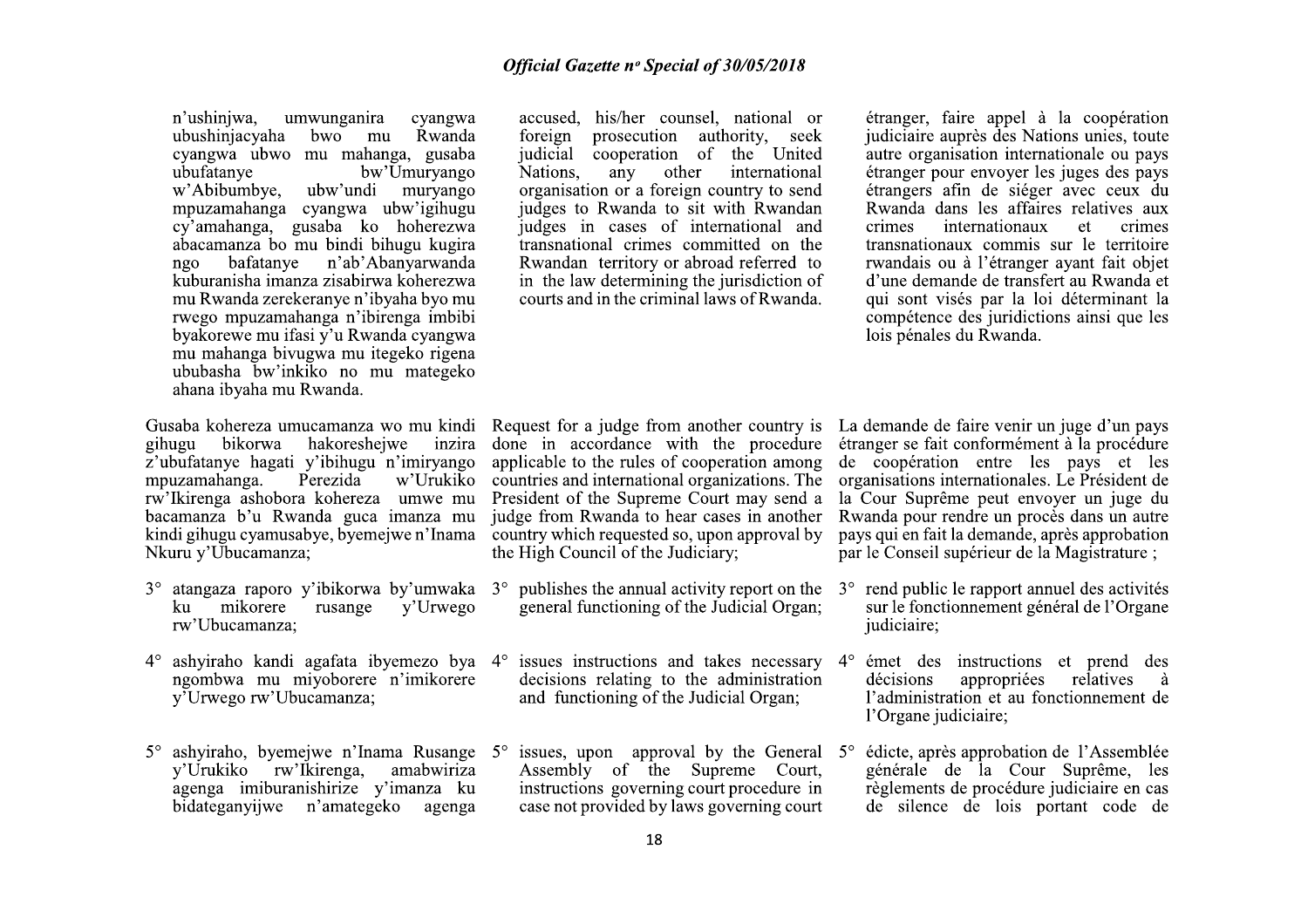n'ushinjwa, umwunganira cyangwa ubushinjacyaha bwo mu Rwanda cyangwa ubwo mu mahanga, gusaba ubufatanye bw'Umuryango w'Abibumbye, ubw'undi muryango mpuzamahanga cyangwa ubw'igihugu cy'amahanga, gusaba ko hoherezwa abacamanza bo mu bindi bihugu kugira ngo bafatanye n'ab'Abanyarwanda kuburanisha imanza zisabirwa koherezwa mu Rwanda zerekeranye n'ibyaha byo mu rwego mpuzamahanga n'ibirenga imbibi byakorewe mu ifasi y'u Rwanda cyangwa mu mahanga bivugwa mu itegeko rigena ububasha bw'inkiko no mu mategeko ahana ibyaha mu Rwanda.

Gusaba kohereza umucamanza wo mu kindi gihugu bikorwa hakoreshejwe inzira z'ubufatanye hagati y'ibihugu n'imiryango mpuzamahanga. Perezida w'Urukiko rw'Ikirenga ashobora kohereza umwe mu bacamanza b'u Rwanda guca imanza mu kindi gihugu cyamusabye, byemejwe n'Inama Nkuru y'Ubucamanza;

3° atangaza raporo y'ibikorwa by'umwaka ku mikorere rusange y'Urwego rw'Ubucamanza;

4° ashyiraho kandi agafata ibyemezo bya ngombwa mu miyoborere n'imikorere y'Urwego rw'Ubucamanza;

5° ashyiraho, byemejwe n'Inama Rusange y'Urukiko rw'Ikirenga, amabwiriza agenga imiburanishirize y'imanza ku bidateganyijwe n'amategeko agenga

accused, his/her counsel, national or foreign prosecution authority, seek judicial cooperation of the United Nations, any other international organisation or a foreign country to send judges to Rwanda to sit with Rwandan judges in cases of international and transnational crimes committed on the Rwandan territory or abroad referred to in the law determining the jurisdiction of courts and in the criminal laws of Rwanda.

Request for a judge from another country is done in accordance with the procedure applicable to the rules of cooperation among countries and international organizations. The President of the Supreme Court may send a judge from Rwanda to hear cases in another country which requested so, upon approval by the High Council of the Judiciary;

3° publishes the annual activity report on the general functioning of the Judicial Organ;

4° issues instructions and takes necessary decisions relating to the administration and functioning of the Judicial Organ;

5° issues, upon approval by the General Assembly of the Supreme Court, instructions governing court procedure in case not provided by laws governing court

étranger, faire appel à la coopération judiciaire auprès des Nations unies, toute autre organisation internationale ou pays étranger pour envoyer les juges des pays étrangers afin de siéger avec ceux du Rwanda dans les affaires relatives aux crimes internationaux et crimes transnationaux commis sur le territoire rwandais ou à l'étranger ayant fait objet d'une demande de transfert au Rwanda et qui sont visés par la loi déterminant la compétence des juridictions ainsi que les lois pénales du Rwanda.

La demande de faire venir un juge d'un pays étranger se fait conformément à la procédure de coopération entre les pays et les organisations internationales. Le Président de la Cour Suprême peut envoyer un juge du Rwanda pour rendre un procès dans un autre pays qui en fait la demande, après approbation par le Conseil supérieur de la Magistrature ;

3° rend public le rapport annuel des activités sur le fonctionnement général de l'Organe judiciaire;

4° émet des instructions et prend des décisions appropriées relatives à l'administration et au fonctionnement de l'Organe judiciaire;

5° édicte, après approbation de l'Assemblée générale de la Cour Suprême, les règlements de procédure judiciaire en cas de silence de lois portant code de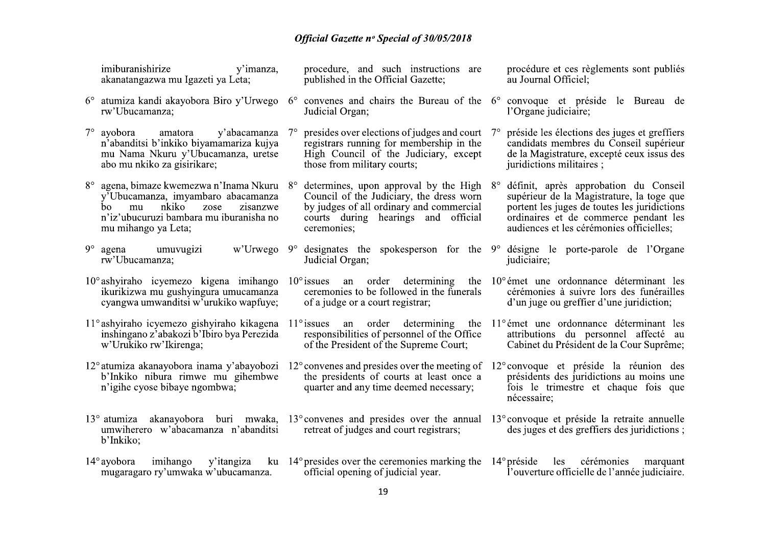imiburanishirize y'imanza, akanatangazwa mu Igazeti ya Leta;

6° atumiza kandi akayobora Biro y'Urwego rw'Ubucamanza;

7° ayobora amatora y'abacamanza n'abanditsi b'inkiko biyamamariza kujya mu Nama Nkuru y'Ubucamanza, uretse abo mu nkiko za gisirikare;

8° agena, bimaze kwemezwa n'Inama Nkuru y'Ubucamanza, imyambaro abacamanza bo mu nkiko zose zisanzwe n'iz'ubucuruzi bambara mu iburanisha no mu mihango ya Leta;

9° agena umuvugizi w'Urwego rw'Ubucamanza;

10° ashyiraho icyemezo kigena imihango ikurikizwa mu gushyingura umucamanza cyangwa umwanditsi w'urukiko wapfuye;

11° ashyiraho icyemezo gishyiraho kikagena inshingano z'abakozi b'Ibiro bya Perezida w'Urukiko rw'Ikirenga;

12° atumiza akanayobora inama y'abayobozi b'Inkiko nibura rimwe mu gihembwe n'igihe cyose bibaye ngombwa;

13° atumiza akanayobora buri mwaka, umwiherero w'abacamanza n'abanditsi b'Inkiko;

14° ayobora imihango y'itangiza ku mugaragaro ry'umwaka w'ubucamanza.

procedure, and such instructions are published in the Official Gazette;

6° convenes and chairs the Bureau of the Judicial Organ;

7° presides over elections of judges and court registrars running for membership in the High Council of the Judiciary, except those from military courts;

8° determines, upon approval by the High Council of the Judiciary, the dress worn by judges of all ordinary and commercial courts during hearings and official ceremonies;

9° designates the spokesperson for the Judicial Organ;

10° issues an order determining the ceremonies to be followed in the funerals of a judge or a court registrar;

11° issues an order determining the responsibilities of personnel of the Office of the President of the Supreme Court;

12° convenes and presides over the meeting of the presidents of courts at least once a quarter and any time deemed necessary;

13° convenes and presides over the annual retreat of judges and court registrars;

14° presides over the ceremonies marking the official opening of judicial year.

procédure et ces règlements sont publiés au Journal Officiel;

6° convoque et préside le Bureau de l'Organe judiciaire;

7° préside les élections des juges et greffiers candidats membres du Conseil supérieur de la Magistrature, excepté ceux issus des juridictions militaires ;

8° définit, après approbation du Conseil supérieur de la Magistrature, la toge que portent les juges de toutes les juridictions ordinaires et de commerce pendant les audiences et les cérémonies officielles;

9° désigne le porte-parole de l'Organe judiciaire;

10° émet une ordonnance déterminant les cérémonies à suivre lors des funérailles d'un juge ou greffier d'une juridiction;

11° émet une ordonnance déterminant les attributions du personnel affecté au Cabinet du Président de la Cour Suprême;

12° convoque et préside la réunion des présidents des juridictions au moins une fois le trimestre et chaque fois que nécessaire;

13° convoque et préside la retraite annuelle des juges et des greffiers des juridictions ;

14° préside les cérémonies marquant l'ouverture officielle de l'année judiciaire.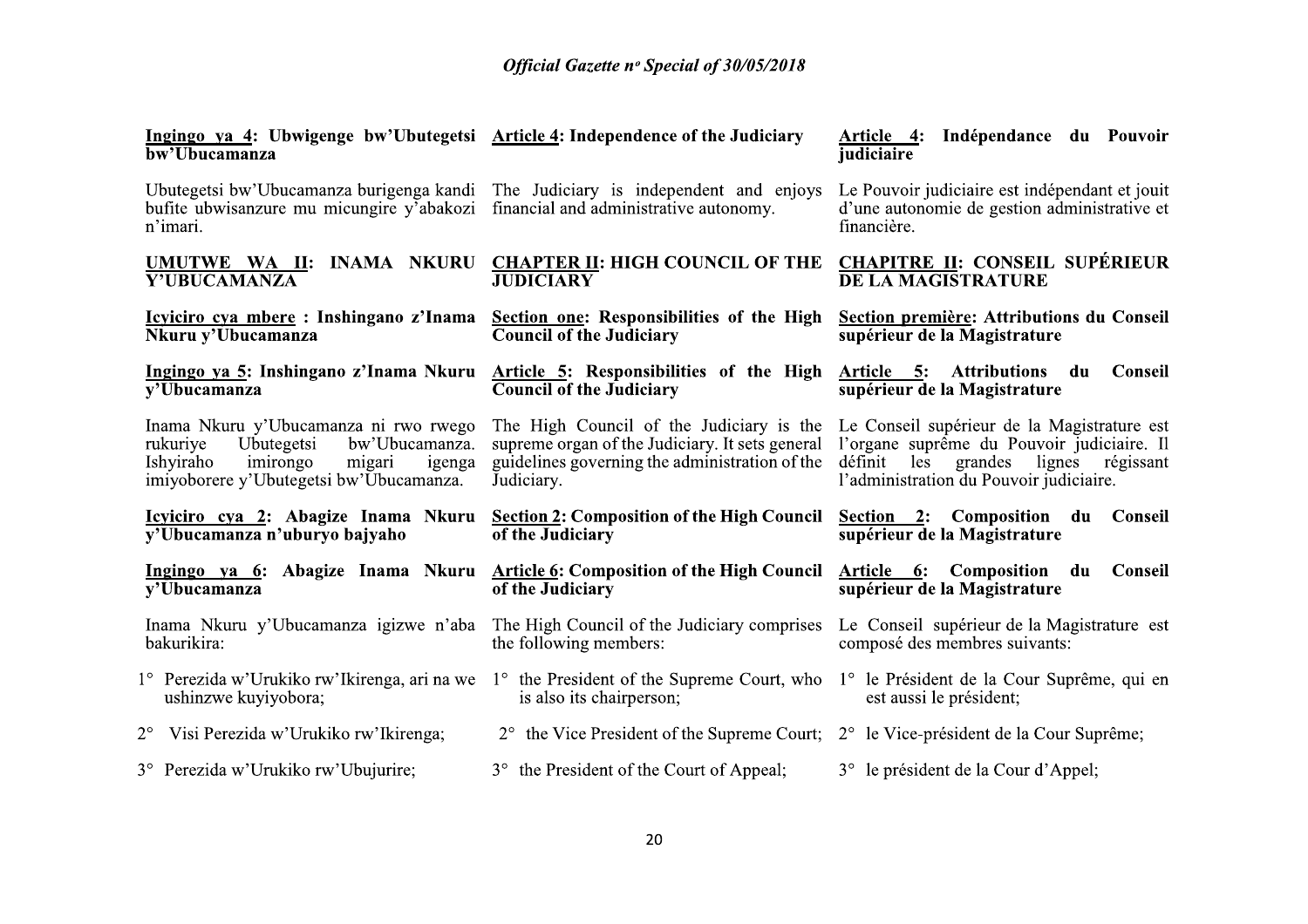**Ingingo ya 4: Ubwigenge bw'Ubutegetsi bw'Ubucamanza**

Ubutegetsi bw'Ubucamanza burigenga kandi bufite ubwisanzure mu micungire y'abakozi n'imari.

**UMUTWE WA II: INAMA NKURU Y'UBUCAMANZA**

**Icyiciro cya mbere : Inshingano z'Inama Nkuru y'Ubucamanza**

**Ingingo ya 5: Inshingano z'Inama Nkuru y'Ubucamanza**

Inama Nkuru y'Ubucamanza ni rwo rwego rukuriye Ubutegetsi bw'Ubucamanza. Ishyiraho imirongo migari igenga imiyoborere y'Ubutegetsi bw'Ubucamanza.

**Icyiciro cya 2: Abagize Inama Nkuru y'Ubucamanza n'uburyo bajyaho**

**Ingingo ya 6: Abagize Inama Nkuru y'Ubucamanza**

Inama Nkuru y'Ubucamanza igizwe n'aba bakurikira:

1° Perezida w'Urukiko rw'Ikirenga, ari na we ushinzwe kuyiyobora;

2° Visi Perezida w'Urukiko rw'Ikirenga;

3° Perezida w'Urukiko rw'Ubujurire;

**Article 4: Independence of the Judiciary**

The Judiciary is independent and enjoys financial and administrative autonomy.

**CHAPTER II: HIGH COUNCIL OF THE JUDICIARY**

**Section one: Responsibilities of the High Council of the Judiciary**

**Article 5: Responsibilities of the High Council of the Judiciary**

The High Council of the Judiciary is the supreme organ of the Judiciary. It sets general guidelines governing the administration of the Judiciary.

**Section 2: Composition of the High Council of the Judiciary**

**Article 6: Composition of the High Council of the Judiciary**

The High Council of the Judiciary comprises the following members:

1° the President of the Supreme Court, who is also its chairperson;

2° the Vice President of the Supreme Court;

3° the President of the Court of Appeal;

**Article 4: Indépendance du Pouvoir judiciaire**

Le Pouvoir judiciaire est indépendant et jouit d'une autonomie de gestion administrative et financière.

**CHAPITRE II: CONSEIL SUPÉRIEUR DE LA MAGISTRATURE**

**Section première: Attributions du Conseil supérieur de la Magistrature**

**Article 5: Attributions du Conseil supérieur de la Magistrature**

Le Conseil supérieur de la Magistrature est l'organe suprême du Pouvoir judiciaire. Il définit les grandes lignes régissant l'administration du Pouvoir judiciaire.

**Section 2: Composition du Conseil supérieur de la Magistrature**

**Article 6: Composition du Conseil supérieur de la Magistrature**

Le Conseil supérieur de la Magistrature est composé des membres suivants:

1° le Président de la Cour Suprême, qui en est aussi le président;

2° le Vice-président de la Cour Suprême;

3° le président de la Cour d'Appel;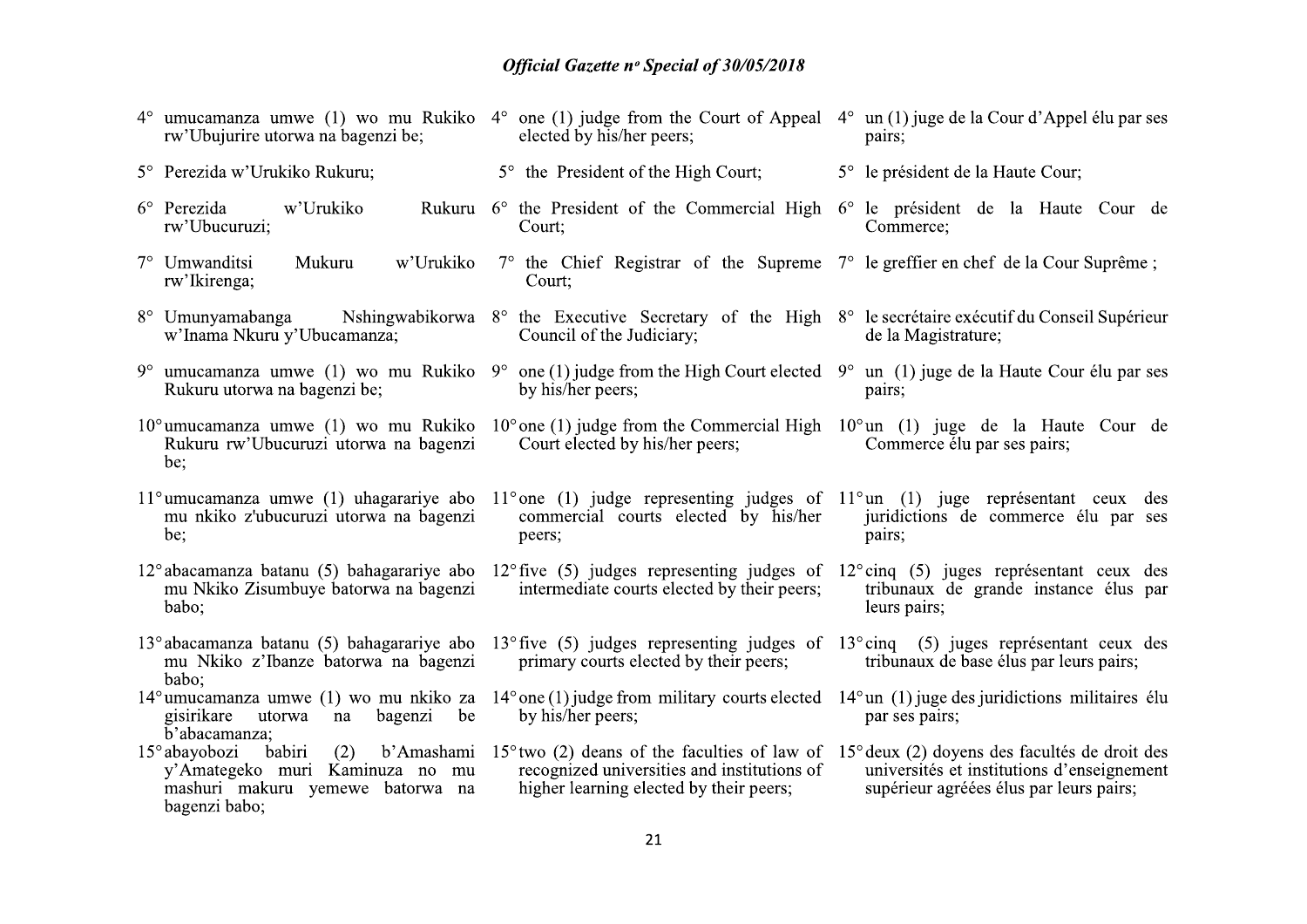4° umucamanza umwe (1) wo mu Rukiko rw'Ubujurire utorwa na bagenzi be;

5° Perezida w'Urukiko Rukuru;

6° Perezida w'Urukiko Rukuru rw'Ubucuruzi;

7° Umwanditsi Mukuru w'Urukiko rw'Ikirenga;

8° Umunyamabanga Nshingwabikorwa w'Inama Nkuru y'Ubucamanza;

9° umucamanza umwe (1) wo mu Rukiko Rukuru utorwa na bagenzi be;

10° umucamanza umwe (1) wo mu Rukiko Rukuru rw'Ubucuruzi utorwa na bagenzi be;

11° umucamanza umwe (1) uhagarariye abo mu nkiko z'ubucuruzi utorwa na bagenzi be;

12° abacamanza batanu (5) bahagarariye abo mu Nkiko Zisumbuye batorwa na bagenzi babo;

13° abacamanza batanu (5) bahagarariye abo mu Nkiko z'Ibanze batorwa na bagenzi babo;

14° umucamanza umwe (1) wo mu nkiko za gisirikare utorwa na bagenzi be b'abacamanza;

15° abayobozi babiri (2) b'Amashami y'Amategeko muri Kaminuza no mu mashuri makuru yemewe batorwa na bagenzi babo;

4° one (1) judge from the Court of Appeal elected by his/her peers;

5° the President of the High Court;

6° the President of the Commercial High Court;

7° the Chief Registrar of the Supreme Court;

8° the Executive Secretary of the High Council of the Judiciary;

9° one (1) judge from the High Court elected by his/her peers;

10° one (1) judge from the Commercial High Court elected by his/her peers;

11° one (1) judge representing judges of commercial courts elected by his/her peers;

12° five (5) judges representing judges of intermediate courts elected by their peers;

13° five (5) judges representing judges of primary courts elected by their peers;

14° one (1) judge from military courts elected by his/her peers;

15° two (2) deans of the faculties of law of recognized universities and institutions of higher learning elected by their peers;

4° un (1) juge de la Cour d'Appel élu par ses pairs;

5° le président de la Haute Cour;

6° le président de la Haute Cour de Commerce;

7° le greffier en chef de la Cour Suprême ;

8° le secrétaire exécutif du Conseil Supérieur de la Magistrature;

9° un (1) juge de la Haute Cour élu par ses pairs;

10° un (1) juge de la Haute Cour de Commerce élu par ses pairs;

11° un (1) juge représentant ceux des juridictions de commerce élu par ses pairs;

12° cinq (5) juges représentant ceux des tribunaux de grande instance élus par leurs pairs;

13° cinq (5) juges représentant ceux des tribunaux de base élus par leurs pairs;

14° un (1) juge des juridictions militaires élu par ses pairs;

15° deux (2) doyens des facultés de droit des universités et institutions d'enseignement supérieur agréées élus par leurs pairs;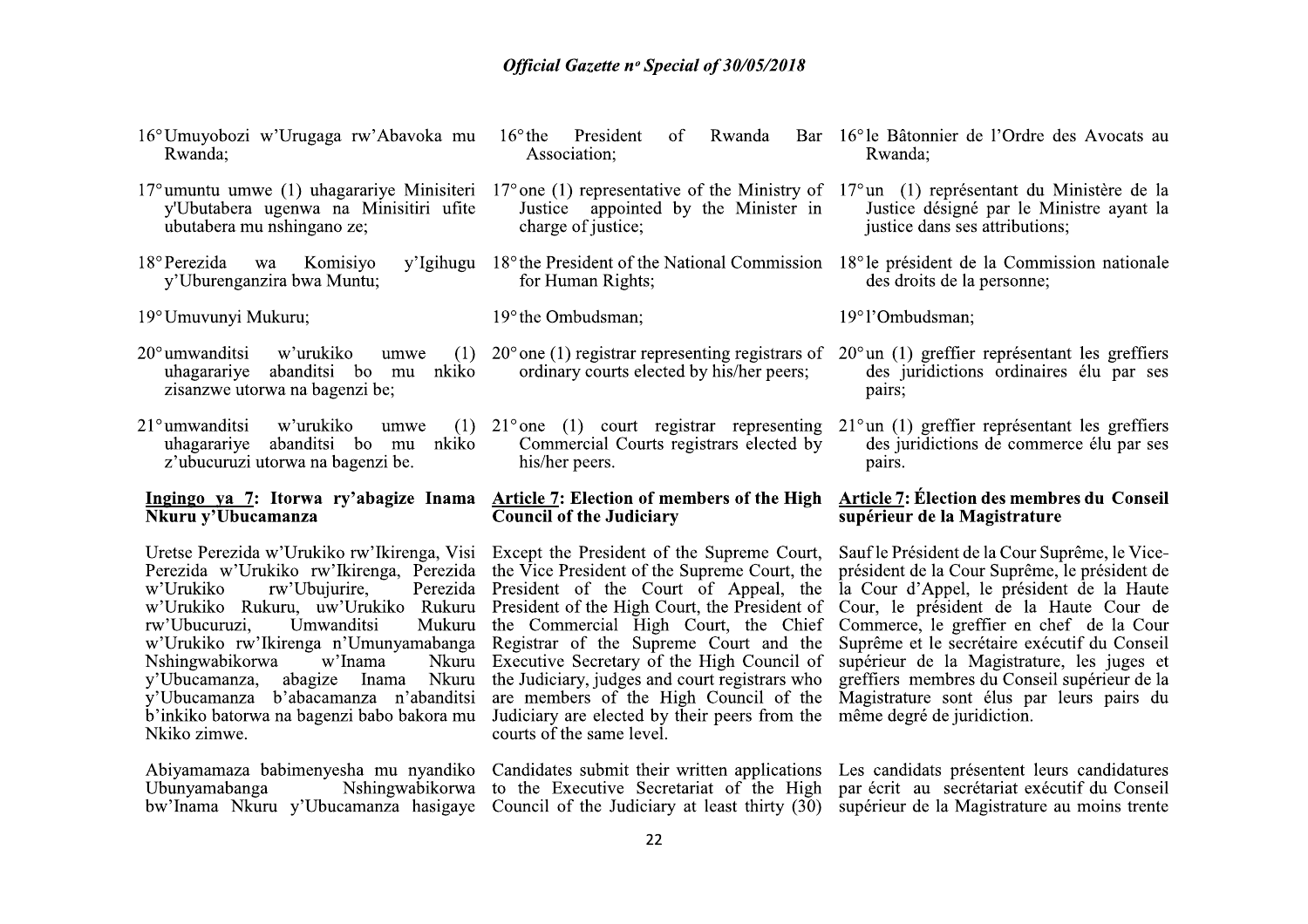16° Umuyobozi w'Urugaga rw'Abavoka mu Rwanda;

17° umuntu umwe (1) uhagarariye Minisiteri y'Ubutabera ugenwa na Minisitiri ufite ubutabera mu nshingano ze;

18° Perezida wa Komisiyo y'Igihugu y'Uburenganzira bwa Muntu;

19° Umuvunyi Mukuru;

20° umwanditsi w'urukiko umwe (1) uhagarariye abanditsi bo mu nkiko zisanzwe utorwa na bagenzi be;

21° umwanditsi w'urukiko umwe (1) uhagarariye abanditsi bo mu nkiko z'ubucuruzi utorwa na bagenzi be.

**Ingingo ya 7: Itorwa ry'abagize Inama Nkuru y'Ubucamanza**

Uretse Perezida w'Urukiko rw'Ikirenga, Visi Perezida w'Urukiko rw'Ikirenga, Perezida w'Urukiko rw'Ubujurire, Perezida w'Urukiko Rukuru, uw'Urukiko Rukuru rw'Ubucuruzi, Umwanditsi Mukuru w'Urukiko rw'Ikirenga n'Umunyamabanga Nshingwabikorwa w'Inama Nkuru y'Ubucamanza, abagize Inama Nkuru y'Ubucamanza b'abacamanza n'abanditsi b'inkiko batorwa na bagenzi babo bakora mu Nkiko zimwe.

Abiyamamaza babimenyesha mu nyandiko Ubunyamabanga Nshingwabikorwa bw'Inama Nkuru y'Ubucamanza hasigaye

16° the President of Rwanda Bar Association;

17° one (1) representative of the Ministry of Justice appointed by the Minister in charge of justice;

18° the President of the National Commission for Human Rights;

19° the Ombudsman;

20° one (1) registrar representing registrars of ordinary courts elected by his/her peers;

21° one (1) court registrar representing Commercial Courts registrars elected by his/her peers.

**Article 7: Election of members of the High Council of the Judiciary**

Except the President of the Supreme Court, the Vice President of the Supreme Court, the President of the Court of Appeal, the President of the High Court, the President of the Commercial High Court, the Chief Registrar of the Supreme Court and the Executive Secretary of the High Council of the Judiciary, judges and court registrars who are members of the High Council of the Judiciary are elected by their peers from the courts of the same level.

Candidates submit their written applications to the Executive Secretariat of the High Council of the Judiciary at least thirty (30)

16° le Bâtonnier de l'Ordre des Avocats au Rwanda;

17° un (1) représentant du Ministère de la Justice désigné par le Ministre ayant la justice dans ses attributions;

18° le président de la Commission nationale des droits de la personne;

19° l'Ombudsman;

20° un (1) greffier représentant les greffiers des juridictions ordinaires élu par ses pairs;

21° un (1) greffier représentant les greffiers des juridictions de commerce élu par ses pairs.

**Article 7: Élection des membres du Conseil supérieur de la Magistrature**

Sauf le Président de la Cour Suprême, le Vice-président de la Cour Suprême, le président de la Cour d'Appel, le président de la Haute Cour, le président de la Haute Cour de Commerce, le greffier en chef de la Cour Suprême et le secrétaire exécutif du Conseil supérieur de la Magistrature, les juges et greffiers membres du Conseil supérieur de la Magistrature sont élus par leurs pairs du même degré de juridiction.

Les candidats présentent leurs candidatures par écrit au secrétariat exécutif du Conseil supérieur de la Magistrature au moins trente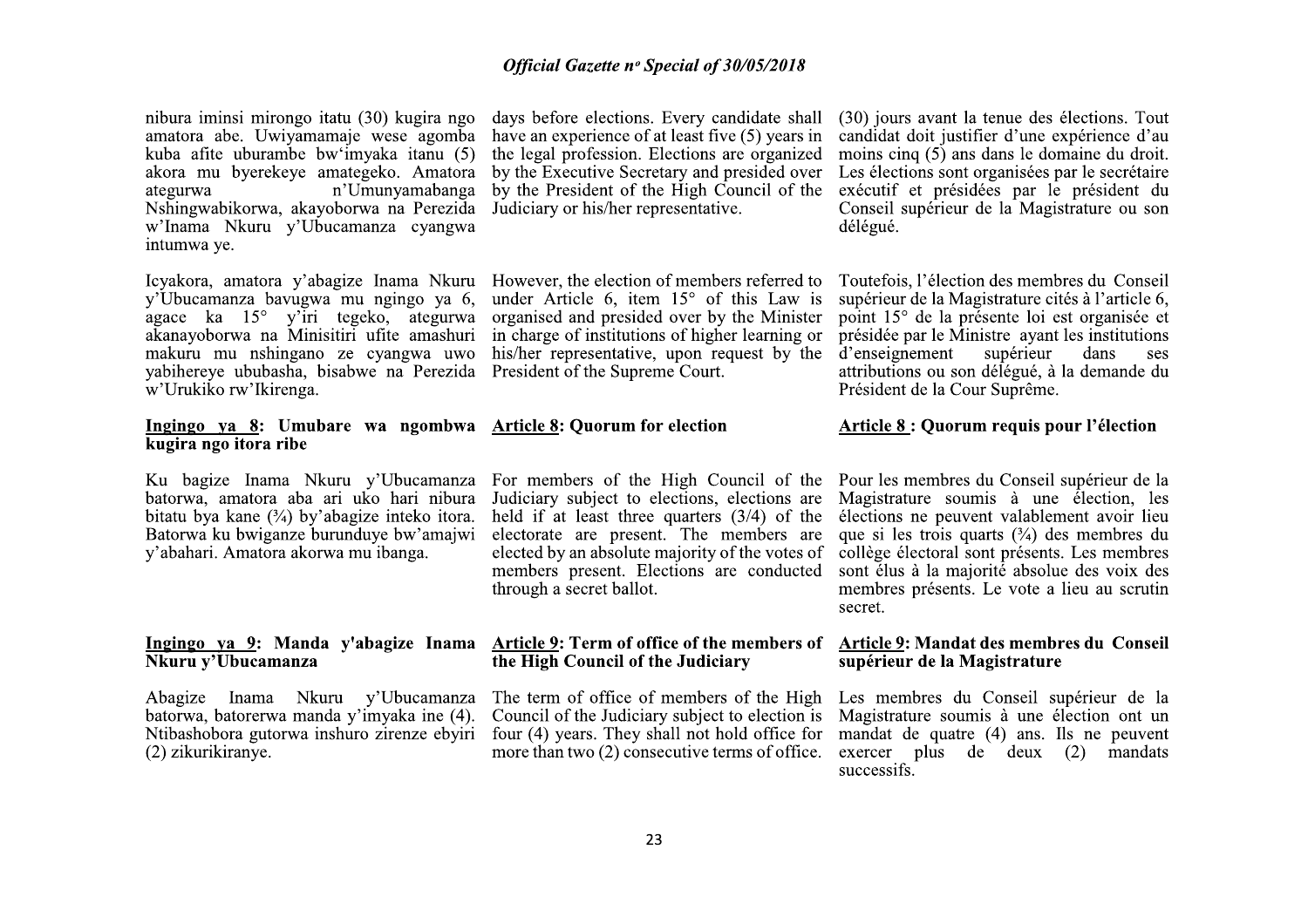nibura iminsi mirongo itatu (30) kugira ngo amatora abe. Uwiyamamaje wese agomba kuba afite uburambe bw'imyaka itanu (5) akora mu byerekeye amategeko. Amatora ategurwa n'Umunyamabanga Nshingwabikorwa, akayoborwa na Perezida w'Inama Nkuru y'Ubucamanza cyangwa intumwa ye.

Icyakora, amatora y'abagize Inama Nkuru y'Ubucamanza bavugwa mu ngingo ya 6, agace ka 15° y'iri tegeko, ategurwa akanayoborwa na Minisitiri ufite amashuri makuru mu nshingano ze cyangwa uwo yabihereye ububasha, bisabwe na Perezida w'Urukiko rw'Ikirenga.

**Ingingo ya 8: Umubare wa ngombwa kugira ngo itora ribe**

Ku bagize Inama Nkuru y'Ubucamanza batorwa, amatora aba ari uko hari nibura bitatu bya kane (¾) by'abagize inteko itora. Batorwa ku bwiganze burunduye bw'amajwi y'abahari. Amatora akorwa mu ibanga.

**Ingingo ya 9: Manda y'abagize Inama Nkuru y'Ubucamanza**

Abagize Inama Nkuru y'Ubucamanza batorwa, batorerwa manda y'imyaka ine (4). Ntibashobora gutorwa inshuro zirenze ebyiri (2) zikurikiranye.

days before elections. Every candidate shall have an experience of at least five (5) years in the legal profession. Elections are organized by the Executive Secretary and presided over by the President of the High Council of the Judiciary or his/her representative.

However, the election of members referred to under Article 6, item 15° of this Law is organised and presided over by the Minister in charge of institutions of higher learning or his/her representative, upon request by the President of the Supreme Court.

**Article 8: Quorum for election**

For members of the High Council of the Judiciary subject to elections, elections are held if at least three quarters (3/4) of the electorate are present. The members are elected by an absolute majority of the votes of members present. Elections are conducted through a secret ballot.

**Article 9: Term of office of the members of the High Council of the Judiciary**

The term of office of members of the High Council of the Judiciary subject to election is four (4) years. They shall not hold office for more than two (2) consecutive terms of office.

(30) jours avant la tenue des élections. Tout candidat doit justifier d'une expérience d'au moins cinq (5) ans dans le domaine du droit. Les élections sont organisées par le secrétaire exécutif et présidées par le président du Conseil supérieur de la Magistrature ou son délégué.

Toutefois, l'élection des membres du Conseil supérieur de la Magistrature cités à l'article 6, point 15° de la présente loi est organisée et présidée par le Ministre ayant les institutions d'enseignement supérieur dans ses attributions ou son délégué, à la demande du Président de la Cour Suprême.

**Article 8 : Quorum requis pour l'élection**

Pour les membres du Conseil supérieur de la Magistrature soumis à une élection, les élections ne peuvent valablement avoir lieu que si les trois quarts (¾) des membres du collège électoral sont présents. Les membres sont élus à la majorité absolue des voix des membres présents. Le vote a lieu au scrutin secret.

**Article 9: Mandat des membres du Conseil supérieur de la Magistrature**

Les membres du Conseil supérieur de la Magistrature soumis à une élection ont un mandat de quatre (4) ans. Ils ne peuvent exercer plus de deux (2) mandats successifs.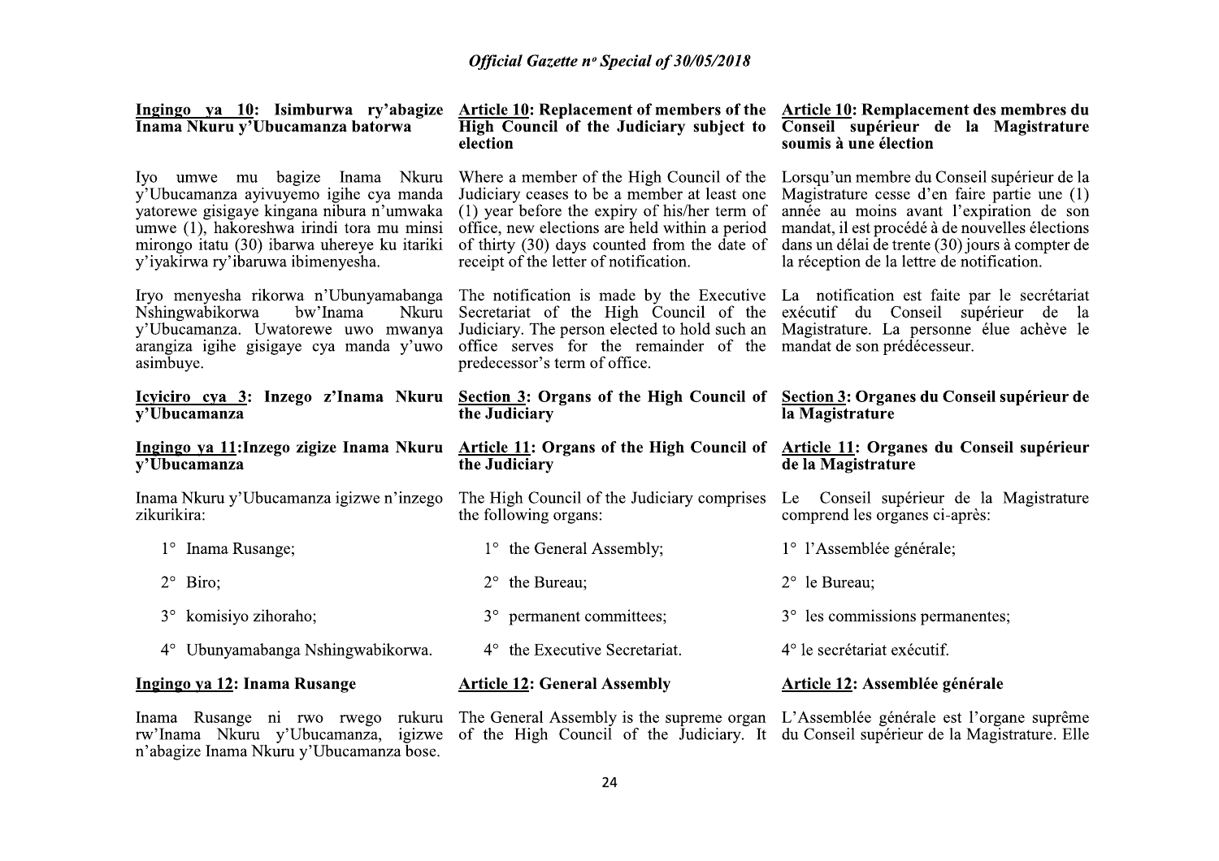**Ingingo ya 10: Isimburwa ry'abagize Inama Nkuru y'Ubucamanza batorwa**

Iyo umwe mu bagize Inama Nkuru y'Ubucamanza ayivuyemo igihe cya manda yatorewe gisigaye kingana nibura n'umwaka umwe (1), hakoreshwa irindi tora mu minsi mirongo itatu (30) ibarwa uhereye ku itariki y'iyakirwa ry'ibaruwa ibimenyesha.

Iryo menyesha rikorwa n'Ubunyamabanga Nshingwabikorwa bw'Inama Nkuru y'Ubucamanza. Uwatorewe uwo mwanya arangiza igihe gisigaye cya manda y'uwo asimbuye.

**Icyiciro cya 3: Inzego z'Inama Nkuru y'Ubucamanza**

**Ingingo ya 11:Inzego zigize Inama Nkuru y'Ubucamanza**

Inama Nkuru y'Ubucamanza igizwe n'inzego zikurikira:

1° Inama Rusange;

2° Biro;

3° komisiyo zihoraho;

4° Ubunyamabanga Nshingwabikorwa.

**Ingingo ya 12: Inama Rusange**

Inama Rusange ni rwo rwego rukuru rw'Inama Nkuru y'Ubucamanza, igizwe n'abagize Inama Nkuru y'Ubucamanza bose.

**Article 10: Replacement of members of the High Council of the Judiciary subject to election**

Where a member of the High Council of the Judiciary ceases to be a member at least one (1) year before the expiry of his/her term of office, new elections are held within a period of thirty (30) days counted from the date of receipt of the letter of notification.

The notification is made by the Executive Secretariat of the High Council of the Judiciary. The person elected to hold such an office serves for the remainder of the predecessor's term of office.

**Section 3: Organs of the High Council of the Judiciary**

**Article 11: Organs of the High Council of the Judiciary**

The High Council of the Judiciary comprises the following organs:

1° the General Assembly;

2° the Bureau;

3° permanent committees;

4° the Executive Secretariat.

**Article 12: General Assembly**

The General Assembly is the supreme organ of the High Council of the Judiciary. It

**Article 10: Remplacement des membres du Conseil supérieur de la Magistrature soumis à une élection**

Lorsqu'un membre du Conseil supérieur de la Magistrature cesse d'en faire partie une (1) année au moins avant l'expiration de son mandat, il est procédé à de nouvelles élections dans un délai de trente (30) jours à compter de la réception de la lettre de notification.

La notification est faite par le secrétariat exécutif du Conseil supérieur de la Magistrature. La personne élue achève le mandat de son prédécesseur.

**Section 3: Organes du Conseil supérieur de la Magistrature**

**Article 11: Organes du Conseil supérieur de la Magistrature**

Le Conseil supérieur de la Magistrature comprend les organes ci-après:

1° l'Assemblée générale;

2° le Bureau;

3° les commissions permanentes;

4° le secrétariat exécutif.

**Article 12: Assemblée générale**

L'Assemblée générale est l'organe suprême du Conseil supérieur de la Magistrature. Elle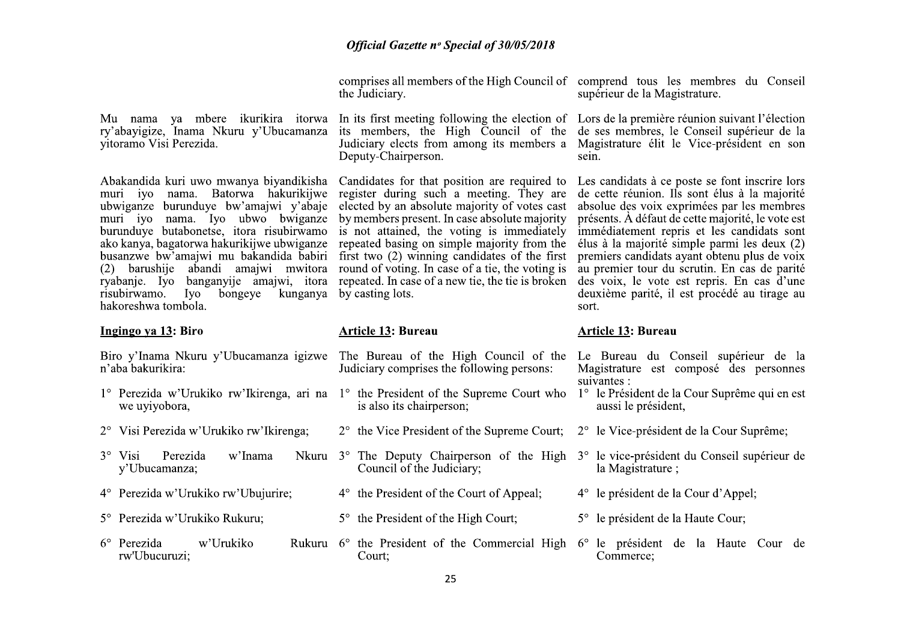comprises all members of the High Council of the Judiciary.

comprend tous les membres du Conseil supérieur de la Magistrature.

Mu nama ya mbere ikurikira itorwa ry'abayigize, Inama Nkuru y'Ubucamanza yitoramo Visi Perezida.

In its first meeting following the election of its members, the High Council of the Judiciary elects from among its members a Deputy-Chairperson.

Lors de la première réunion suivant l'élection de ses membres, le Conseil supérieur de la Magistrature élit le Vice-président en son sein.

Abakandida kuri uwo mwanya biyandikisha muri iyo nama. Batorwa hakurikijwe ubwiganze burunduye bw'amajwi y'abaje muri iyo nama. Iyo ubwo bwiganze burunduye butabonetse, itora risubirwamo ako kanya, bagatorwa hakurikijwe ubwiganze busanzwe bw'amajwi mu bakandida babiri (2) barushije abandi amajwi mwitora ryabanje. Iyo banganyije amajwi, itora risubirwamo. Iyo bongeye kunganya hakoreshwa tombola.

Candidates for that position are required to register during such a meeting. They are elected by an absolute majority of votes cast by members present. In case absolute majority is not attained, the voting is immediately repeated basing on simple majority from the first two (2) winning candidates of the first round of voting. In case of a tie, the voting is repeated. In case of a new tie, the tie is broken by casting lots.

Les candidats à ce poste se font inscrire lors de cette réunion. Ils sont élus à la majorité absolue des voix exprimées par les membres présents. À défaut de cette majorité, le vote est immédiatement repris et les candidats sont élus à la majorité simple parmi les deux (2) premiers candidats ayant obtenu plus de voix au premier tour du scrutin. En cas de parité des voix, le vote est repris. En cas d'une deuxième parité, il est procédé au tirage au sort.

**Ingingo ya 13: Biro**

Biro y'Inama Nkuru y'Ubucamanza igizwe n'aba bakurikira:

1° Perezida w'Urukiko rw'Ikirenga, ari na we uyiyobora,

2° Visi Perezida w'Urukiko rw'Ikirenga;

3° Visi Perezida w'Inama Nkuru y'Ubucamanza;

4° Perezida w'Urukiko rw'Ubujurire;

5° Perezida w'Urukiko Rukuru;

6° Perezida w'Urukiko Rukuru rw'Ubucuruzi;

**Article 13: Bureau**

The Bureau of the High Council of the Judiciary comprises the following persons:

1° the President of the Supreme Court who is also its chairperson;

2° the Vice President of the Supreme Court;

3° The Deputy Chairperson of the High Council of the Judiciary;

4° the President of the Court of Appeal;

5° the President of the High Court;

6° the President of the Commercial High Court;

**Article 13: Bureau**

Le Bureau du Conseil supérieur de la Magistrature est composé des personnes suivantes :

1° le Président de la Cour Suprême qui en est aussi le président,

2° le Vice-président de la Cour Suprême;

3° le vice-président du Conseil supérieur de la Magistrature ;

4° le président de la Cour d'Appel;

5° le président de la Haute Cour;

6° le président de la Haute Cour de Commerce;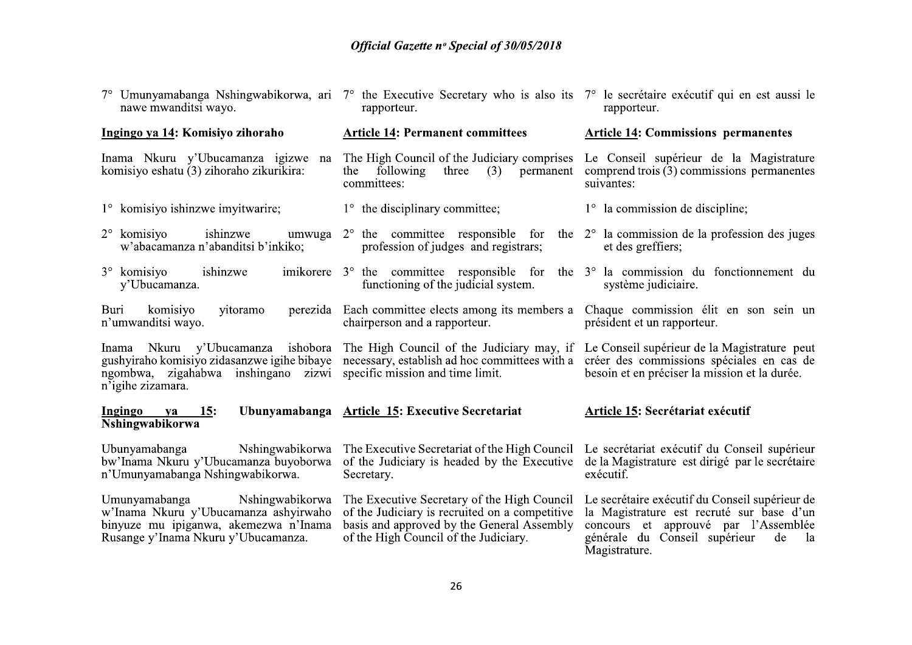7° Umunyamabanga Nshingwabikorwa, ari nawe mwanditsi wayo.

**Ingingo ya 14: Komisiyo zihoraho**

Inama Nkuru y'Ubucamanza igizwe na komisiyo eshatu (3) zihoraho zikurikira:

1° komisiyo ishinzwe imyitwarire;

2° komisiyo ishinzwe umwuga w'abacamanza n'abanditsi b'inkiko;

3° komisiyo ishinzwe imikorere y'Ubucamanza.

Buri komisiyo yitoramo perezida n'umwanditsi wayo.

Inama Nkuru y'Ubucamanza ishobora gushyiraho komisiyo zidasanzwe igihe bibaye ngombwa, zigahabwa inshingano zizwi n'igihe zizamara.

**Ingingo ya 15: Ubunyamabanga Nshingwabikorwa**

Ubunyamabanga Nshingwabikorwa bw'Inama Nkuru y'Ubucamanza buyoborwa n'Umunyamabanga Nshingwabikorwa.

Umunyamabanga Nshingwabikorwa w'Inama Nkuru y'Ubucamanza ashyirwaho binyuze mu ipiganwa, akemezwa n'Inama Rusange y'Inama Nkuru y'Ubucamanza.

7° the Executive Secretary who is also its rapporteur.

**Article 14: Permanent committees**

The High Council of the Judiciary comprises the following three (3) permanent committees:

1° the disciplinary committee;

2° the committee responsible for the profession of judges and registrars;

3° the committee responsible for the functioning of the judicial system.

Each committee elects among its members a chairperson and a rapporteur.

The High Council of the Judiciary may, if necessary, establish ad hoc committees with a specific mission and time limit.

**Article 15: Executive Secretariat**

The Executive Secretariat of the High Council of the Judiciary is headed by the Executive Secretary.

The Executive Secretary of the High Council of the Judiciary is recruited on a competitive basis and approved by the General Assembly of the High Council of the Judiciary.

7° le secrétaire exécutif qui en est aussi le rapporteur.

**Article 14: Commissions permanentes**

Le Conseil supérieur de la Magistrature comprend trois (3) commissions permanentes suivantes:

1° la commission de discipline;

2° la commission de la profession des juges et des greffiers;

3° la commission du fonctionnement du système judiciaire.

Chaque commission élit en son sein un président et un rapporteur.

Le Conseil supérieur de la Magistrature peut créer des commissions spéciales en cas de besoin et en préciser la mission et la durée.

**Article 15: Secrétariat exécutif**

Le secrétariat exécutif du Conseil supérieur de la Magistrature est dirigé par le secrétaire exécutif.

Le secrétaire exécutif du Conseil supérieur de la Magistrature est recruté sur base d'un concours et approuvé par l'Assemblée générale du Conseil supérieur de la Magistrature.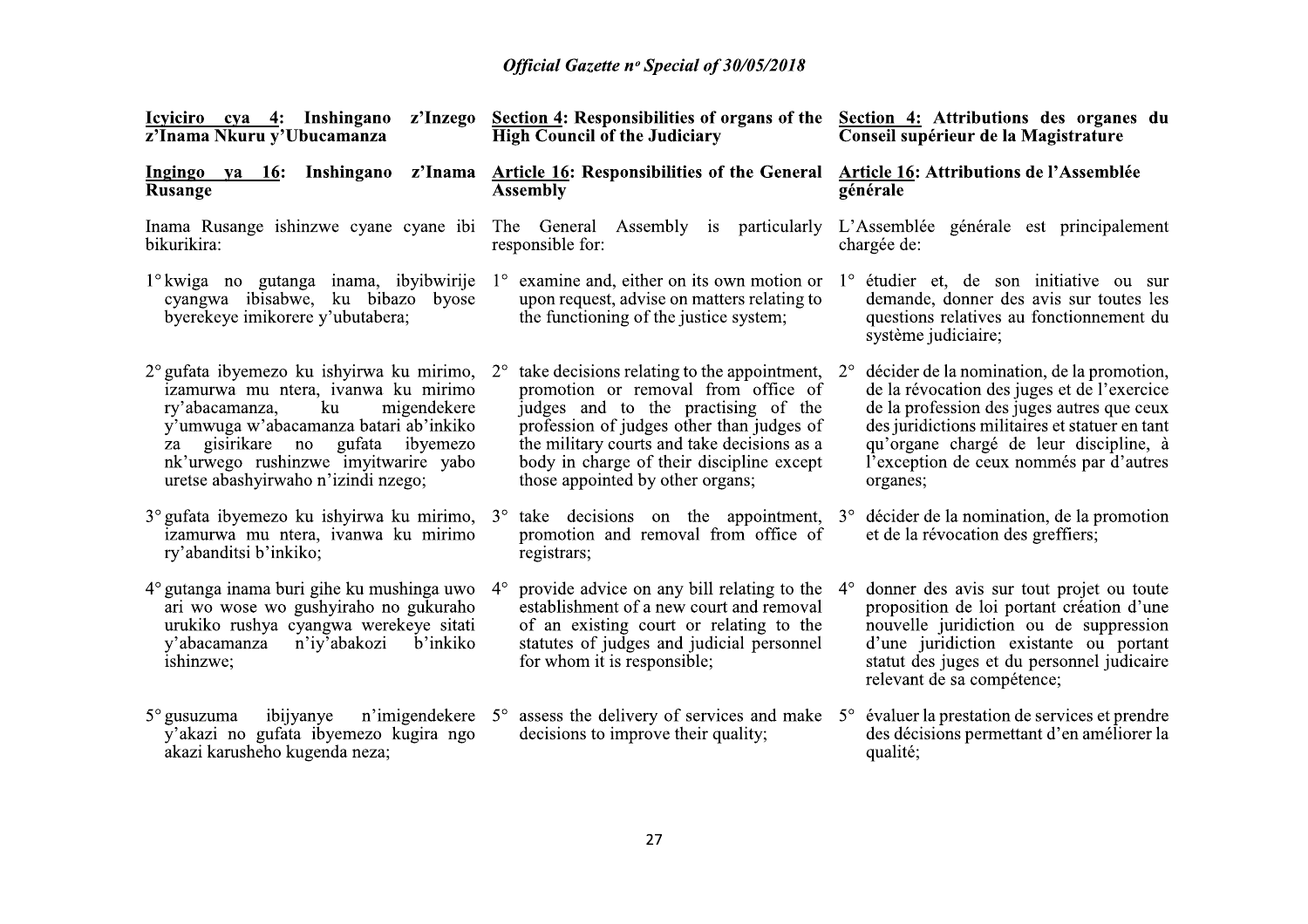**Icyiciro cya 4: Inshingano z'Inzego z'Inama Nkuru y'Ubucamanza**

**Ingingo ya 16: Inshingano z'Inama Rusange**

Inama Rusange ishinzwe cyane cyane ibi bikurikira:

1° kwiga no gutanga inama, ibyibwirije cyangwa ibisabwe, ku bibazo byose byerekeye imikorere y'ubutabera;

2° gufata ibyemezo ku ishyirwa ku mirimo, izamurwa mu ntera, ivanwa ku mirimo ry'abacamanza, ku migendekere y'umwuga w'abacamanza batari ab'inkiko za gisirikare no gufata ibyemezo nk'urwego rushinzwe imyitwarire yabo uretse abashyirwaho n'izindi nzego;

3° gufata ibyemezo ku ishyirwa ku mirimo, izamurwa mu ntera, ivanwa ku mirimo ry'abanditsi b'inkiko;

4° gutanga inama buri gihe ku mushinga uwo ari wo wose wo gushyiraho no gukuraho urukiko rushya cyangwa werekeye sitati y'abacamanza n'iy'abakozi b'inkiko ishinzwe;

5° gusuzuma ibijyanye n'imigendekere y'akazi no gufata ibyemezo kugira ngo akazi karusheho kugenda neza;

**Section 4: Responsibilities of organs of the High Council of the Judiciary**

**Article 16: Responsibilities of the General Assembly**

The General Assembly is particularly responsible for:

1° examine and, either on its own motion or upon request, advise on matters relating to the functioning of the justice system;

2° take decisions relating to the appointment, promotion or removal from office of judges and to the practising of the profession of judges other than judges of the military courts and take decisions as a body in charge of their discipline except those appointed by other organs;

3° take decisions on the appointment, promotion and removal from office of registrars;

4° provide advice on any bill relating to the establishment of a new court and removal of an existing court or relating to the statutes of judges and judicial personnel for whom it is responsible;

5° assess the delivery of services and make decisions to improve their quality;

**Section 4: Attributions des organes du Conseil supérieur de la Magistrature**

**Article 16: Attributions de l'Assemblée générale**

L'Assemblée générale est principalement chargée de:

1° étudier et, de son initiative ou sur demande, donner des avis sur toutes les questions relatives au fonctionnement du système judiciaire;

2° décider de la nomination, de la promotion, de la révocation des juges et de l'exercice de la profession des juges autres que ceux des juridictions militaires et statuer en tant qu'organe chargé de leur discipline, à l'exception de ceux nommés par d'autres organes;

3° décider de la nomination, de la promotion et de la révocation des greffiers;

4° donner des avis sur tout projet ou toute proposition de loi portant création d'une nouvelle juridiction ou de suppression d'une juridiction existante ou portant statut des juges et du personnel judicaire relevant de sa compétence;

5° évaluer la prestation de services et prendre des décisions permettant d'en améliorer la qualité;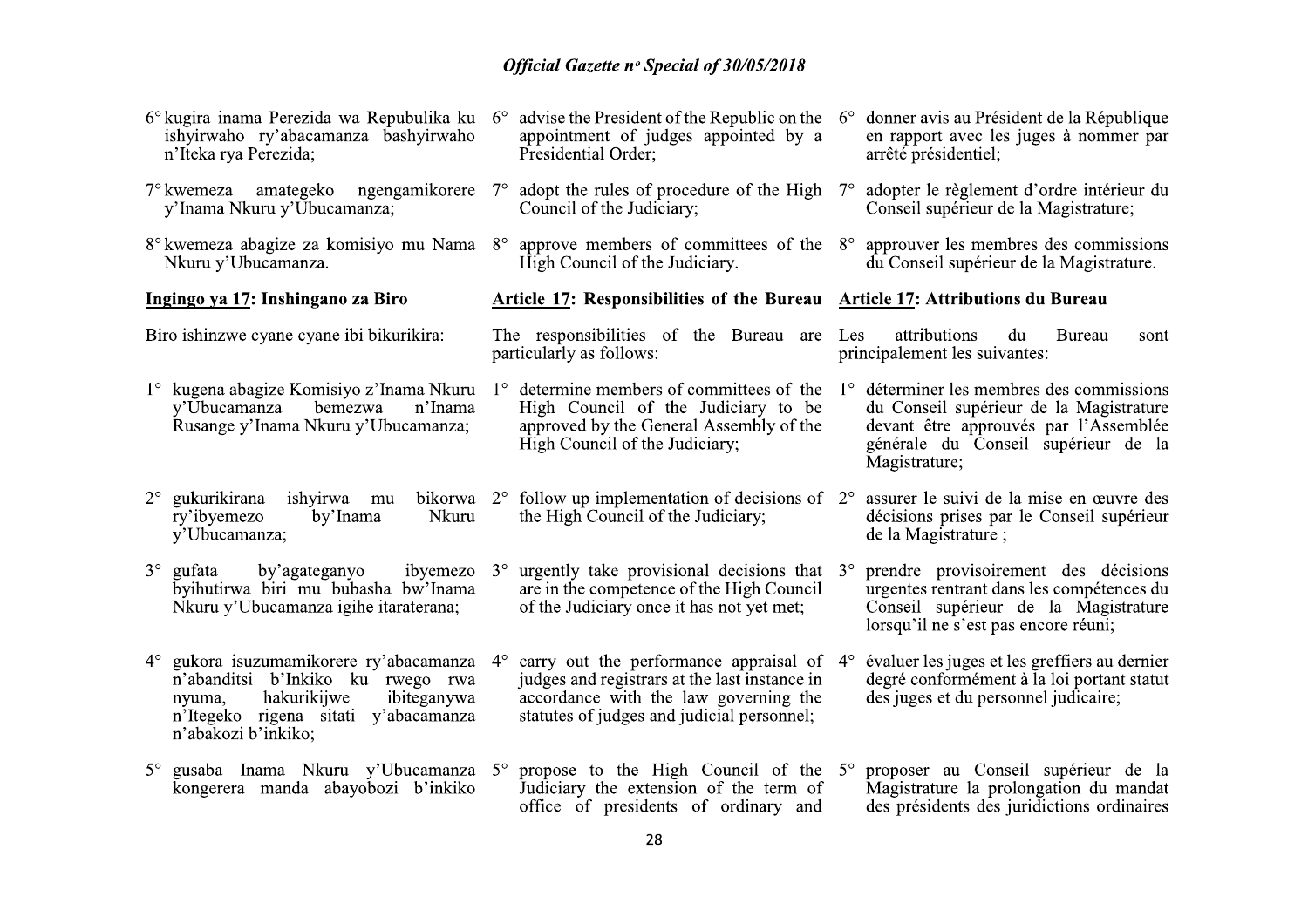6° kugira inama Perezida wa Repubulika ku ishyirwaho ry'abacamanza bashyirwaho n'Iteka rya Perezida;

7° kwemeza amategeko ngengamikorere y'Inama Nkuru y'Ubucamanza;

8° kwemeza abagize za komisiyo mu Nama Nkuru y'Ubucamanza.

**Ingingo ya 17: Inshingano za Biro**

Biro ishinzwe cyane cyane ibi bikurikira:

1° kugena abagize Komisiyo z'Inama Nkuru y'Ubucamanza bemezwa n'Inama Rusange y'Inama Nkuru y'Ubucamanza;

2° gukurikirana ishyirwa mu bikorwa ry'ibyemezo by'Inama Nkuru y'Ubucamanza;

3° gufata by'agateganyo ibyemezo byihutirwa biri mu bubasha bw'Inama Nkuru y'Ubucamanza igihe itaraterana;

4° gukora isuzumamikorere ry'abacamanza n'abanditsi b'Inkiko ku rwego rwa nyuma, hakurikijwe ibiteganywa n'Itegeko rigena sitati y'abacamanza n'abakozi b'inkiko;

5° gusaba Inama Nkuru y'Ubucamanza kongerera manda abayobozi b'inkiko

6° advise the President of the Republic on the appointment of judges appointed by a Presidential Order;

7° adopt the rules of procedure of the High Council of the Judiciary;

8° approve members of committees of the High Council of the Judiciary.

**Article 17: Responsibilities of the Bureau**

The responsibilities of the Bureau are particularly as follows:

1° determine members of committees of the High Council of the Judiciary to be approved by the General Assembly of the High Council of the Judiciary;

2° follow up implementation of decisions of the High Council of the Judiciary;

3° urgently take provisional decisions that are in the competence of the High Council of the Judiciary once it has not yet met;

4° carry out the performance appraisal of judges and registrars at the last instance in accordance with the law governing the statutes of judges and judicial personnel;

5° propose to the High Council of the Judiciary the extension of the term of office of presidents of ordinary and

6° donner avis au Président de la République en rapport avec les juges à nommer par arrêté présidentiel;

7° adopter le règlement d'ordre intérieur du Conseil supérieur de la Magistrature;

8° approuver les membres des commissions du Conseil supérieur de la Magistrature.

**Article 17: Attributions du Bureau**

Les attributions du Bureau sont principalement les suivantes:

1° déterminer les membres des commissions du Conseil supérieur de la Magistrature devant être approuvés par l'Assemblée générale du Conseil supérieur de la Magistrature;

2° assurer le suivi de la mise en œuvre des décisions prises par le Conseil supérieur de la Magistrature ;

3° prendre provisoirement des décisions urgentes rentrant dans les compétences du Conseil supérieur de la Magistrature lorsqu'il ne s'est pas encore réuni;

4° évaluer les juges et les greffiers au dernier degré conformément à la loi portant statut des juges et du personnel judicaire;

5° proposer au Conseil supérieur de la Magistrature la prolongation du mandat des présidents des juridictions ordinaires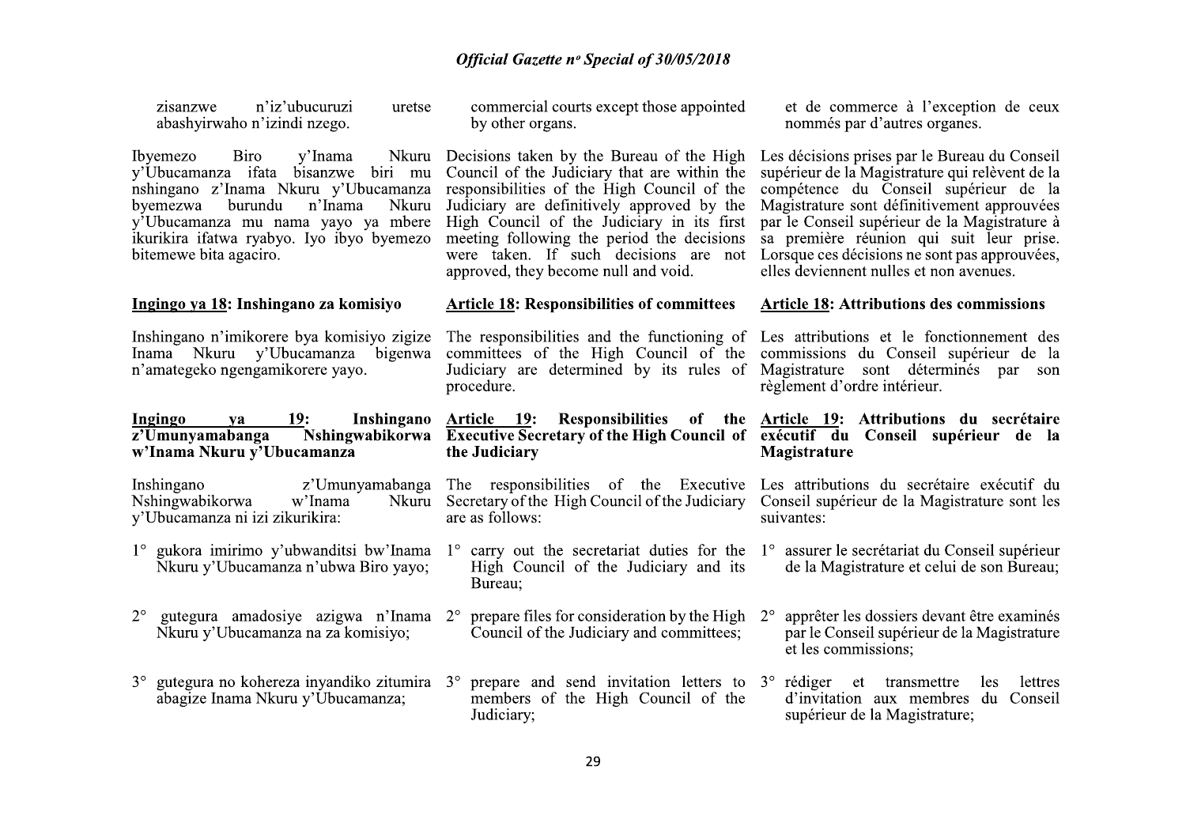zisanzwe n'iz'ubucuruzi uretse abashyirwaho n'izindi nzego.

Ibyemezo Biro y'Inama Nkuru y'Ubucamanza ifata bisanzwe biri mu nshingano z'Inama Nkuru y'Ubucamanza byemezwa burundu n'Inama Nkuru y'Ubucamanza mu nama yayo ya mbere ikurikira ifatwa ryabyo. Iyo ibyo byemezo bitemewe bita agaciro.

**Ingingo ya 18: Inshingano za komisiyo**

Inshingano n'imikorere bya komisiyo zigize Inama Nkuru y'Ubucamanza bigenwa n'amategeko ngengamikorere yayo.

**Ingingo ya 19: Inshingano z'Umunyamabanga Nshingwabikorwa w'Inama Nkuru y'Ubucamanza**

Inshingano z'Umunyamabanga Nshingwabikorwa w'Inama Nkuru y'Ubucamanza ni izi zikurikira:

1° gukora imirimo y'ubwanditsi bw'Inama Nkuru y'Ubucamanza n'ubwa Biro yayo;

2° gutegura amadosiye azigwa n'Inama Nkuru y'Ubucamanza na za komisiyo;

3° gutegura no kohereza inyandiko zitumira abagize Inama Nkuru y'Ubucamanza;

commercial courts except those appointed by other organs.

Decisions taken by the Bureau of the High Council of the Judiciary that are within the responsibilities of the High Council of the Judiciary are definitively approved by the High Council of the Judiciary in its first meeting following the period the decisions were taken. If such decisions are not approved, they become null and void.

**Article 18: Responsibilities of committees**

The responsibilities and the functioning of committees of the High Council of the Judiciary are determined by its rules of procedure.

**Article 19: Responsibilities of the Executive Secretary of the High Council of the Judiciary**

The responsibilities of the Executive Secretary of the High Council of the Judiciary are as follows:

1° carry out the secretariat duties for the High Council of the Judiciary and its Bureau;

2° prepare files for consideration by the High Council of the Judiciary and committees;

3° prepare and send invitation letters to members of the High Council of the Judiciary;

et de commerce à l'exception de ceux nommés par d'autres organes.

Les décisions prises par le Bureau du Conseil supérieur de la Magistrature qui relèvent de la compétence du Conseil supérieur de la Magistrature sont définitivement approuvées par le Conseil supérieur de la Magistrature à sa première réunion qui suit leur prise. Lorsque ces décisions ne sont pas approuvées, elles deviennent nulles et non avenues.

**Article 18: Attributions des commissions**

Les attributions et le fonctionnement des commissions du Conseil supérieur de la Magistrature sont déterminés par son règlement d'ordre intérieur.

**Article 19: Attributions du secrétaire exécutif du Conseil supérieur de la Magistrature**

Les attributions du secrétaire exécutif du Conseil supérieur de la Magistrature sont les suivantes:

1° assurer le secrétariat du Conseil supérieur de la Magistrature et celui de son Bureau;

2° apprêter les dossiers devant être examinés par le Conseil supérieur de la Magistrature et les commissions;

3° rédiger et transmettre les lettres d'invitation aux membres du Conseil supérieur de la Magistrature;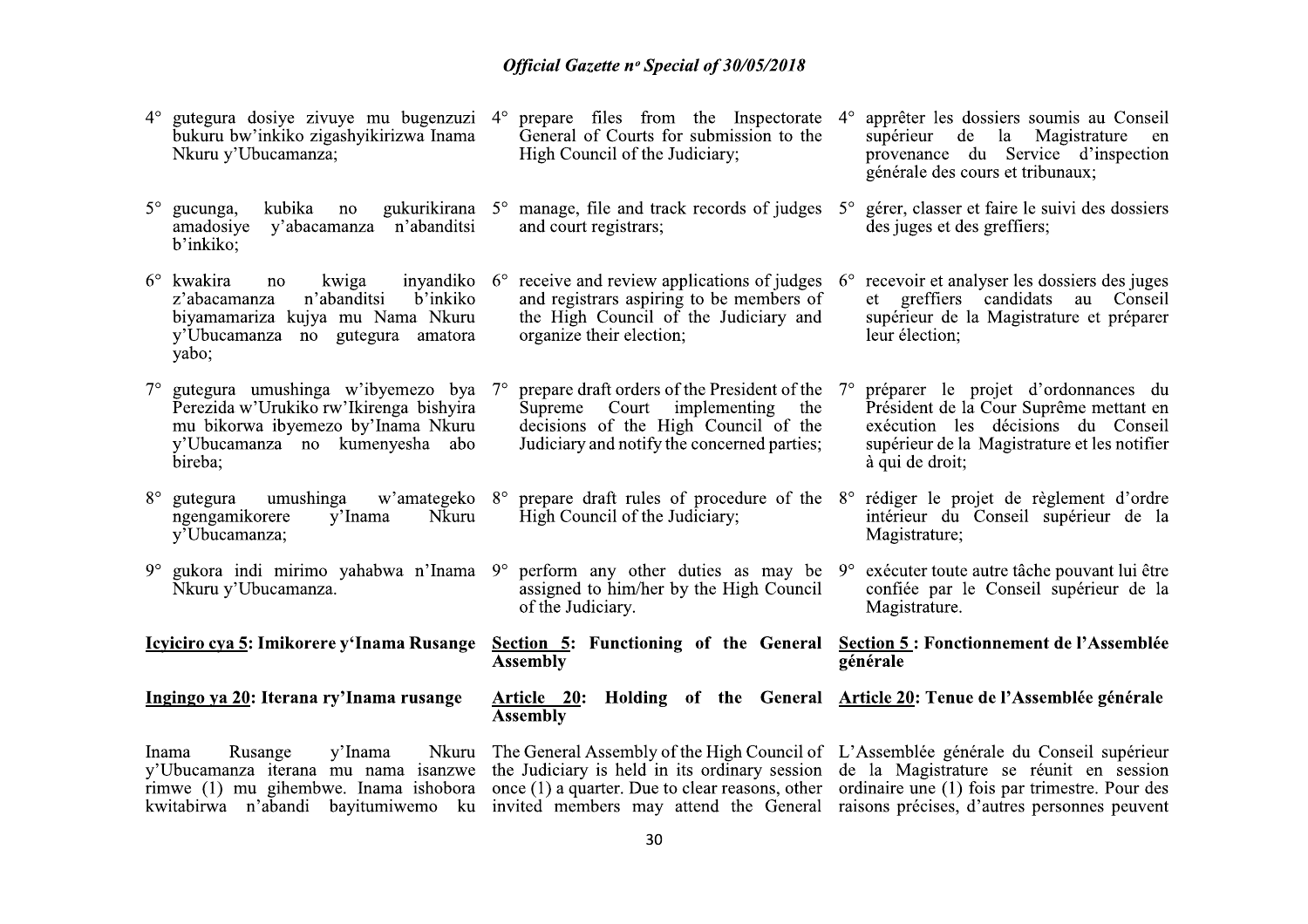4° gutegura dosiye zivuye mu bugenzuzi bukuru bw'inkiko zigashyikirizwa Inama Nkuru y'Ubucamanza;

5° gucunga, kubika no gukurikirana amadosiye y'abacamanza n'abanditsi b'inkiko;

6° kwakira no kwiga inyandiko z'abacamanza n'abanditsi b'inkiko biyamamariza kujya mu Nama Nkuru y'Ubucamanza no gutegura amatora yabo;

7° gutegura umushinga w'ibyemezo bya Perezida w'Urukiko rw'Ikirenga bishyira mu bikorwa ibyemezo by'Inama Nkuru y'Ubucamanza no kumenyesha abo bireba;

8° gutegura umushinga w'amategeko ngengamikorere y'Inama Nkuru y'Ubucamanza;

9° gukora indi mirimo yahabwa n'Inama Nkuru y'Ubucamanza.

**Icyiciro cya 5: Imikorere y'Inama Rusange**

**Ingingo ya 20: Iterana ry'Inama rusange**

Inama Rusange y'Inama Nkuru y'Ubucamanza iterana mu nama isanzwe rimwe (1) mu gihembwe. Inama ishobora kwitabirwa n'abandi bayitumiwemo ku

4° prepare files from the Inspectorate General of Courts for submission to the High Council of the Judiciary;

5° manage, file and track records of judges and court registrars;

6° receive and review applications of judges and registrars aspiring to be members of the High Council of the Judiciary and organize their election;

7° prepare draft orders of the President of the Supreme Court implementing the decisions of the High Council of the Judiciary and notify the concerned parties;

8° prepare draft rules of procedure of the High Council of the Judiciary;

9° perform any other duties as may be assigned to him/her by the High Council of the Judiciary.

**Section 5: Functioning of the General Assembly**

**Article 20: Holding of the General Assembly**

The General Assembly of the High Council of the Judiciary is held in its ordinary session once (1) a quarter. Due to clear reasons, other invited members may attend the General

4° apprêter les dossiers soumis au Conseil supérieur de la Magistrature en provenance du Service d'inspection générale des cours et tribunaux;

5° gérer, classer et faire le suivi des dossiers des juges et des greffiers;

6° recevoir et analyser les dossiers des juges et greffiers candidats au Conseil supérieur de la Magistrature et préparer leur élection;

7° préparer le projet d'ordonnances du Président de la Cour Suprême mettant en exécution les décisions du Conseil supérieur de la Magistrature et les notifier à qui de droit;

8° rédiger le projet de règlement d'ordre intérieur du Conseil supérieur de la Magistrature;

9° exécuter toute autre tâche pouvant lui être confiée par le Conseil supérieur de la Magistrature.

**Section 5 : Fonctionnement de l'Assemblée générale**

**Article 20: Tenue de l'Assemblée générale**

L'Assemblée générale du Conseil supérieur de la Magistrature se réunit en session ordinaire une (1) fois par trimestre. Pour des raisons précises, d'autres personnes peuvent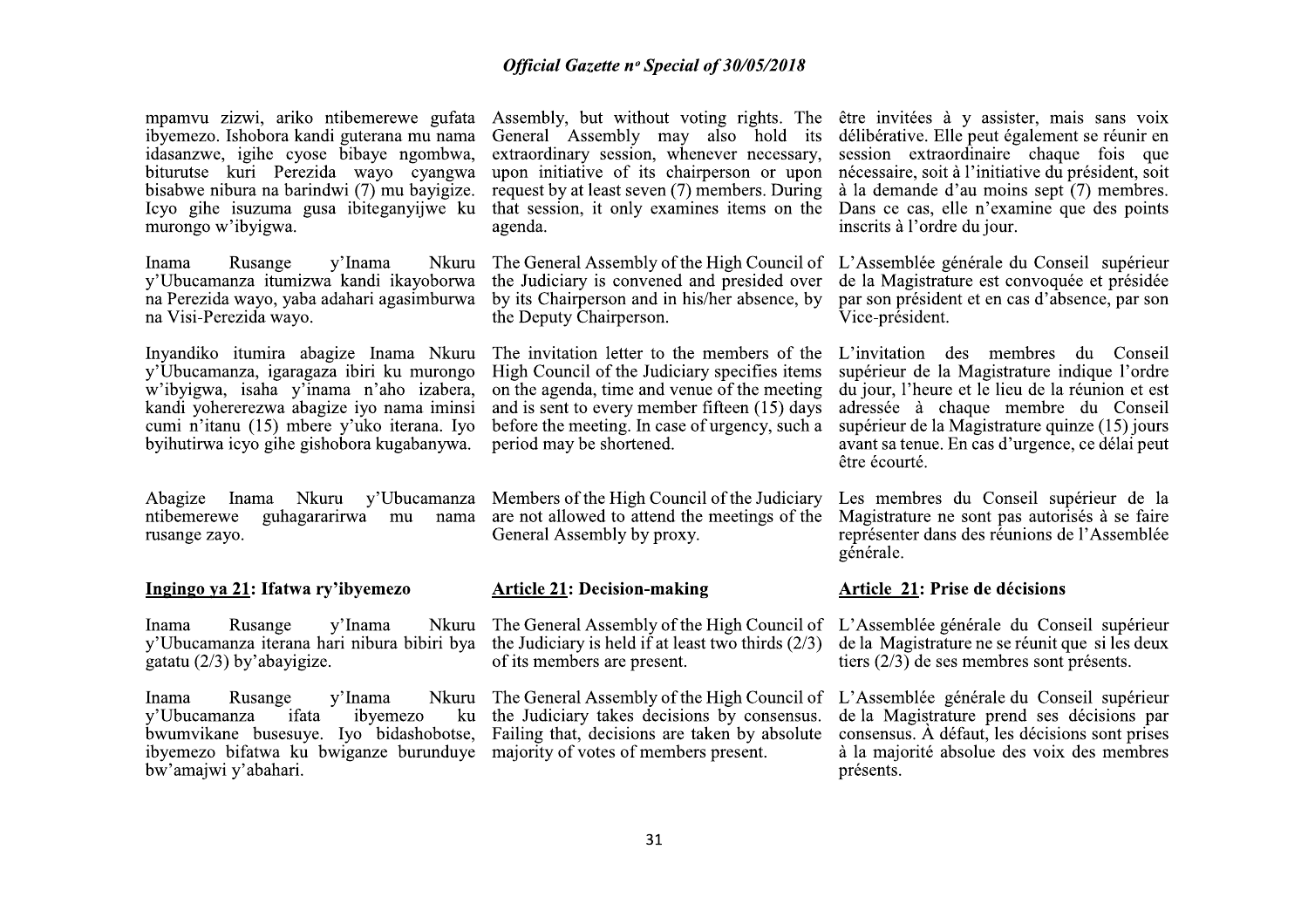mpamvu zizwi, ariko ntibemerewe gufata ibyemezo. Ishobora kandi guterana mu nama idasanzwe, igihe cyose bibaye ngombwa, biturutse kuri Perezida wayo cyangwa bisabwe nibura na barindwi (7) mu bayigize. Icyo gihe isuzuma gusa ibiteganyijwe ku murongo w'ibyigwa.

Inama Rusange y'Inama Nkuru y'Ubucamanza itumizwa kandi ikayoborwa na Perezida wayo, yaba adahari agasimburwa na Visi-Perezida wayo.

Inyandiko itumira abagize Inama Nkuru y'Ubucamanza, igaragaza ibiri ku murongo w'ibyigwa, isaha y'inama n'aho izabera, kandi yohererezwa abagize iyo nama iminsi cumi n'itanu (15) mbere y'uko iterana. Iyo byihutirwa icyo gihe gishobora kugabanywa.

Abagize Inama Nkuru y'Ubucamanza ntibemerewe guhagararirwa mu nama rusange zayo.

**Ingingo ya 21: Ifatwa ry'ibyemezo**

Inama Rusange y'Inama Nkuru y'Ubucamanza iterana hari nibura bibiri bya gatatu (2/3) by'abayigize.

Inama Rusange y'Inama Nkuru y'Ubucamanza ifata ibyemezo ku bwumvikane busesuye. Iyo bidashobotse, ibyemezo bifatwa ku bwiganze burunduye bw'amajwi y'abahari.

Assembly, but without voting rights. The General Assembly may also hold its extraordinary session, whenever necessary, upon initiative of its chairperson or upon request by at least seven (7) members. During that session, it only examines items on the agenda.

The General Assembly of the High Council of the Judiciary is convened and presided over by its Chairperson and in his/her absence, by the Deputy Chairperson.

The invitation letter to the members of the High Council of the Judiciary specifies items on the agenda, time and venue of the meeting and is sent to every member fifteen (15) days before the meeting. In case of urgency, such a period may be shortened.

Members of the High Council of the Judiciary are not allowed to attend the meetings of the General Assembly by proxy.

**Article 21: Decision-making**

The General Assembly of the High Council of the Judiciary is held if at least two thirds (2/3) of its members are present.

The General Assembly of the High Council of the Judiciary takes decisions by consensus. Failing that, decisions are taken by absolute majority of votes of members present.

être invitées à y assister, mais sans voix délibérative. Elle peut également se réunir en session extraordinaire chaque fois que nécessaire, soit à l'initiative du président, soit à la demande d'au moins sept (7) membres. Dans ce cas, elle n'examine que des points inscrits à l'ordre du jour.

L'Assemblée générale du Conseil supérieur de la Magistrature est convoquée et présidée par son président et en cas d'absence, par son Vice-président.

L'invitation des membres du Conseil supérieur de la Magistrature indique l'ordre du jour, l'heure et le lieu de la réunion et est adressée à chaque membre du Conseil supérieur de la Magistrature quinze (15) jours avant sa tenue. En cas d'urgence, ce délai peut être écourté.

Les membres du Conseil supérieur de la Magistrature ne sont pas autorisés à se faire représenter dans des réunions de l'Assemblée générale.

**Article 21: Prise de décisions**

L'Assemblée générale du Conseil supérieur de la Magistrature ne se réunit que si les deux tiers (2/3) de ses membres sont présents.

L'Assemblée générale du Conseil supérieur de la Magistrature prend ses décisions par consensus. À défaut, les décisions sont prises à la majorité absolue des voix des membres présents.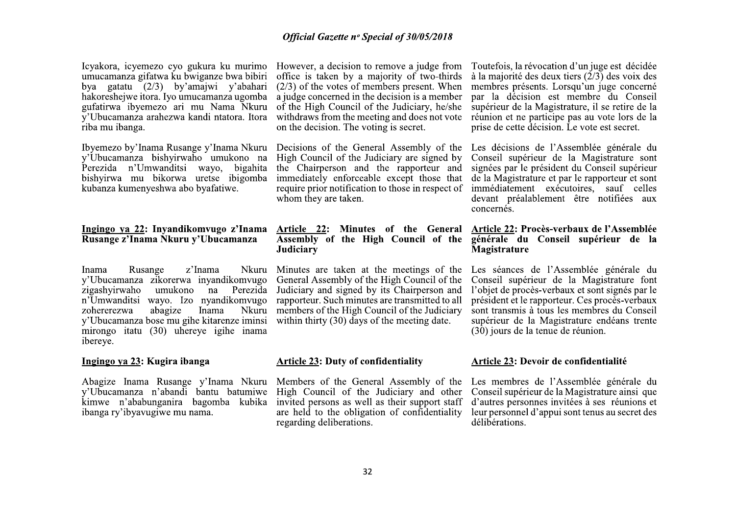Icyakora, icyemezo cyo gukura ku murimo umucamanza gifatwa ku bwiganze bwa bibiri bya gatatu (2/3) by'amajwi y'abahari hakoreshejwe itora. Iyo umucamanza ugomba gufatirwa ibyemezo ari mu Nama Nkuru y'Ubucamanza arahezwa kandi ntatora. Itora riba mu ibanga.

Ibyemezo by'Inama Rusange y'Inama Nkuru y'Ubucamanza bishyirwaho umukono na Perezida n'Umwanditsi wayo, bigahita bishyirwa mu bikorwa uretse ibigomba kubanza kumenyeshwa abo byafatiwe.

**Ingingo ya 22: Inyandikomvugo z'Inama Rusange z'Inama Nkuru y'Ubucamanza**

Inama Rusange z'Inama Nkuru y'Ubucamanza zikorerwa inyandikomvugo zigashyirwaho umukono na Perezida n'Umwanditsi wayo. Izo nyandikomvugo zohererezwa abagize Inama Nkuru y'Ubucamanza bose mu gihe kitarenze iminsi mirongo itatu (30) uhereye igihe inama ibereye.

**Ingingo ya 23: Kugira ibanga**

Abagize Inama Rusange y'Inama Nkuru y'Ubucamanza n'abandi bantu batumiwe kimwe n'ababunganira bagomba kubika ibanga ry'ibyavugiwe mu nama.

However, a decision to remove a judge from office is taken by a majority of two-thirds (2/3) of the votes of members present. When a judge concerned in the decision is a member of the High Council of the Judiciary, he/she withdraws from the meeting and does not vote on the decision. The voting is secret.

Decisions of the General Assembly of the High Council of the Judiciary are signed by the Chairperson and the rapporteur and immediately enforceable except those that require prior notification to those in respect of whom they are taken.

**Article 22: Minutes of the General Assembly of the High Council of the Judiciary**

Minutes are taken at the meetings of the General Assembly of the High Council of the Judiciary and signed by its Chairperson and rapporteur. Such minutes are transmitted to all members of the High Council of the Judiciary within thirty (30) days of the meeting date.

**Article 23: Duty of confidentiality**

Members of the General Assembly of the High Council of the Judiciary and other invited persons as well as their support staff are held to the obligation of confidentiality regarding deliberations.

Toutefois, la révocation d'un juge est décidée à la majorité des deux tiers (2/3) des voix des membres présents. Lorsqu'un juge concerné par la décision est membre du Conseil supérieur de la Magistrature, il se retire de la réunion et ne participe pas au vote lors de la prise de cette décision. Le vote est secret.

Les décisions de l'Assemblée générale du Conseil supérieur de la Magistrature sont signées par le président du Conseil supérieur de la Magistrature et par le rapporteur et sont immédiatement exécutoires, sauf celles devant préalablement être notifiées aux concernés.

**Article 22: Procès-verbaux de l'Assemblée générale du Conseil supérieur de la Magistrature**

Les séances de l'Assemblée générale du Conseil supérieur de la Magistrature font l'objet de procès-verbaux et sont signés par le président et le rapporteur. Ces procès-verbaux sont transmis à tous les membres du Conseil supérieur de la Magistrature endéans trente (30) jours de la tenue de réunion.

**Article 23: Devoir de confidentialité**

Les membres de l'Assemblée générale du Conseil supérieur de la Magistrature ainsi que d'autres personnes invitées à ses réunions et leur personnel d'appui sont tenus au secret des délibérations.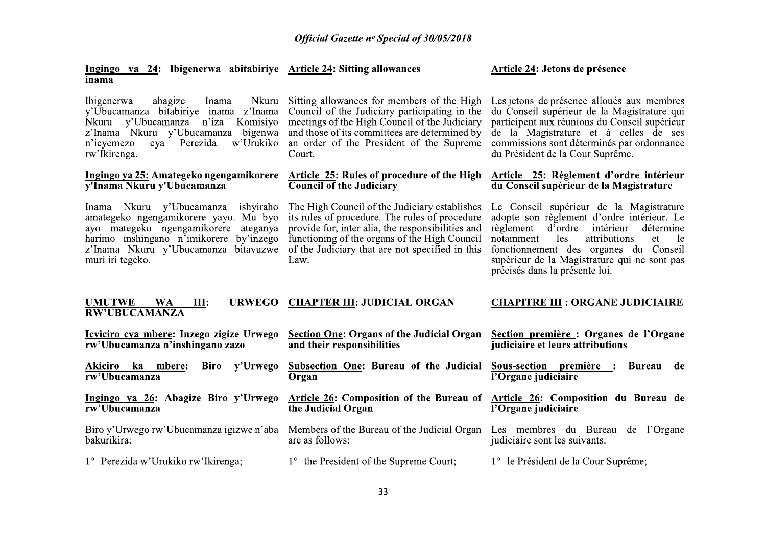**Ingingo ya 24: Ibigenerwa abitabiriye inama**

Ibigenerwa abagize Inama Nkuru y'Ubucamanza bitabiriye inama z'Inama Nkuru y'Ubucamanza n'iza Komisiyo z'Inama Nkuru y'Ubucamanza bigenwa n'icyemezo cya Perezida w'Urukiko rw'Ikirenga.

**Ingingo ya 25: Amategeko ngengamikorere y'Inama Nkuru y'Ubucamanza**

Inama Nkuru y'Ubucamanza ishyiraho amategeko ngengamikorere yayo. Mu byo ayo mategeko ngengamikorere ateganya harimo inshingano n'imikorere by'inzego z'Inama Nkuru y'Ubucamanza bitavuzwe muri iri tegeko.

**UMUTWE WA III: URWEGO RW'UBUCAMANZA**

**Icyiciro cya mbere: Inzego zigize Urwego rw'Ubucamanza n'inshingano zazo**

**Akiciro ka mbere: Biro y'Urwego rw'Ubucamanza**

**Ingingo ya 26: Abagize Biro y'Urwego rw'Ubucamanza**

Biro y'Urwego rw'Ubucamanza igizwe n'aba bakurikira:

1° Perezida w'Urukiko rw'Ikirenga;

**Article 24: Sitting allowances**

Sitting allowances for members of the High Council of the Judiciary participating in the meetings of the High Council of the Judiciary and those of its committees are determined by an order of the President of the Supreme Court.

**Article 25: Rules of procedure of the High Council of the Judiciary**

The High Council of the Judiciary establishes its rules of procedure. The rules of procedure provide for, inter alia, the responsibilities and functioning of the organs of the High Council of the Judiciary that are not specified in this Law.

**CHAPTER III: JUDICIAL ORGAN**

**Section One: Organs of the Judicial Organ and their responsibilities**

**Subsection One: Bureau of the Judicial Organ**

**Article 26: Composition of the Bureau of the Judicial Organ**

Members of the Bureau of the Judicial Organ are as follows:

1° the President of the Supreme Court;

**Article 24: Jetons de présence**

Les jetons de présence alloués aux membres du Conseil supérieur de la Magistrature qui participent aux réunions du Conseil supérieur de la Magistrature et à celles de ses commissions sont déterminés par ordonnance du Président de la Cour Suprême.

**Article 25: Règlement d'ordre intérieur du Conseil supérieur de la Magistrature**

Le Conseil supérieur de la Magistrature adopte son règlement d'ordre intérieur. Le règlement d'ordre intérieur détermine notamment les attributions et le fonctionnement des organes du Conseil supérieur de la Magistrature qui ne sont pas précisés dans la présente loi.

**CHAPITRE III : ORGANE JUDICIAIRE**

**Section première : Organes de l'Organe judiciaire et leurs attributions**

**Sous-section première : Bureau de l'Organe judiciaire**

**Article 26: Composition du Bureau de l'Organe judiciaire**

Les membres du Bureau de l'Organe judiciaire sont les suivants:

1° le Président de la Cour Suprême;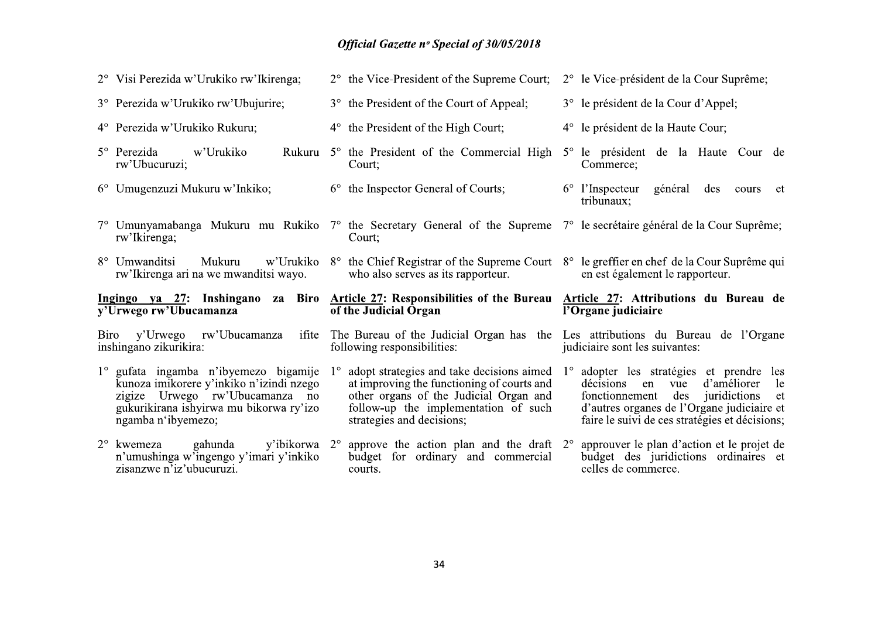2° Visi Perezida w'Urukiko rw'Ikirenga;

3° Perezida w'Urukiko rw'Ubujurire;

4° Perezida w'Urukiko Rukuru;

5° Perezida w'Urukiko Rukuru rw'Ubucuruzi;

6° Umugenzuzi Mukuru w'Inkiko;

7° Umunyamabanga Mukuru mu Rukiko rw'Ikirenga;

8° Umwanditsi Mukuru w'Urukiko rw'Ikirenga ari na we mwanditsi wayo.

2° the Vice-President of the Supreme Court;

3° the President of the Court of Appeal;

4° the President of the High Court;

5° the President of the Commercial High Court;

6° the Inspector General of Courts;

7° the Secretary General of the Supreme Court;

8° the Chief Registrar of the Supreme Court who also serves as its rapporteur.

2° le Vice-président de la Cour Suprême;

3° le président de la Cour d'Appel;

4° le président de la Haute Cour;

5° le président de la Haute Cour de Commerce;

6° l'Inspecteur général des cours et tribunaux;

7° le secrétaire général de la Cour Suprême;

8° le greffier en chef de la Cour Suprême qui en est également le rapporteur.

**Ingingo ya 27: Inshingano za Biro y'Urwego rw'Ubucamanza**

Biro y'Urwego rw'Ubucamanza ifite inshingano zikurikira:

1° gufata ingamba n'ibyemezo bigamije kunoza imikorere y'inkiko n'izindi nzego zigize Urwego rw'Ubucamanza no gukurikirana ishyirwa mu bikorwa ry'izo ngamba n'ibyemezo;

2° kwemeza gahunda y'ibikorwa n'umushinga w'ingengo y'imari y'inkiko zisanzwe n'iz'ubucuruzi.

**Article 27: Responsibilities of the Bureau of the Judicial Organ**

The Bureau of the Judicial Organ has the following responsibilities:

1° adopt strategies and take decisions aimed at improving the functioning of courts and other organs of the Judicial Organ and follow-up the implementation of such strategies and decisions;

2° approve the action plan and the draft budget for ordinary and commercial courts.

**Article 27: Attributions du Bureau de l'Organe judiciaire**

Les attributions du Bureau de l'Organe judiciaire sont les suivantes:

1° adopter les stratégies et prendre les décisions en vue d'améliorer le fonctionnement des juridictions et d'autres organes de l'Organe judiciaire et faire le suivi de ces stratégies et décisions;

2° approuver le plan d'action et le projet de budget des juridictions ordinaires et celles de commerce.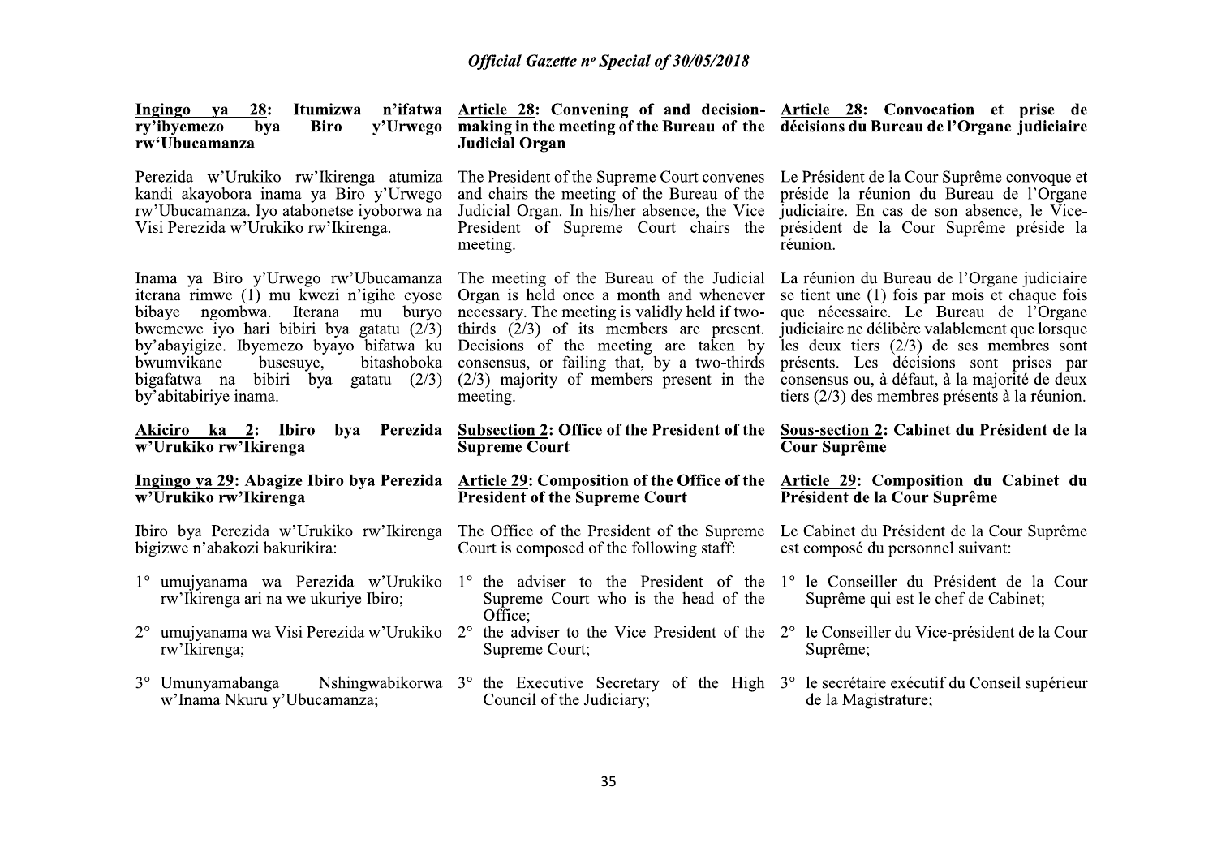**Ingingo ya 28: Itumizwa n'ifatwa ry'ibyemezo bya Biro y'Urwego rw'Ubucamanza**

Perezida w'Urukiko rw'Ikirenga atumiza kandi akayobora inama ya Biro y'Urwego rw'Ubucamanza. Iyo atabonetse iyoborwa na Visi Perezida w'Urukiko rw'Ikirenga.

Inama ya Biro y'Urwego rw'Ubucamanza iterana rimwe (1) mu kwezi n'igihe cyose bibaye ngombwa. Iterana mu buryo bwemewe iyo hari bibiri bya gatatu (2/3) by'abayigize. Ibyemezo byayo bifatwa ku bwumvikane busesuye, bitashoboka bigafatwa na bibiri bya gatatu (2/3) by'abitabiriye inama.

**Akiciro ka 2: Ibiro bya Perezida w'Urukiko rw'Ikirenga**

**Ingingo ya 29: Abagize Ibiro bya Perezida w'Urukiko rw'Ikirenga**

Ibiro bya Perezida w'Urukiko rw'Ikirenga bigizwe n'abakozi bakurikira:

1° umujyanama wa Perezida w'Urukiko rw'Ikirenga ari na we ukuriye Ibiro;

2° umujyanama wa Visi Perezida w'Urukiko rw'Ikirenga;

3° Umunyamabanga Nshingwabikorwa w'Inama Nkuru y'Ubucamanza;

**Article 28: Convening of and decision-making in the meeting of the Bureau of the Judicial Organ**

The President of the Supreme Court convenes and chairs the meeting of the Bureau of the Judicial Organ. In his/her absence, the Vice President of Supreme Court chairs the meeting.

The meeting of the Bureau of the Judicial Organ is held once a month and whenever necessary. The meeting is validly held if two-thirds (2/3) of its members are present. Decisions of the meeting are taken by consensus, or failing that, by a two-thirds (2/3) majority of members present in the meeting.

**Subsection 2: Office of the President of the Supreme Court**

**Article 29: Composition of the Office of the President of the Supreme Court**

The Office of the President of the Supreme Court is composed of the following staff:

1° the adviser to the President of the Supreme Court who is the head of the Office;

2° the adviser to the Vice President of the Supreme Court;

3° the Executive Secretary of the High Council of the Judiciary;

**Article 28: Convocation et prise de décisions du Bureau de l'Organe judiciaire**

Le Président de la Cour Suprême convoque et préside la réunion du Bureau de l'Organe judiciaire. En cas de son absence, le Vice-président de la Cour Suprême préside la réunion.

La réunion du Bureau de l'Organe judiciaire se tient une (1) fois par mois et chaque fois que nécessaire. Le Bureau de l'Organe judiciaire ne délibère valablement que lorsque les deux tiers (2/3) de ses membres sont présents. Les décisions sont prises par consensus ou, à défaut, à la majorité de deux tiers (2/3) des membres présents à la réunion.

**Sous-section 2: Cabinet du Président de la Cour Suprême**

**Article 29: Composition du Cabinet du Président de la Cour Suprême**

Le Cabinet du Président de la Cour Suprême est composé du personnel suivant:

1° le Conseiller du Président de la Cour Suprême qui est le chef de Cabinet;

2° le Conseiller du Vice-président de la Cour Suprême;

3° le secrétaire exécutif du Conseil supérieur de la Magistrature;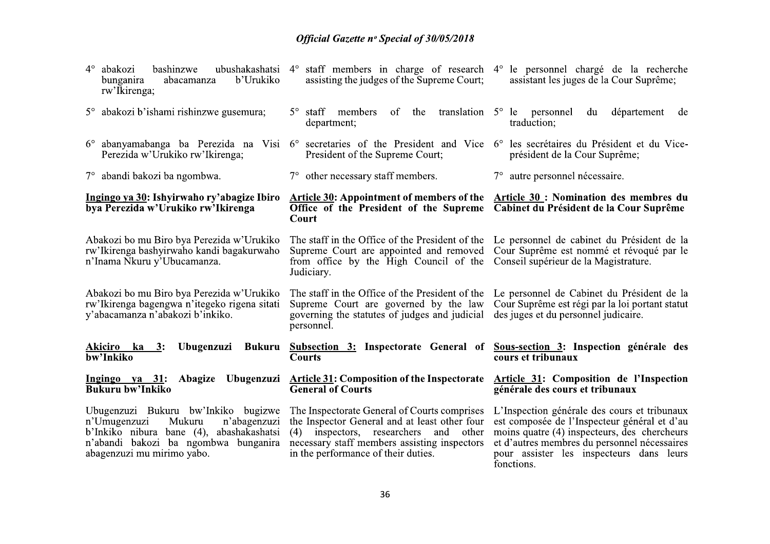4° abakozi bashinzwe ubushakashatsi bunganira abacamanza b'Urukiko rw'Ikirenga;

5° abakozi b'ishami rishinzwe gusemura;

6° abanyamabanga ba Perezida na Visi Perezida w'Urukiko rw'Ikirenga;

7° abandi bakozi ba ngombwa.

**Ingingo ya 30: Ishyirwaho ry'abagize Ibiro bya Perezida w'Urukiko rw'Ikirenga**

Abakozi bo mu Biro bya Perezida w'Urukiko rw'Ikirenga bashyirwaho kandi bagakurwaho n'Inama Nkuru y'Ubucamanza.

Abakozi bo mu Biro bya Perezida w'Urukiko rw'Ikirenga bagengwa n'itegeko rigena sitati y'abacamanza n'abakozi b'inkiko.

**Akiciro ka 3: Ubugenzuzi Bukuru bw'Inkiko**

**Ingingo ya 31: Abagize Ubugenzuzi Bukuru bw'Inkiko**

Ubugenzuzi Bukuru bw'Inkiko bugizwe n'Umugenzuzi Mukuru n'abagenzuzi b'Inkiko nibura bane (4), abashakashatsi n'abandi bakozi ba ngombwa bunganira abagenzuzi mu mirimo yabo.

4° staff members in charge of research assisting the judges of the Supreme Court;

5° staff members of the translation department;

6° secretaries of the President and Vice President of the Supreme Court;

7° other necessary staff members.

**Article 30: Appointment of members of the Office of the President of the Supreme Court**

The staff in the Office of the President of the Supreme Court are appointed and removed from office by the High Council of the Judiciary.

The staff in the Office of the President of the Supreme Court are governed by the law governing the statutes of judges and judicial personnel.

**Subsection 3: Inspectorate General of Courts**

**Article 31: Composition of the Inspectorate General of Courts**

The Inspectorate General of Courts comprises the Inspector General and at least other four (4) inspectors, researchers and other necessary staff members assisting inspectors in the performance of their duties.

4° le personnel chargé de la recherche assistant les juges de la Cour Suprême;

5° le personnel du département de traduction;

6° les secrétaires du Président et du Vice-président de la Cour Suprême;

7° autre personnel nécessaire.

**Article 30 : Nomination des membres du Cabinet du Président de la Cour Suprême**

Le personnel de cabinet du Président de la Cour Suprême est nommé et révoqué par le Conseil supérieur de la Magistrature.

Le personnel de Cabinet du Président de la Cour Suprême est régi par la loi portant statut des juges et du personnel judicaire.

**Sous-section 3: Inspection générale des cours et tribunaux**

**Article 31: Composition de l'Inspection générale des cours et tribunaux**

L'Inspection générale des cours et tribunaux est composée de l'Inspecteur général et d'au moins quatre (4) inspecteurs, des chercheurs et d'autres membres du personnel nécessaires pour assister les inspecteurs dans leurs fonctions.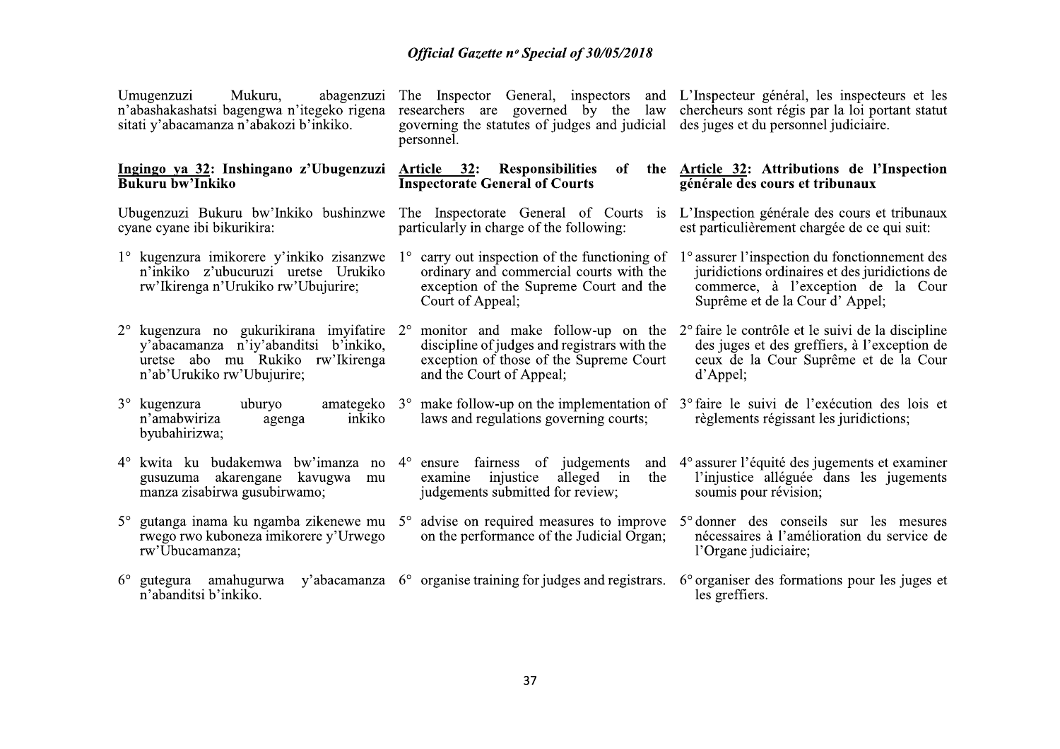Umugenzuzi Mukuru, abagenzuzi n'abashakashatsi bagengwa n'itegeko rigena sitati y'abacamanza n'abakozi b'inkiko.

The Inspector General, inspectors and researchers are governed by the law governing the statutes of judges and judicial personnel.

L'Inspecteur général, les inspecteurs et les chercheurs sont régis par la loi portant statut des juges et du personnel judiciaire.

**Ingingo ya 32: Inshingano z'Ubugenzuzi Bukuru bw'Inkiko**

Ubugenzuzi Bukuru bw'Inkiko bushinzwe cyane cyane ibi bikurikira:

1° kugenzura imikorere y'inkiko zisanzwe n'inkiko z'ubucuruzi uretse Urukiko rw'Ikirenga n'Urukiko rw'Ubujurire;

2° kugenzura no gukurikirana imyifatire y'abacamanza n'iy'abanditsi b'inkiko, uretse abo mu Rukiko rw'Ikirenga n'ab'Urukiko rw'Ubujurire;

3° kugenzura uburyo amategeko n'amabwiriza agenga inkiko byubahirizwa;

4° kwita ku budakemwa bw'imanza no gusuzuma akarengane kavugwa mu manza zisabirwa gusubirwamo;

5° gutanga inama ku ngamba zikenewe mu rwego rwo kuboneza imikorere y'Urwego rw'Ubucamanza;

6° gutegura amahugurwa y'abacamanza n'abanditsi b'inkiko.

**Article 32: Responsibilities of the Inspectorate General of Courts**

The Inspectorate General of Courts is particularly in charge of the following:

1° carry out inspection of the functioning of ordinary and commercial courts with the exception of the Supreme Court and the Court of Appeal;

2° monitor and make follow-up on the discipline of judges and registrars with the exception of those of the Supreme Court and the Court of Appeal;

3° make follow-up on the implementation of laws and regulations governing courts;

4° ensure fairness of judgements and examine injustice alleged in the judgements submitted for review;

5° advise on required measures to improve on the performance of the Judicial Organ;

6° organise training for judges and registrars.

**Article 32: Attributions de l'Inspection générale des cours et tribunaux**

L'Inspection générale des cours et tribunaux est particulièrement chargée de ce qui suit:

1° assurer l'inspection du fonctionnement des juridictions ordinaires et des juridictions de commerce, à l'exception de la Cour Suprême et de la Cour d' Appel;

2° faire le contrôle et le suivi de la discipline des juges et des greffiers, à l'exception de ceux de la Cour Suprême et de la Cour d'Appel;

3° faire le suivi de l'exécution des lois et règlements régissant les juridictions;

4° assurer l'équité des jugements et examiner l'injustice alléguée dans les jugements soumis pour révision;

5° donner des conseils sur les mesures nécessaires à l'amélioration du service de l'Organe judiciaire;

6° organiser des formations pour les juges et les greffiers.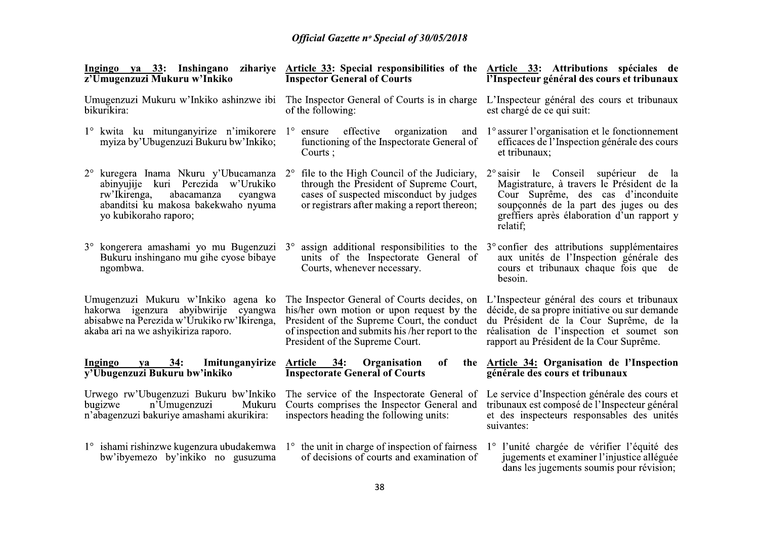**Ingingo ya 33: Inshingano zihariye z'Umugenzuzi Mukuru w'Inkiko**

Umugenzuzi Mukuru w'Inkiko ashinzwe ibi bikurikira:

1° kwita ku mitunganyirize n'imikorere myiza by'Ubugenzuzi Bukuru bw'Inkiko;

2° kuregera Inama Nkuru y'Ubucamanza abinyujije kuri Perezida w'Urukiko rw'Ikirenga, abacamanza cyangwa abanditsi ku makosa bakekwaho nyuma yo kubikoraho raporo;

3° kongerera amashami yo mu Bugenzuzi Bukuru inshingano mu gihe cyose bibaye ngombwa.

Umugenzuzi Mukuru w'Inkiko agena ko hakorwa igenzura abyibwirije cyangwa abisabwe na Perezida w'Urukiko rw'Ikirenga, akaba ari na we ashyikiriza raporo.

**Ingingo ya 34: Imitunganyirize y'Ubugenzuzi Bukuru bw'inkiko**

Urwego rw'Ubugenzuzi Bukuru bw'Inkiko bugizwe n'Umugenzuzi Mukuru n'abagenzuzi bakuriye amashami akurikira:

1° ishami rishinzwe kugenzura ubudakemwa bw'ibyemezo by'inkiko no gusuzuma

**Article 33: Special responsibilities of the Inspector General of Courts**

The Inspector General of Courts is in charge of the following:

1° ensure effective organization and functioning of the Inspectorate General of Courts ;

2° file to the High Council of the Judiciary, through the President of Supreme Court, cases of suspected misconduct by judges or registrars after making a report thereon;

3° assign additional responsibilities to the units of the Inspectorate General of Courts, whenever necessary.

The Inspector General of Courts decides, on his/her own motion or upon request by the President of the Supreme Court, the conduct of inspection and submits his /her report to the President of the Supreme Court.

**Article 34: Organisation of the Inspectorate General of Courts**

The service of the Inspectorate General of Courts comprises the Inspector General and inspectors heading the following units:

1° the unit in charge of inspection of fairness of decisions of courts and examination of

**Article 33: Attributions spéciales de l'Inspecteur général des cours et tribunaux**

L'Inspecteur général des cours et tribunaux est chargé de ce qui suit:

1° assurer l'organisation et le fonctionnement efficaces de l'Inspection générale des cours et tribunaux;

2° saisir le Conseil supérieur de la Magistrature, à travers le Président de la Cour Suprême, des cas d'inconduite soupçonnés de la part des juges ou des greffiers après élaboration d'un rapport y relatif;

3° confier des attributions supplémentaires aux unités de l'Inspection générale des cours et tribunaux chaque fois que de besoin.

L'Inspecteur général des cours et tribunaux décide, de sa propre initiative ou sur demande du Président de la Cour Suprême, de la réalisation de l'inspection et soumet son rapport au Président de la Cour Suprême.

**Article 34: Organisation de l'Inspection générale des cours et tribunaux**

Le service d'Inspection générale des cours et tribunaux est composé de l'Inspecteur général et des inspecteurs responsables des unités suivantes:

1° l'unité chargée de vérifier l'équité des jugements et examiner l'injustice alléguée dans les jugements soumis pour révision;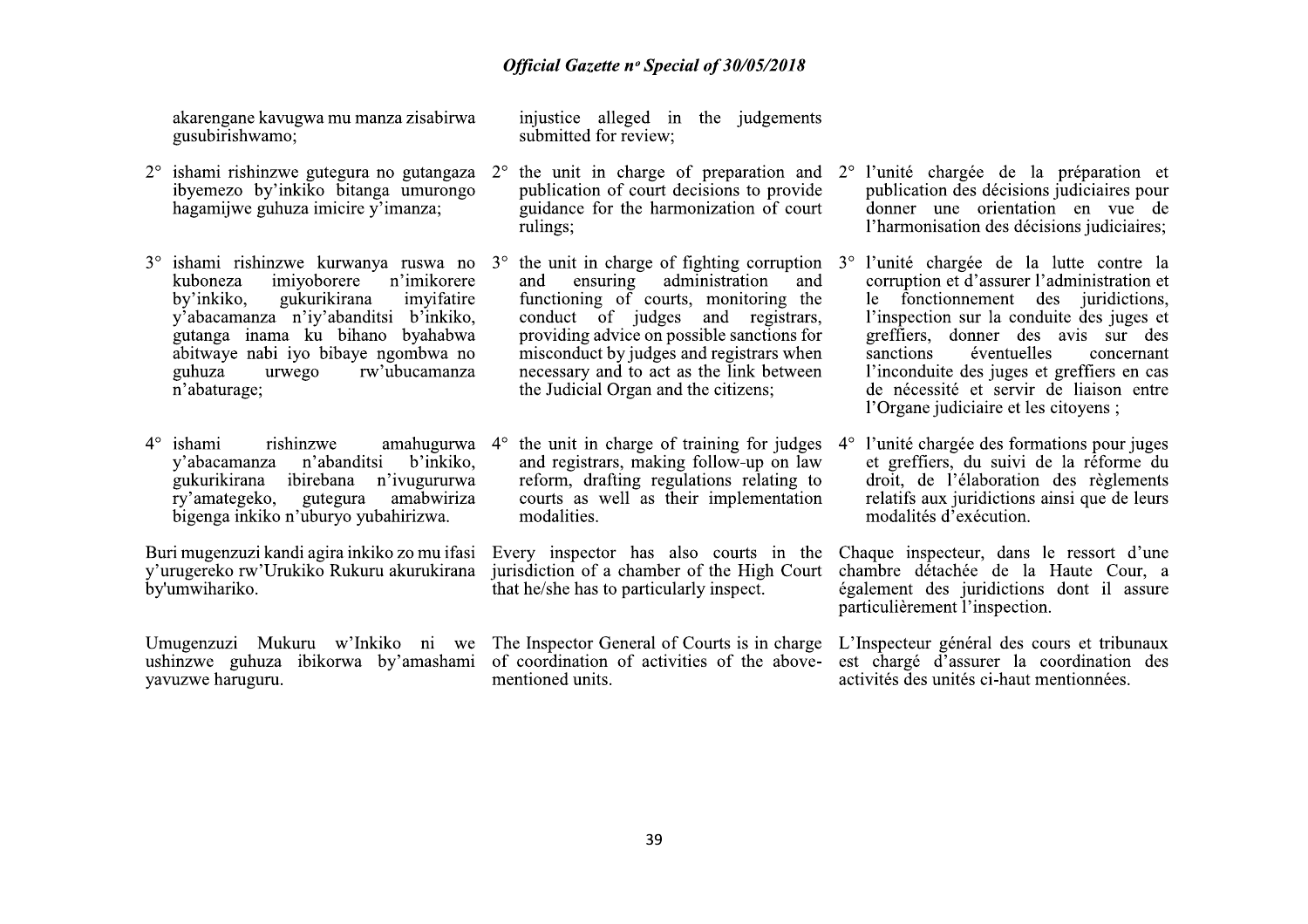akarengane kavugwa mu manza zisabirwa gusubirishwamo;

2° ishami rishinzwe gutegura no gutangaza ibyemezo by'inkiko bitanga umurongo hagamijwe guhuza imicire y'imanza;

3° ishami rishinzwe kurwanya ruswa no kuboneza imiyoborere n'imikorere by'inkiko, gukurikirana imyifatire y'abacamanza n'iy'abanditsi b'inkiko, gutanga inama ku bihano byahabwa abitwaye nabi iyo bibaye ngombwa no guhuza urwego rw'ubucamanza n'abaturage;

4° ishami rishinzwe amahugurwa y'abacamanza n'abanditsi b'inkiko, gukurikirana ibirebana n'ivugururwa ry'amategeko, gutegura amabwiriza bigenga inkiko n'uburyo yubahirizwa.

Buri mugenzuzi kandi agira inkiko zo mu ifasi y'urugereko rw'Urukiko Rukuru akurikirana by'umwihariko.

Umugenzuzi Mukuru w'Inkiko ni we ushinzwe guhuza ibikorwa by'amashami yavuzwe haruguru.

injustice alleged in the judgements submitted for review;

2° the unit in charge of preparation and publication of court decisions to provide guidance for the harmonization of court rulings;

3° the unit in charge of fighting corruption and ensuring administration and functioning of courts, monitoring the conduct of judges and registrars, providing advice on possible sanctions for misconduct by judges and registrars when necessary and to act as the link between the Judicial Organ and the citizens;

4° the unit in charge of training for judges and registrars, making follow-up on law reform, drafting regulations relating to courts as well as their implementation modalities.

Every inspector has also courts in the jurisdiction of a chamber of the High Court that he/she has to particularly inspect.

The Inspector General of Courts is in charge of coordination of activities of the above-mentioned units.

2° l'unité chargée de la préparation et publication des décisions judiciaires pour donner une orientation en vue de l'harmonisation des décisions judiciaires;

3° l'unité chargée de la lutte contre la corruption et d'assurer l'administration et le fonctionnement des juridictions, l'inspection sur la conduite des juges et greffiers, donner des avis sur des sanctions éventuelles concernant l'inconduite des juges et greffiers en cas de nécessité et servir de liaison entre l'Organe judiciaire et les citoyens ;

4° l'unité chargée des formations pour juges et greffiers, du suivi de la réforme du droit, de l'élaboration des règlements relatifs aux juridictions ainsi que de leurs modalités d'exécution.

Chaque inspecteur, dans le ressort d'une chambre détachée de la Haute Cour, a également des juridictions dont il assure particulièrement l'inspection.

L'Inspecteur général des cours et tribunaux est chargé d'assurer la coordination des activités des unités ci-haut mentionnées.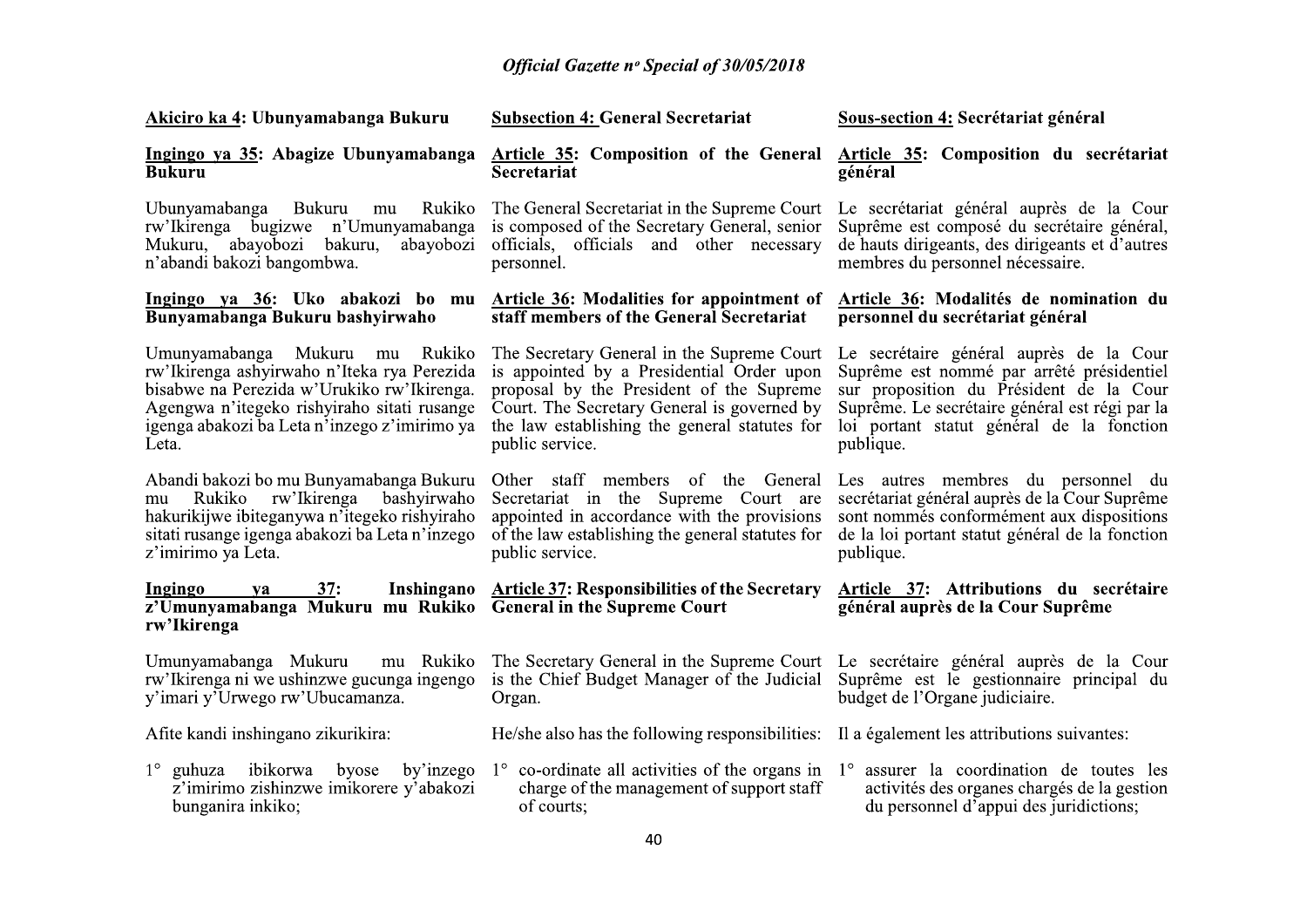**Akiciro ka 4: Ubunyamabanga Bukuru**

**Ingingo ya 35: Abagize Ubunyamabanga Bukuru**

Ubunyamabanga Bukuru mu Rukiko rw'Ikirenga bugizwe n'Umunyamabanga Mukuru, abayobozi bakuru, abayobozi n'abandi bakozi bangombwa.

**Ingingo ya 36: Uko abakozi bo mu Bunyamabanga Bukuru bashyirwaho**

Umunyamabanga Mukuru mu Rukiko rw'Ikirenga ashyirwaho n'Iteka rya Perezida bisabwe na Perezida w'Urukiko rw'Ikirenga. Agengwa n'itegeko rishyiraho sitati rusange igenga abakozi ba Leta n'inzego z'imirimo ya Leta.

Abandi bakozi bo mu Bunyamabanga Bukuru mu Rukiko rw'Ikirenga bashyirwaho hakurikijwe ibiteganywa n'itegeko rishyiraho sitati rusange igenga abakozi ba Leta n'inzego z'imirimo ya Leta.

**Ingingo ya 37: Inshingano z'Umunyamabanga Mukuru mu Rukiko rw'Ikirenga**

Umunyamabanga Mukuru mu Rukiko rw'Ikirenga ni we ushinzwe gucunga ingengo y'imari y'Urwego rw'Ubucamanza.

Afite kandi inshingano zikurikira:

1° guhuza ibikorwa byose by'inzego z'imirimo zishinzwe imikorere y'abakozi bunganira inkiko;

**Subsection 4: General Secretariat**

**Article 35: Composition of the General Secretariat**

The General Secretariat in the Supreme Court is composed of the Secretary General, senior officials, officials and other necessary personnel.

**Article 36: Modalities for appointment of staff members of the General Secretariat**

The Secretary General in the Supreme Court is appointed by a Presidential Order upon proposal by the President of the Supreme Court. The Secretary General is governed by the law establishing the general statutes for public service.

Other staff members of the General Secretariat in the Supreme Court are appointed in accordance with the provisions of the law establishing the general statutes for public service.

**Article 37: Responsibilities of the Secretary General in the Supreme Court**

The Secretary General in the Supreme Court is the Chief Budget Manager of the Judicial Organ.

He/she also has the following responsibilities:

1° co-ordinate all activities of the organs in charge of the management of support staff of courts;

**Sous-section 4: Secrétariat général**

**Article 35: Composition du secrétariat général**

Le secrétariat général auprès de la Cour Suprême est composé du secrétaire général, de hauts dirigeants, des dirigeants et d'autres membres du personnel nécessaire.

**Article 36: Modalités de nomination du personnel du secrétariat général**

Le secrétaire général auprès de la Cour Suprême est nommé par arrêté présidentiel sur proposition du Président de la Cour Suprême. Le secrétaire général est régi par la loi portant statut général de la fonction publique.

Les autres membres du personnel du secrétariat général auprès de la Cour Suprême sont nommés conformément aux dispositions de la loi portant statut général de la fonction publique.

**Article 37: Attributions du secrétaire général auprès de la Cour Suprême**

Le secrétaire général auprès de la Cour Suprême est le gestionnaire principal du budget de l'Organe judiciaire.

Il a également les attributions suivantes:

1° assurer la coordination de toutes les activités des organes chargés de la gestion du personnel d'appui des juridictions;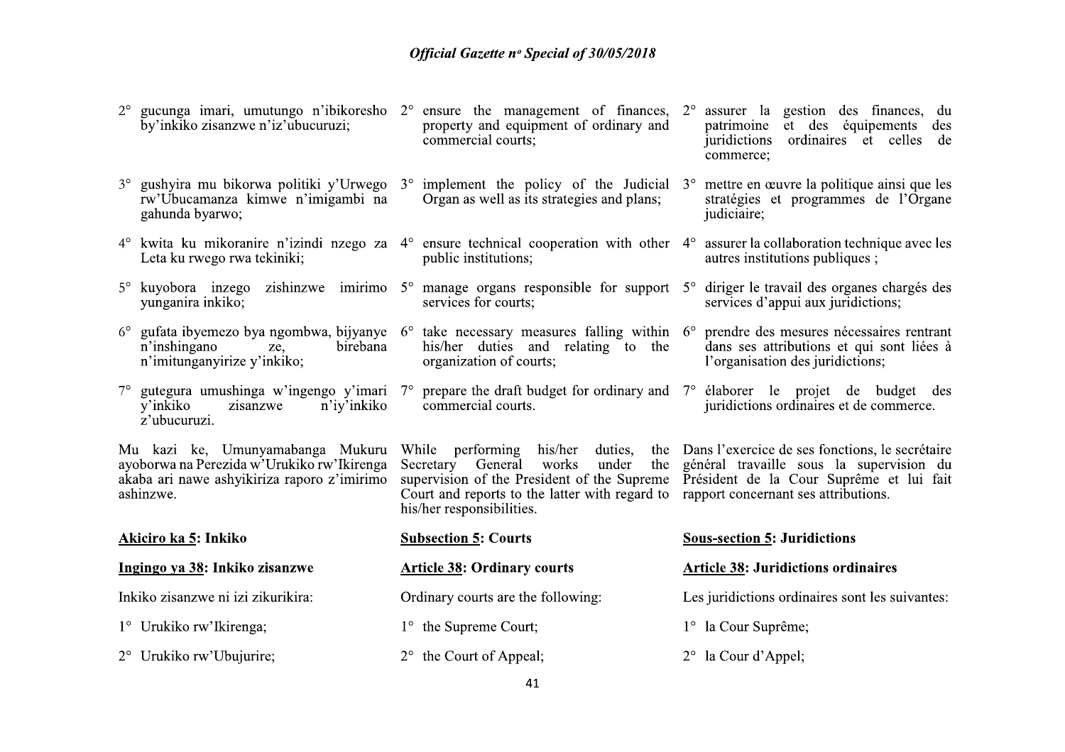2° gucunga imari, umutungo n'ibikoresho by'inkiko zisanzwe n'iz'ubucuruzi;

3° gushyira mu bikorwa politiki y'Urwego rw'Ubucamanza kimwe n'imigambi na gahunda byarwo;

4° kwita ku mikoranire n'izindi nzego za Leta ku rwego rwa tekiniki;

5° kuyobora inzego zishinzwe imirimo yunganira inkiko;

6° gufata ibyemezo bya ngombwa, bijyanye n'inshingano ze, birebana n'imitunganyirize y'inkiko;

7° gutegura umushinga w'ingengo y'imari y'inkiko zisanzwe n'iy'inkiko z'ubucuruzi.

Mu kazi ke, Umunyamabanga Mukuru ayoborwa na Perezida w'Urukiko rw'Ikirenga akaba ari nawe ashyikiriza raporo z'imirimo ashinzwe.

**Akiciro ka 5: Inkiko**

**Ingingo ya 38: Inkiko zisanzwe**

Inkiko zisanzwe ni izi zikurikira:

1° Urukiko rw'Ikirenga;

2° Urukiko rw'Ubujurire;

2° ensure the management of finances, property and equipment of ordinary and commercial courts;

3° implement the policy of the Judicial Organ as well as its strategies and plans;

4° ensure technical cooperation with other public institutions;

5° manage organs responsible for support services for courts;

6° take necessary measures falling within his/her duties and relating to the organization of courts;

7° prepare the draft budget for ordinary and commercial courts.

While performing his/her duties, the Secretary General works under the supervision of the President of the Supreme Court and reports to the latter with regard to his/her responsibilities.

**Subsection 5: Courts**

**Article 38: Ordinary courts**

Ordinary courts are the following:

1° the Supreme Court;

2° the Court of Appeal;

2° assurer la gestion des finances, du patrimoine et des équipements des juridictions ordinaires et celles de commerce;

3° mettre en œuvre la politique ainsi que les stratégies et programmes de l'Organe judiciaire;

4° assurer la collaboration technique avec les autres institutions publiques ;

5° diriger le travail des organes chargés des services d'appui aux juridictions;

6° prendre des mesures nécessaires rentrant dans ses attributions et qui sont liées à l'organisation des juridictions;

7° élaborer le projet de budget des juridictions ordinaires et de commerce.

Dans l'exercice de ses fonctions, le secrétaire général travaille sous la supervision du Président de la Cour Suprême et lui fait rapport concernant ses attributions.

**Sous-section 5: Juridictions**

**Article 38: Juridictions ordinaires**

Les juridictions ordinaires sont les suivantes:

1° la Cour Suprême;

2° la Cour d'Appel;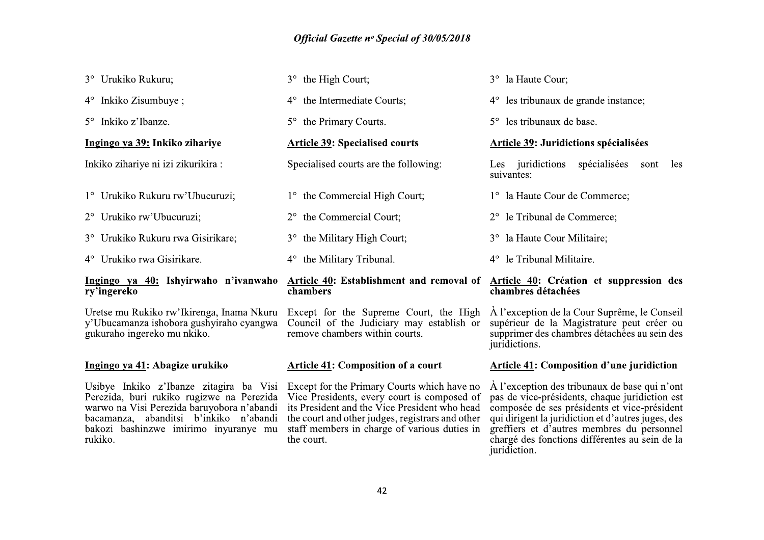3° Urukiko Rukuru;

4° Inkiko Zisumbuye ;

5° Inkiko z'Ibanze.

**Ingingo ya 39: Inkiko zihariye**

Inkiko zihariye ni izi zikurikira :

1° Urukiko Rukuru rw'Ubucuruzi;

2° Urukiko rw'Ubucuruzi;

3° Urukiko Rukuru rwa Gisirikare;

4° Urukiko rwa Gisirikare.

**Ingingo ya 40: Ishyirwaho n'ivanwaho ry'ingereko**

Uretse mu Rukiko rw'Ikirenga, Inama Nkuru y'Ubucamanza ishobora gushyiraho cyangwa gukuraho ingereko mu nkiko.

**Ingingo ya 41: Abagize urukiko**

Usibye Inkiko z'Ibanze zitagira ba Visi Perezida, buri rukiko rugizwe na Perezida warwo na Visi Perezida baruyobora n'abandi bacamanza, abanditsi b'inkiko n'abandi bakozi bashinzwe imirimo inyuranye mu rukiko.

3° the High Court;

4° the Intermediate Courts;

5° the Primary Courts.

**Article 39: Specialised courts**

Specialised courts are the following:

1° the Commercial High Court;

2° the Commercial Court;

3° the Military High Court;

4° the Military Tribunal.

**Article 40: Establishment and removal of chambers**

Except for the Supreme Court, the High Council of the Judiciary may establish or remove chambers within courts.

**Article 41: Composition of a court**

Except for the Primary Courts which have no Vice Presidents, every court is composed of its President and the Vice President who head the court and other judges, registrars and other staff members in charge of various duties in the court.

3° la Haute Cour;

4° les tribunaux de grande instance;

5° les tribunaux de base.

**Article 39: Juridictions spécialisées**

Les juridictions spécialisées sont les suivantes:

1° la Haute Cour de Commerce;

2° le Tribunal de Commerce;

3° la Haute Cour Militaire;

4° le Tribunal Militaire.

**Article 40: Création et suppression des chambres détachées**

À l'exception de la Cour Suprême, le Conseil supérieur de la Magistrature peut créer ou supprimer des chambres détachées au sein des juridictions.

**Article 41: Composition d'une juridiction**

À l'exception des tribunaux de base qui n'ont pas de vice-présidents, chaque juridiction est composée de ses présidents et vice-président qui dirigent la juridiction et d'autres juges, des greffiers et d'autres membres du personnel chargé des fonctions différentes au sein de la juridiction.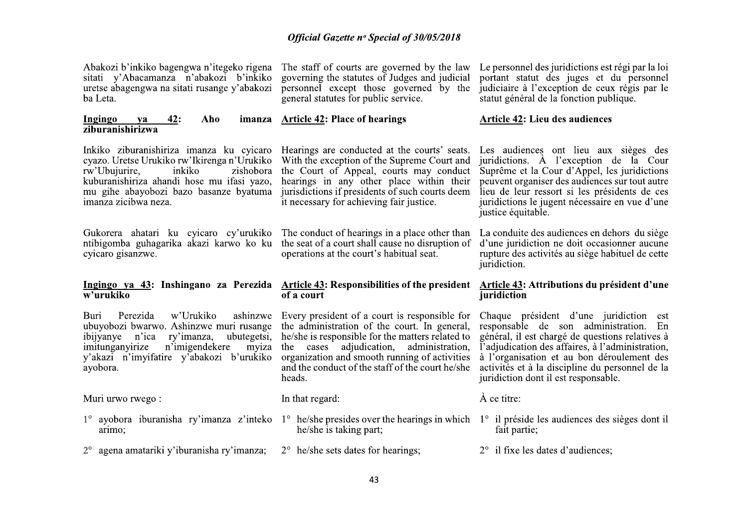Abakozi b'inkiko bagengwa n'itegeko rigena sitati y'Abacamanza n'abakozi b'inkiko uretse abagengwa na sitati rusange y'abakozi ba Leta.

The staff of courts are governed by the law governing the statutes of Judges and judicial personnel except those governed by the general statutes for public service.

Le personnel des juridictions est régi par la loi portant statut des juges et du personnel judiciaire à l'exception de ceux régis par le statut général de la fonction publique.

**Ingingo ya 42: Aho imanza ziburanishirizwa**

Inkiko ziburanishiriza imanza ku cyicaro cyazo. Uretse Urukiko rw'Ikirenga n'Urukiko rw'Ubujurire, inkiko zishobora kuburanishiriza ahandi hose mu ifasi yazo, mu gihe abayobozi bazo basanze byatuma imanza zicibwa neza.

Gukorera ahatari ku cyicaro cy'urukiko ntibigomba guhagarika akazi karwo ko ku cyicaro gisanzwe.

**Article 42: Place of hearings**

Hearings are conducted at the courts' seats. With the exception of the Supreme Court and the Court of Appeal, courts may conduct hearings in any other place within their jurisdictions if presidents of such courts deem it necessary for achieving fair justice.

The conduct of hearings in a place other than the seat of a court shall cause no disruption of operations at the court's habitual seat.

**Article 42: Lieu des audiences**

Les audiences ont lieu aux sièges des juridictions. À l'exception de la Cour Suprême et la Cour d'Appel, les juridictions peuvent organiser des audiences sur tout autre lieu de leur ressort si les présidents de ces juridictions le jugent nécessaire en vue d'une justice équitable.

La conduite des audiences en dehors du siège d'une juridiction ne doit occasionner aucune rupture des activités au siège habituel de cette juridiction.

**Ingingo ya 43: Inshingano za Perezida w'urukiko**

Buri Perezida w'Urukiko ashinzwe ubuyobozi bwarwo. Ashinzwe muri rusange ibijyanye n'ica ry'imanza, ubutegetsi, imitunganyirize n'imigendekere myiza y'akazi n'imyifatire y'abakozi b'urukiko ayobora.

Muri urwo rwego :

1° ayobora iburanisha ry'imanza z'inteko arimo;

2° agena amatariki y'iburanisha ry'imanza;

**Article 43: Responsibilities of the president of a court**

Every president of a court is responsible for the administration of the court. In general, he/she is responsible for the matters related to the cases adjudication, administration, organization and smooth running of activities and the conduct of the staff of the court he/she heads.

In that regard:

1° he/she presides over the hearings in which he/she is taking part;

2° he/she sets dates for hearings;

**Article 43: Attributions du président d'une juridiction**

Chaque président d'une juridiction est responsable de son administration. En général, il est chargé de questions relatives à l'adjudication des affaires, à l'administration, à l'organisation et au bon déroulement des activités et à la discipline du personnel de la juridiction dont il est responsable.

À ce titre:

1° il préside les audiences des sièges dont il fait partie;

2° il fixe les dates d'audiences;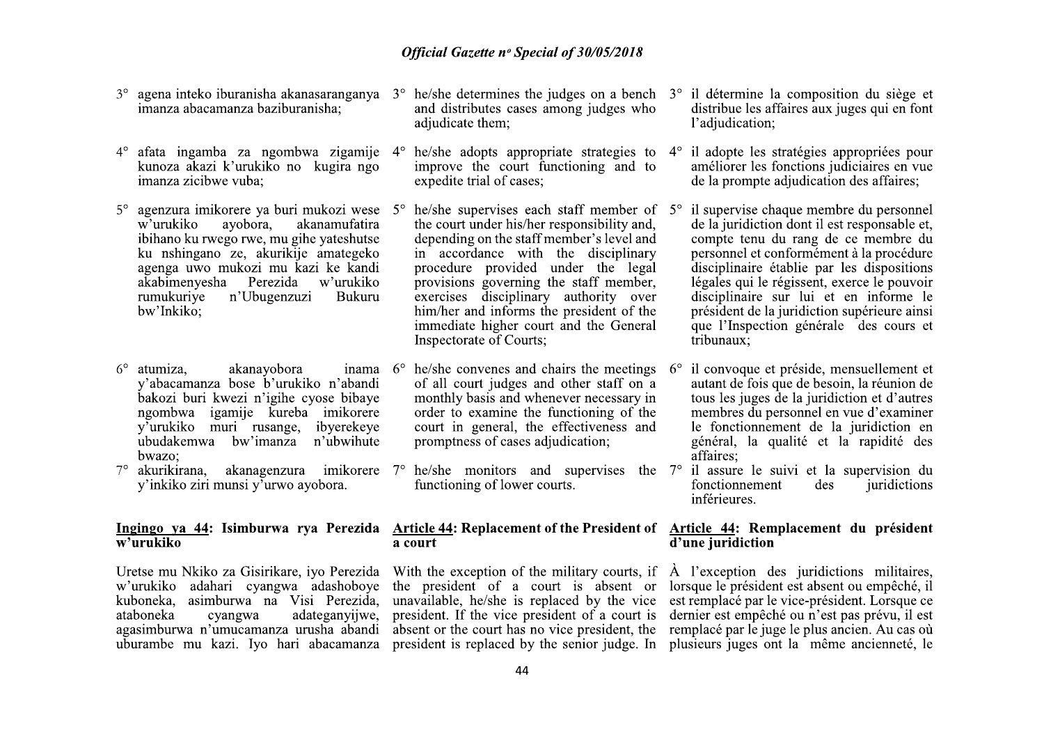3° agena inteko iburanisha akanasaranganya imanza abacamanza baziburanisha;

4° afata ingamba za ngombwa zigamije kunoza akazi k'urukiko no kugira ngo imanza zicibwe vuba;

5° agenzura imikorere ya buri mukozi wese w'urukiko ayobora, akanamufatira ibihano ku rwego rwe, mu gihe yateshutse ku nshingano ze, akurikije amategeko agenga uwo mukozi mu kazi ke kandi akabimenyesha Perezida w'urukiko rumukuriye n'Ubugenzuzi Bukuru bw'Inkiko;

6° atumiza, akanayobora inama y'abacamanza bose b'urukiko n'abandi bakozi buri kwezi n'igihe cyose bibaye ngombwa igamije kureba imikorere y'urukiko muri rusange, ibyerekeye ubudakemwa bw'imanza n'ubwihute bwazo;

7° akurikirana, akanagenzura imikorere y'inkiko ziri munsi y'urwo ayobora.

## Ingingo ya 44: Isimburwa rya Perezida w'urukiko

Uretse mu Nkiko za Gisirikare, iyo Perezida w'urukiko adahari cyangwa adashoboye kuboneka, asimburwa na Visi Perezida, ataboneka cyangwa adateganyijwe, agasimburwa n'umucamanza urusha abandi uburambe mu kazi. Iyo hari abacamanza

3° he/she determines the judges on a bench and distributes cases among judges who adjudicate them;

4° he/she adopts appropriate strategies to improve the court functioning and to expedite trial of cases;

5° he/she supervises each staff member of the court under his/her responsibility and, depending on the staff member's level and in accordance with the disciplinary procedure provided under the legal provisions governing the staff member, exercises disciplinary authority over him/her and informs the president of the immediate higher court and the General Inspectorate of Courts;

6° he/she convenes and chairs the meetings of all court judges and other staff on a monthly basis and whenever necessary in order to examine the functioning of the court in general, the effectiveness and promptness of cases adjudication;

7° he/she monitors and supervises the functioning of lower courts.

## Article 44: Replacement of the President of a court

With the exception of the military courts, if the president of a court is absent or unavailable, he/she is replaced by the vice president. If the vice president of a court is absent or the court has no vice president, the president is replaced by the senior judge. In

3° il détermine la composition du siège et distribue les affaires aux juges qui en font l'adjudication;

4° il adopte les stratégies appropriées pour améliorer les fonctions judiciaires en vue de la prompte adjudication des affaires;

5° il supervise chaque membre du personnel de la juridiction dont il est responsable et, compte tenu du rang de ce membre du personnel et conformément à la procédure disciplinaire établie par les dispositions légales qui le régissent, exerce le pouvoir disciplinaire sur lui et en informe le président de la juridiction supérieure ainsi que l'Inspection générale des cours et tribunaux;

6° il convoque et préside, mensuellement et autant de fois que de besoin, la réunion de tous les juges de la juridiction et d'autres membres du personnel en vue d'examiner le fonctionnement de la juridiction en général, la qualité et la rapidité des affaires;

7° il assure le suivi et la supervision du fonctionnement des juridictions inférieures.

## Article 44: Remplacement du président d'une juridiction

À l'exception des juridictions militaires, lorsque le président est absent ou empêché, il est remplacé par le vice-président. Lorsque ce dernier est empêché ou n'est pas prévu, il est remplacé par le juge le plus ancien. Au cas où plusieurs juges ont la même ancienneté, le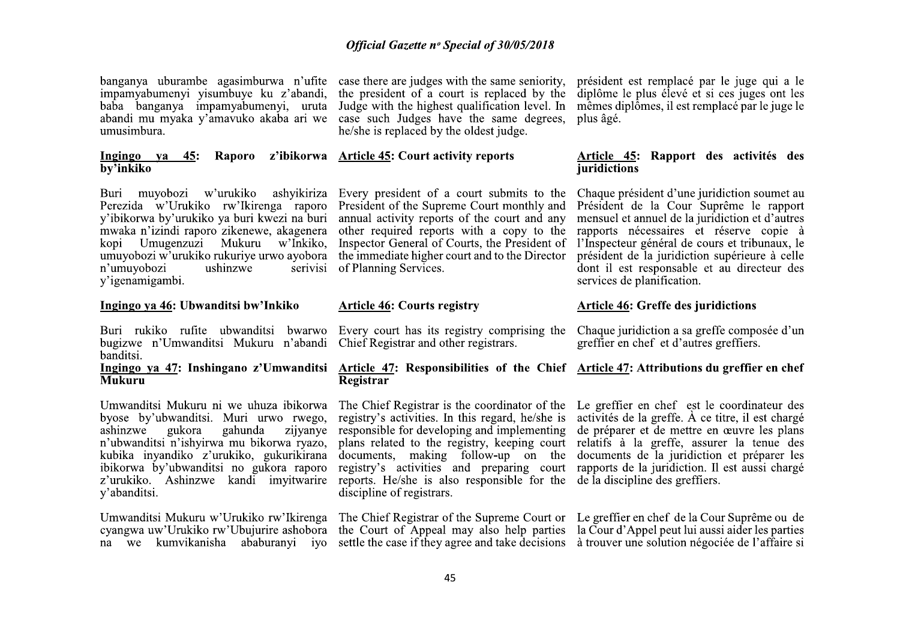banganya uburambe agasimburwa n'ufite impamyabumenyi yisumbuye ku z'abandi, baba banganya impamyabumenyi, uruta abandi mu myaka y'amavuko akaba ari we umusimbura.

case there are judges with the same seniority, the president of a court is replaced by the Judge with the highest qualification level. In case such Judges have the same degrees, he/she is replaced by the oldest judge.

président est remplacé par le juge qui a le diplôme le plus élevé et si ces juges ont les mêmes diplômes, il est remplacé par le juge le plus âgé.

**Ingingo ya 45: Raporo z'ibikorwa by'inkiko**

Buri muyobozi w'urukiko ashyikiriza Perezida w'Urukiko rw'Ikirenga raporo y'ibikorwa by'urukiko ya buri kwezi na buri mwaka n'izindi raporo zikenewe, akagenera kopi Umugenzuzi Mukuru w'Inkiko, umuyobozi w'urukiko rukuriye urwo ayobora n'umuyobozi ushinzwe serivisi y'igenamigambi.

**Article 45: Court activity reports**

Every president of a court submits to the President of the Supreme Court monthly and annual activity reports of the court and any other required reports with a copy to the Inspector General of Courts, the President of the immediate higher court and to the Director of Planning Services.

**Article 45: Rapport des activités des juridictions**

Chaque président d'une juridiction soumet au Président de la Cour Suprême le rapport mensuel et annuel de la juridiction et d'autres rapports nécessaires et réserve copie à l'Inspecteur général de cours et tribunaux, le président de la juridiction supérieure à celle dont il est responsable et au directeur des services de planification.

**Ingingo ya 46: Ubwanditsi bw'Inkiko**

Buri rukiko rufite ubwanditsi bwarwo bugizwe n'Umwanditsi Mukuru n'abandi banditsi.

**Article 46: Courts registry**

Every court has its registry comprising the Chief Registrar and other registrars.

**Article 46: Greffe des juridictions**

Chaque juridiction a sa greffe composée d'un greffier en chef et d'autres greffiers.

**Ingingo ya 47: Inshingano z'Umwanditsi Mukuru**

Umwanditsi Mukuru ni we uhuza ibikorwa byose by'ubwanditsi. Muri urwo rwego, ashinzwe gukora gahunda zijyanye n'ubwanditsi n'ishyirwa mu bikorwa ryazo, kubika inyandiko z'urukiko, gukurikirana ibikorwa by'ubwanditsi no gukora raporo z'urukiko. Ashinzwe kandi imyitwarire y'abanditsi.

Umwanditsi Mukuru w'Urukiko rw'Ikirenga cyangwa uw'Urukiko rw'Ubujurire ashobora na we kumvikanisha ababuranyi iyo

**Article 47: Responsibilities of the Chief Registrar**

The Chief Registrar is the coordinator of the registry's activities. In this regard, he/she is responsible for developing and implementing plans related to the registry, keeping court documents, making follow-up on the registry's activities and preparing court reports. He/she is also responsible for the discipline of registrars.

The Chief Registrar of the Supreme Court or the Court of Appeal may also help parties settle the case if they agree and take decisions

**Article 47: Attributions du greffier en chef**

Le greffier en chef est le coordinateur des activités de la greffe. À ce titre, il est chargé de préparer et de mettre en œuvre les plans relatifs à la greffe, assurer la tenue des documents de la juridiction et préparer les rapports de la juridiction. Il est aussi chargé de la discipline des greffiers.

Le greffier en chef de la Cour Suprême ou de la Cour d'Appel peut lui aussi aider les parties à trouver une solution négociée de l'affaire si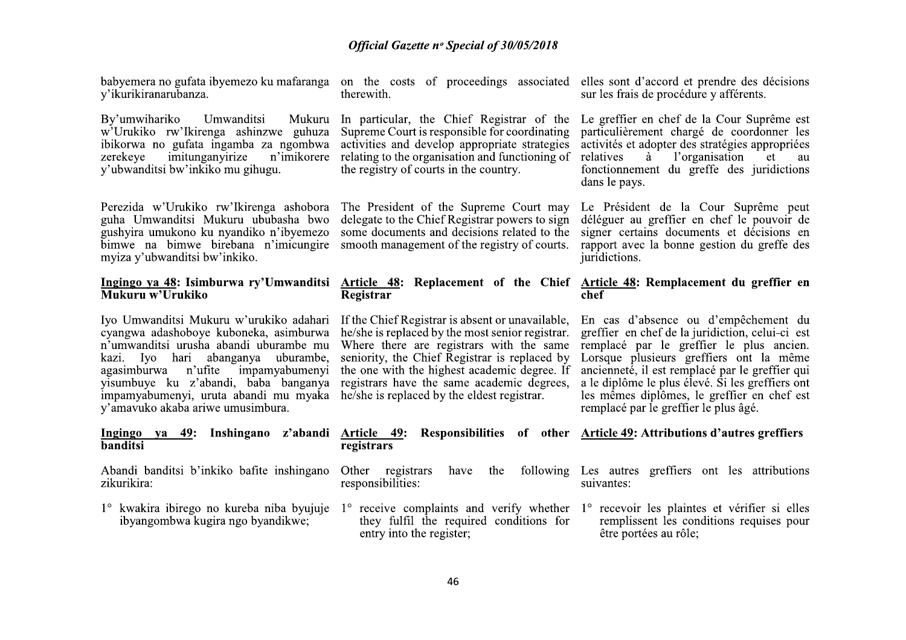babyemera no gufata ibyemezo ku mafaranga y'ikurikiranarubanza.

By'umwihariko Umwanditsi Mukuru w'Urukiko rw'Ikirenga ashinzwe guhuza ibikorwa no gufata ingamba za ngombwa zerekeye imitunganyirize n'imikorere y'ubwanditsi bw'inkiko mu gihugu.

Perezida w'Urukiko rw'Ikirenga ashobora guha Umwanditsi Mukuru ububasha bwo gushyira umukono ku nyandiko n'ibyemezo bimwe na bimwe birebana n'imicungire myiza y'ubwanditsi bw'inkiko.

**Ingingo ya 48: Isimburwa ry'Umwanditsi Mukuru w'Urukiko**

Iyo Umwanditsi Mukuru w'urukiko adahari cyangwa adashoboye kuboneka, asimburwa n'umwanditsi urusha abandi uburambe mu kazi. Iyo hari abanganya uburambe, agasimburwa n'ufite impamyabumenyi yisumbuye ku z'abandi, baba banganya impamyabumenyi, uruta abandi mu myaka y'amavuko akaba ariwe umusimbura.

**Ingingo ya 49: Inshingano z'abandi banditsi**

Abandi banditsi b'inkiko bafite inshingano zikurikira:

1° kwakira ibirego no kureba niba byujuje ibyangombwa kugira ngo byandikwe;

on the costs of proceedings associated therewith.

In particular, the Chief Registrar of the Supreme Court is responsible for coordinating activities and develop appropriate strategies relating to the organisation and functioning of the registry of courts in the country.

The President of the Supreme Court may delegate to the Chief Registrar powers to sign some documents and decisions related to the smooth management of the registry of courts.

**Article 48: Replacement of the Chief Registrar**

If the Chief Registrar is absent or unavailable, he/she is replaced by the most senior registrar. Where there are registrars with the same seniority, the Chief Registrar is replaced by the one with the highest academic degree. If registrars have the same academic degrees, he/she is replaced by the eldest registrar.

**Article 49: Responsibilities of other registrars**

Other registrars have the following responsibilities:

1° receive complaints and verify whether they fulfil the required conditions for entry into the register;

elles sont d'accord et prendre des décisions sur les frais de procédure y afférents.

Le greffier en chef de la Cour Suprême est particulièrement chargé de coordonner les activités et adopter des stratégies appropriées relatives à l'organisation et au fonctionnement du greffe des juridictions dans le pays.

Le Président de la Cour Suprême peut déléguer au greffier en chef le pouvoir de signer certains documents et décisions en rapport avec la bonne gestion du greffe des juridictions.

**Article 48: Remplacement du greffier en chef**

En cas d'absence ou d'empêchement du greffier en chef de la juridiction, celui-ci est remplacé par le greffier le plus ancien. Lorsque plusieurs greffiers ont la même ancienneté, il est remplacé par le greffier qui a le diplôme le plus élevé. Si les greffiers ont les mêmes diplômes, le greffier en chef est remplacé par le greffier le plus âgé.

**Article 49: Attributions d'autres greffiers**

Les autres greffiers ont les attributions suivantes:

1° recevoir les plaintes et vérifier si elles remplissent les conditions requises pour être portées au rôle;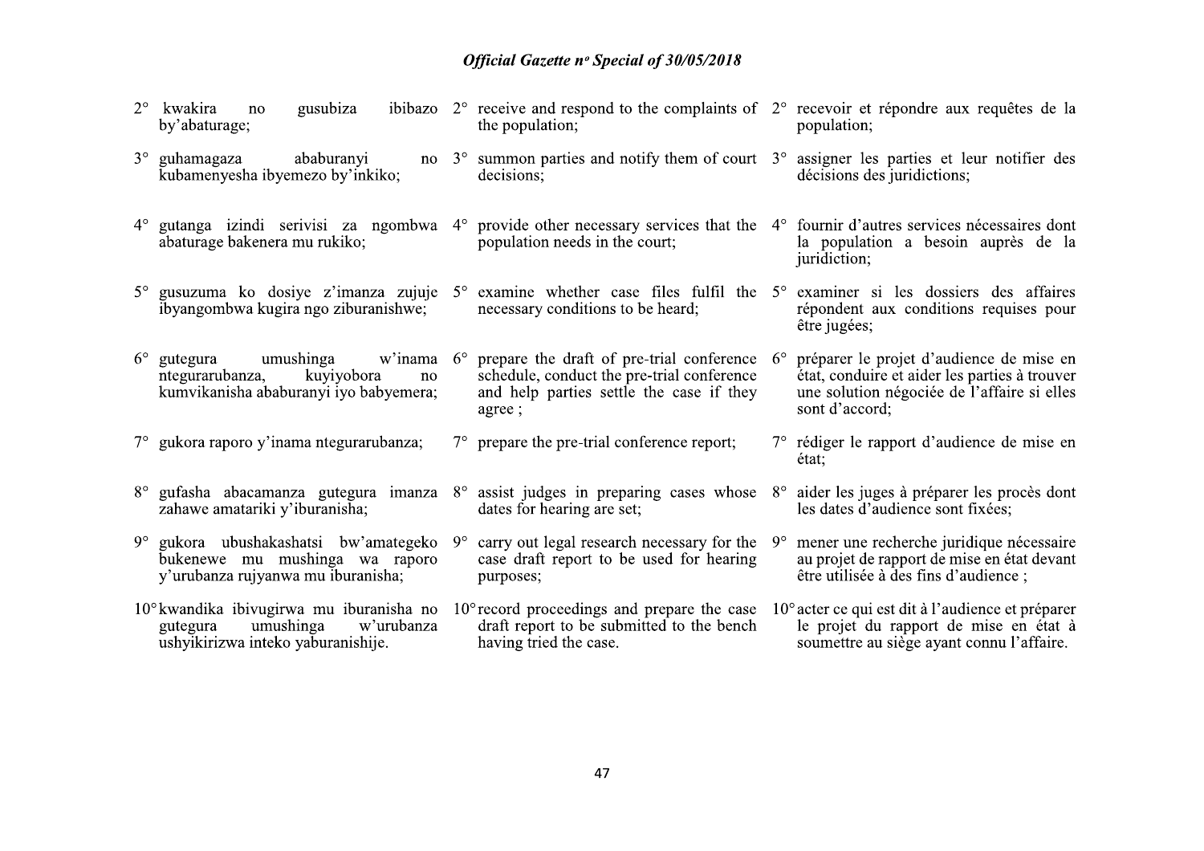2° kwakira no gusubiza ibibazo by'abaturage;

3° guhamagaza ababuranyi no kubamenyesha ibyemezo by'inkiko;

4° gutanga izindi serivisi za ngombwa abaturage bakenera mu rukiko;

5° gusuzuma ko dosiye z'imanza zujuje ibyangombwa kugira ngo ziburanishwe;

6° gutegura umushinga w'inama ntegurarubanza, kuyiyobora no kumvikanisha ababuranyi iyo babyemera;

7° gukora raporo y'inama ntegurarubanza;

8° gufasha abacamanza gutegura imanza zahawe amatariki y'iburanisha;

9° gukora ubushakashatsi bw'amategeko bukenewe mu mushinga wa raporo y'urubanza rujyanwa mu iburanisha;

10° kwandika ibivugirwa mu iburanisha no gutegura umushinga w'urubanza ushyikirizwa inteko yaburanishije.

2° receive and respond to the complaints of the population;

3° summon parties and notify them of court decisions;

4° provide other necessary services that the population needs in the court;

5° examine whether case files fulfil the necessary conditions to be heard;

6° prepare the draft of pre-trial conference schedule, conduct the pre-trial conference and help parties settle the case if they agree ;

7° prepare the pre-trial conference report;

8° assist judges in preparing cases whose dates for hearing are set;

9° carry out legal research necessary for the case draft report to be used for hearing purposes;

10° record proceedings and prepare the case draft report to be submitted to the bench having tried the case.

2° recevoir et répondre aux requêtes de la population;

3° assigner les parties et leur notifier des décisions des juridictions;

4° fournir d'autres services nécessaires dont la population a besoin auprès de la juridiction;

5° examiner si les dossiers des affaires répondent aux conditions requises pour être jugées;

6° préparer le projet d'audience de mise en état, conduire et aider les parties à trouver une solution négociée de l'affaire si elles sont d'accord;

7° rédiger le rapport d'audience de mise en état;

8° aider les juges à préparer les procès dont les dates d'audience sont fixées;

9° mener une recherche juridique nécessaire au projet de rapport de mise en état devant être utilisée à des fins d'audience ;

10° acter ce qui est dit à l'audience et préparer le projet du rapport de mise en état à soumettre au siège ayant connu l'affaire.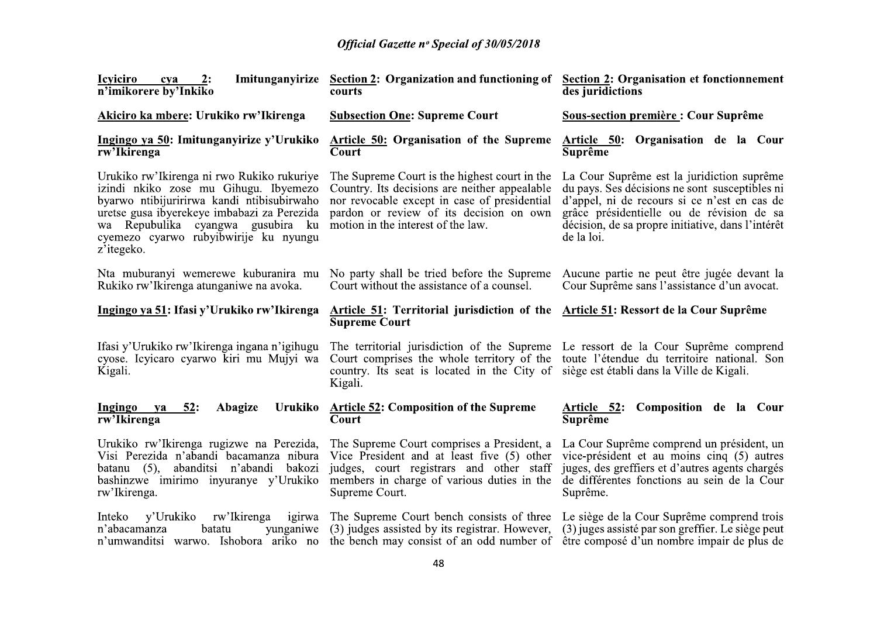**Icyiciro cya 2: Imitunganyirize n'imikorere by'Inkiko**

**Akiciro ka mbere: Urukiko rw'Ikirenga**

**Ingingo ya 50: Imitunganyirize y'Urukiko rw'Ikirenga**

Urukiko rw'Ikirenga ni rwo Rukiko rukuriye izindi nkiko zose mu Gihugu. Ibyemezo byarwo ntibijuririrwa kandi ntibisubirwaho uretse gusa ibyerekeye imbabazi za Perezida wa Repubulika cyangwa gusubira ku cyemezo cyarwo rubyibwirije ku nyungu z'itegeko.

Nta muburanyi wemerewe kuburanira mu Rukiko rw'Ikirenga atunganiwe na avoka.

**Ingingo ya 51: Ifasi y'Urukiko rw'Ikirenga**

Ifasi y'Urukiko rw'Ikirenga ingana n'igihugu cyose. Icyicaro cyarwo kiri mu Mujyi wa Kigali.

**Ingingo ya 52: Abagize Urukiko rw'Ikirenga**

Urukiko rw'Ikirenga rugizwe na Perezida, Visi Perezida n'abandi bacamanza nibura batanu (5), abanditsi n'abandi bakozi bashinzwe imirimo inyuranye y'Urukiko rw'Ikirenga.

Inteko y'Urukiko rw'Ikirenga igirwa n'abacamanza batatu yunganiwe n'umwanditsi warwo. Ishobora ariko no

**Section 2: Organization and functioning of courts**

**Subsection One: Supreme Court**

**Article 50: Organisation of the Supreme Court**

The Supreme Court is the highest court in the Country. Its decisions are neither appealable nor revocable except in case of presidential pardon or review of its decision on own motion in the interest of the law.

No party shall be tried before the Supreme Court without the assistance of a counsel.

**Article 51: Territorial jurisdiction of the Supreme Court**

The territorial jurisdiction of the Supreme Court comprises the whole territory of the country. Its seat is located in the City of Kigali.

**Article 52: Composition of the Supreme Court**

The Supreme Court comprises a President, a Vice President and at least five (5) other judges, court registrars and other staff members in charge of various duties in the Supreme Court.

The Supreme Court bench consists of three (3) judges assisted by its registrar. However, the bench may consist of an odd number of

**Section 2: Organisation et fonctionnement des juridictions**

**Sous-section première : Cour Suprême**

**Article 50: Organisation de la Cour Suprême**

La Cour Suprême est la juridiction suprême du pays. Ses décisions ne sont susceptibles ni d'appel, ni de recours si ce n'est en cas de grâce présidentielle ou de révision de sa décision, de sa propre initiative, dans l'intérêt de la loi.

Aucune partie ne peut être jugée devant la Cour Suprême sans l'assistance d'un avocat.

**Article 51: Ressort de la Cour Suprême**

Le ressort de la Cour Suprême comprend toute l'étendue du territoire national. Son siège est établi dans la Ville de Kigali.

**Article 52: Composition de la Cour Suprême**

La Cour Suprême comprend un président, un vice-président et au moins cinq (5) autres juges, des greffiers et d'autres agents chargés de différentes fonctions au sein de la Cour Suprême.

Le siège de la Cour Suprême comprend trois (3) juges assisté par son greffier. Le siège peut être composé d'un nombre impair de plus de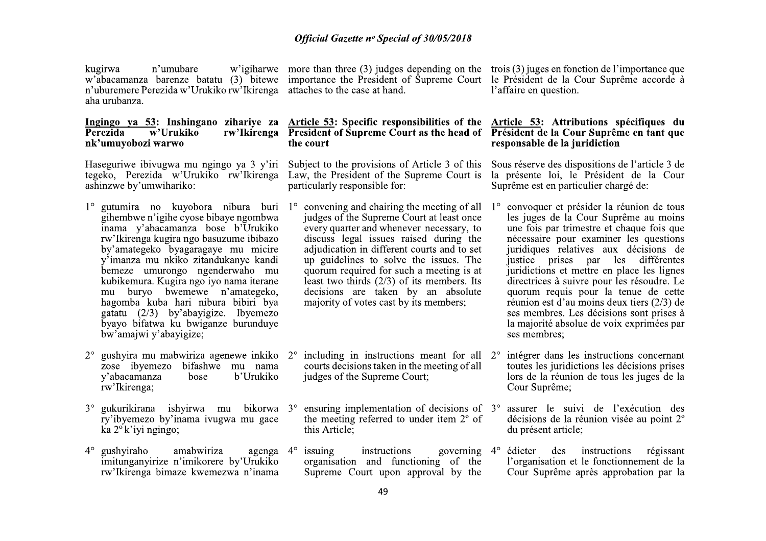kugirwa n'umubare w'igiharwe w'abacamanza barenze batatu (3) bitewe n'uburemere Perezida w'Urukiko rw'Ikirenga aha urubanza.

**Ingingo ya 53: Inshingano zihariye za Perezida w'Urukiko rw'Ikirenga nk'umuyobozi warwo**

Haseguriwe ibivugwa mu ngingo ya 3 y'iri tegeko, Perezida w'Urukiko rw'Ikirenga ashinzwe by'umwihariko:

1° gutumira no kuyobora nibura buri gihembwe n'igihe cyose bibaye ngombwa inama y'abacamanza bose b'Urukiko rw'Ikirenga kugira ngo basuzume ibibazo by'amategeko byagaragaye mu micire y'imanza mu nkiko zitandukanye kandi bemeze umurongo ngenderwaho mu kubikemura. Kugira ngo iyo nama iterane mu buryo bwemewe n'amategeko, hagomba kuba hari nibura bibiri bya gatatu (2/3) by'abayigize. Ibyemezo byayo bifatwa ku bwiganze burunduye bw'amajwi y'abayigize;

2° gushyira mu mabwiriza agenewe inkiko zose ibyemezo bifashwe mu nama y'abacamanza bose b'Urukiko rw'Ikirenga;

3° gukurikirana ishyirwa mu bikorwa ry'ibyemezo by'inama ivugwa mu gace ka 2° k'iyi ngingo;

4° gushyiraho amabwiriza agenga imitunganyirize n'imikorere by'Urukiko rw'Ikirenga bimaze kwemezwa n'inama

more than three (3) judges depending on the importance the President of Supreme Court attaches to the case at hand.

**Article 53: Specific responsibilities of the President of Supreme Court as the head of the court**

Subject to the provisions of Article 3 of this Law, the President of the Supreme Court is particularly responsible for:

1° convening and chairing the meeting of all judges of the Supreme Court at least once every quarter and whenever necessary, to discuss legal issues raised during the adjudication in different courts and to set up guidelines to solve the issues. The quorum required for such a meeting is at least two-thirds (2/3) of its members. Its decisions are taken by an absolute majority of votes cast by its members;

2° including in instructions meant for all courts decisions taken in the meeting of all judges of the Supreme Court;

3° ensuring implementation of decisions of the meeting referred to under item 2° of this Article;

4° issuing instructions governing organisation and functioning of the Supreme Court upon approval by the

trois (3) juges en fonction de l'importance que le Président de la Cour Suprême accorde à l'affaire en question.

**Article 53: Attributions spécifiques du Président de la Cour Suprême en tant que responsable de la juridiction**

Sous réserve des dispositions de l'article 3 de la présente loi, le Président de la Cour Suprême est en particulier chargé de:

1° convoquer et présider la réunion de tous les juges de la Cour Suprême au moins une fois par trimestre et chaque fois que nécessaire pour examiner les questions juridiques relatives aux décisions de justice prises par les différentes juridictions et mettre en place les lignes directrices à suivre pour les résoudre. Le quorum requis pour la tenue de cette réunion est d'au moins deux tiers (2/3) de ses membres. Les décisions sont prises à la majorité absolue de voix exprimées par ses membres;

2° intégrer dans les instructions concernant toutes les juridictions les décisions prises lors de la réunion de tous les juges de la Cour Suprême;

3° assurer le suivi de l'exécution des décisions de la réunion visée au point 2° du présent article;

4° édicter des instructions régissant l'organisation et le fonctionnement de la Cour Suprême après approbation par la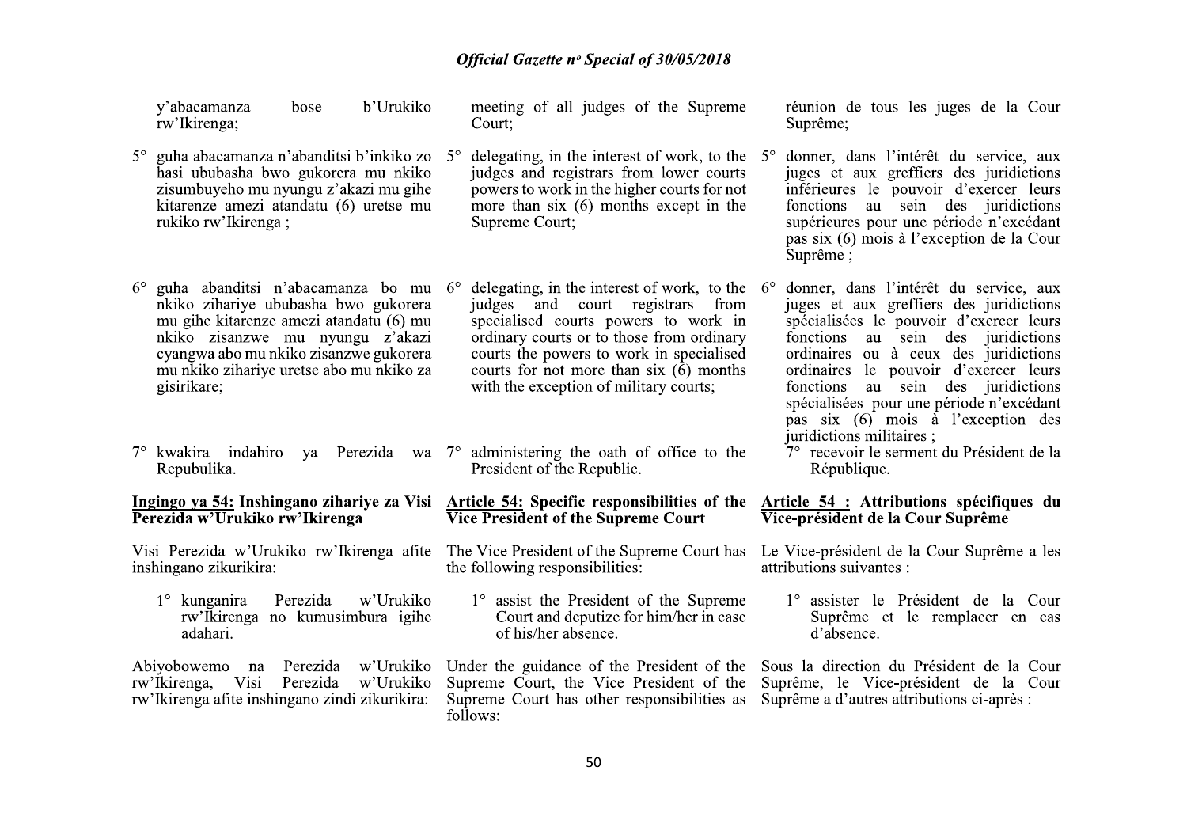y'abacamanza bose b'Urukiko rw'Ikirenga;

5° guha abacamanza n'abanditsi b'inkiko zo hasi ububasha bwo gukorera mu nkiko zisumbuyeho mu nyungu z'akazi mu gihe kitarenze amezi atandatu (6) uretse mu rukiko rw'Ikirenga ;

6° guha abanditsi n'abacamanza bo mu nkiko zihariye ububasha bwo gukorera mu gihe kitarenze amezi atandatu (6) mu nkiko zisanzwe mu nyungu z'akazi cyangwa abo mu nkiko zisanzwe gukorera mu nkiko zihariye uretse abo mu nkiko za gisirikare;

7° kwakira indahiro ya Perezida wa Repubulika.

**Ingingo ya 54: Inshingano zihariye za Visi Perezida w'Urukiko rw'Ikirenga**

Visi Perezida w'Urukiko rw'Ikirenga afite inshingano zikurikira:

1° kunganira Perezida w'Urukiko rw'Ikirenga no kumusimbura igihe adahari.

Abiyobowemo na Perezida w'Urukiko rw'Ikirenga, Visi Perezida w'Urukiko rw'Ikirenga afite inshingano zindi zikurikira:

meeting of all judges of the Supreme Court;

5° delegating, in the interest of work, to the judges and registrars from lower courts powers to work in the higher courts for not more than six (6) months except in the Supreme Court;

6° delegating, in the interest of work, to the judges and court registrars from specialised courts powers to work in ordinary courts or to those from ordinary courts the powers to work in specialised courts for not more than six (6) months with the exception of military courts;

7° administering the oath of office to the President of the Republic.

**Article 54: Specific responsibilities of the Vice President of the Supreme Court**

The Vice President of the Supreme Court has the following responsibilities:

1° assist the President of the Supreme Court and deputize for him/her in case of his/her absence.

Under the guidance of the President of the Supreme Court, the Vice President of the Supreme Court has other responsibilities as follows:

réunion de tous les juges de la Cour Suprême;

5° donner, dans l'intérêt du service, aux juges et aux greffiers des juridictions inférieures le pouvoir d'exercer leurs fonctions au sein des juridictions supérieures pour une période n'excédant pas six (6) mois à l'exception de la Cour Suprême ;

6° donner, dans l'intérêt du service, aux juges et aux greffiers des juridictions spécialisées le pouvoir d'exercer leurs fonctions au sein des juridictions ordinaires ou à ceux des juridictions ordinaires le pouvoir d'exercer leurs fonctions au sein des juridictions spécialisées pour une période n'excédant pas six (6) mois à l'exception des juridictions militaires ;

7° recevoir le serment du Président de la République.

**Article 54 : Attributions spécifiques du Vice-président de la Cour Suprême**

Le Vice-président de la Cour Suprême a les attributions suivantes :

1° assister le Président de la Cour Suprême et le remplacer en cas d'absence.

Sous la direction du Président de la Cour Suprême, le Vice-président de la Cour Suprême a d'autres attributions ci-après :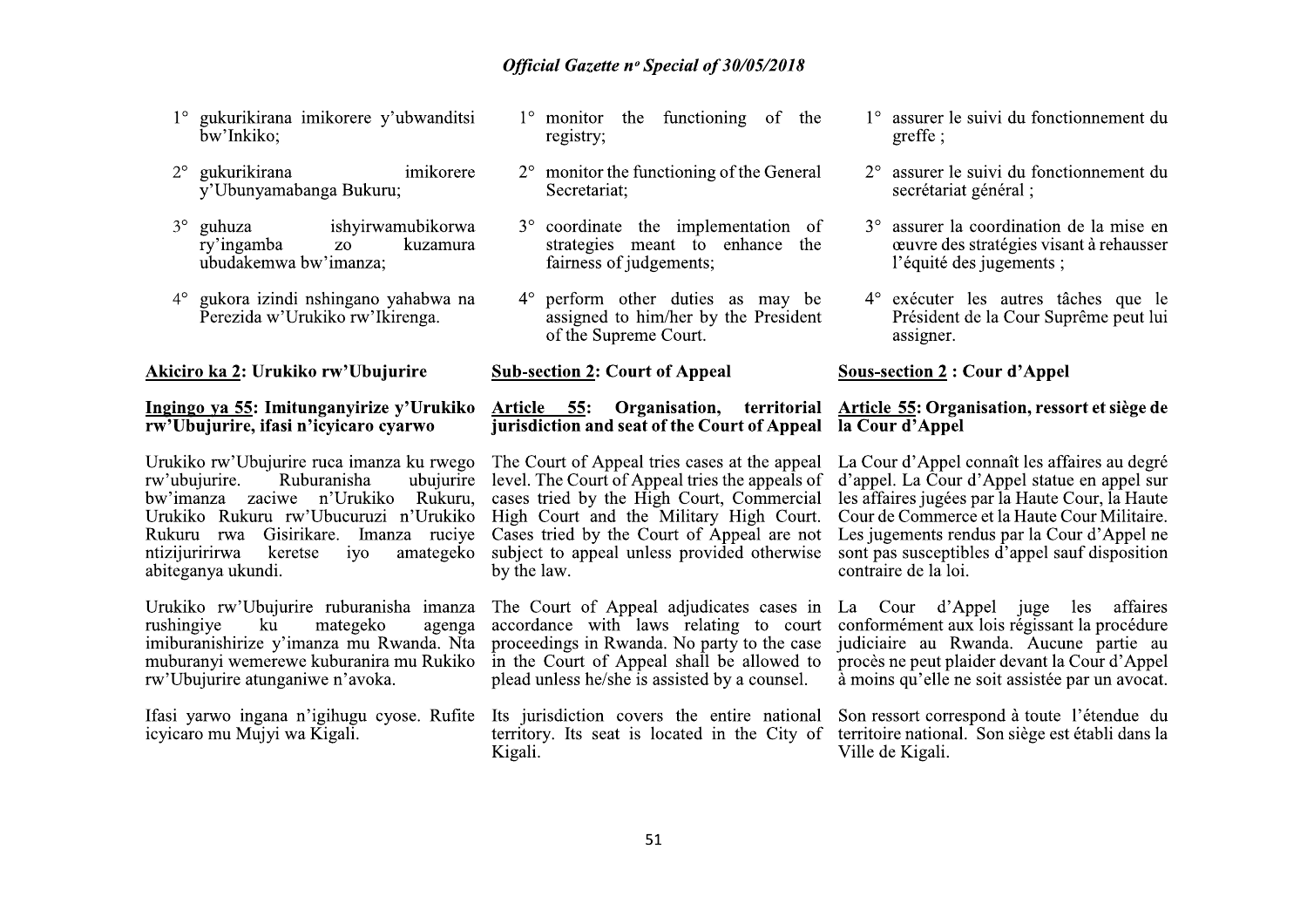1° gukurikirana imikorere y'ubwanditsi bw'Inkiko;

2° gukurikirana imikorere y'Ubunyamabanga Bukuru;

3° guhuza ishyirwamubikorwa ry'ingamba zo kuzamura ubudakemwa bw'imanza;

4° gukora izindi nshingano yahabwa na Perezida w'Urukiko rw'Ikirenga.

**Akiciro ka 2: Urukiko rw'Ubujurire**

**Ingingo ya 55: Imitunganyirize y'Urukiko rw'Ubujurire, ifasi n'icyicaro cyarwo**

Urukiko rw'Ubujurire ruca imanza ku rwego rw'ubujurire. Ruburanisha ubujurire bw'imanza zaciwe n'Urukiko Rukuru, Urukiko Rukuru rw'Ubucuruzi n'Urukiko Rukuru rwa Gisirikare. Imanza ruciye ntizijuririrwa keretse iyo amategeko abiteganya ukundi.

Urukiko rw'Ubujurire ruburanisha imanza rushingiye ku mategeko agenga imiburanishirize y'imanza mu Rwanda. Nta muburanyi wemerewe kuburanira mu Rukiko rw'Ubujurire atunganiwe n'avoka.

Ifasi yarwo ingana n'igihugu cyose. Rufite icyicaro mu Mujyi wa Kigali.

1° monitor the functioning of the registry;

2° monitor the functioning of the General Secretariat;

3° coordinate the implementation of strategies meant to enhance the fairness of judgements;

4° perform other duties as may be assigned to him/her by the President of the Supreme Court.

**Sub-section 2: Court of Appeal**

**Article 55: Organisation, territorial jurisdiction and seat of the Court of Appeal**

The Court of Appeal tries cases at the appeal level. The Court of Appeal tries the appeals of cases tried by the High Court, Commercial High Court and the Military High Court. Cases tried by the Court of Appeal are not subject to appeal unless provided otherwise by the law.

The Court of Appeal adjudicates cases in accordance with laws relating to court proceedings in Rwanda. No party to the case in the Court of Appeal shall be allowed to plead unless he/she is assisted by a counsel.

Its jurisdiction covers the entire national territory. Its seat is located in the City of Kigali.

1° assurer le suivi du fonctionnement du greffe ;

2° assurer le suivi du fonctionnement du secrétariat général ;

3° assurer la coordination de la mise en œuvre des stratégies visant à rehausser l'équité des jugements ;

4° exécuter les autres tâches que le Président de la Cour Suprême peut lui assigner.

**Sous-section 2 : Cour d'Appel**

**Article 55: Organisation, ressort et siège de la Cour d'Appel**

La Cour d'Appel connaît les affaires au degré d'appel. La Cour d'Appel statue en appel sur les affaires jugées par la Haute Cour, la Haute Cour de Commerce et la Haute Cour Militaire. Les jugements rendus par la Cour d'Appel ne sont pas susceptibles d'appel sauf disposition contraire de la loi.

La Cour d'Appel juge les affaires conformément aux lois régissant la procédure judiciaire au Rwanda. Aucune partie au procès ne peut plaider devant la Cour d'Appel à moins qu'elle ne soit assistée par un avocat.

Son ressort correspond à toute l'étendue du territoire national. Son siège est établi dans la Ville de Kigali.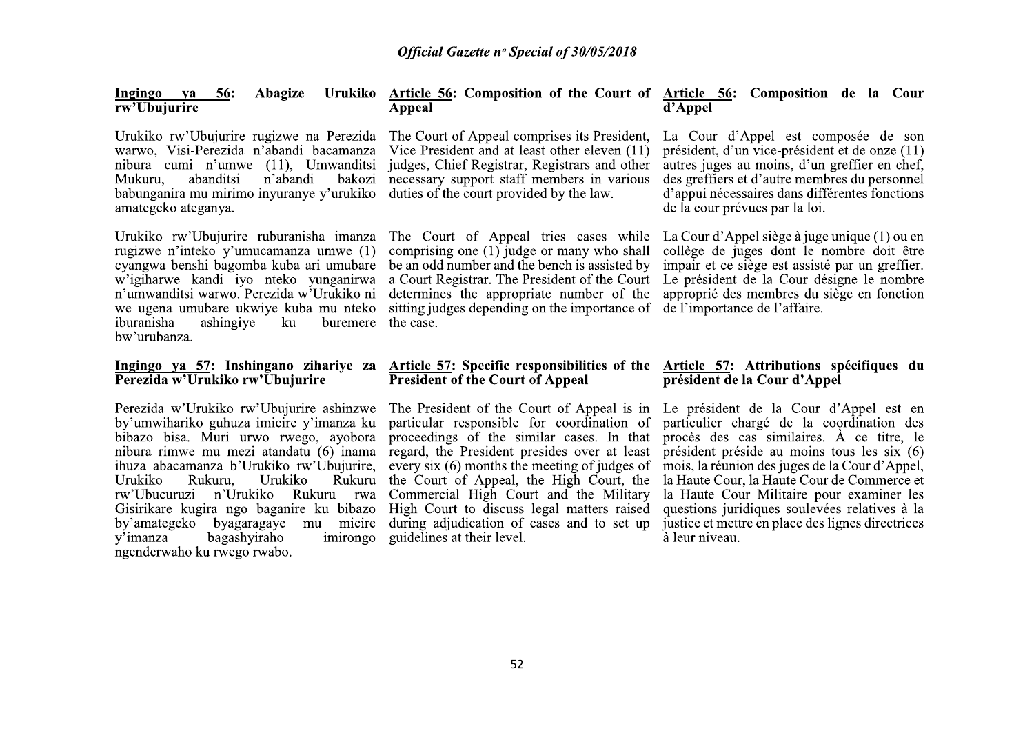**Ingingo ya 56: Abagize Urukiko rw'Ubujurire**

Urukiko rw'Ubujurire rugizwe na Perezida warwo, Visi-Perezida n'abandi bacamanza nibura cumi n'umwe (11), Umwanditsi Mukuru, abanditsi n'abandi bakozi babunganira mu mirimo inyuranye y'urukiko amategeko ateganya.

Urukiko rw'Ubujurire ruburanisha imanza rugizwe n'inteko y'umucamanza umwe (1) cyangwa benshi bagomba kuba ari umubare w'igiharwe kandi iyo nteko yunganirwa n'umwanditsi warwo. Perezida w'Urukiko ni we ugena umubare ukwiye kuba mu nteko iburanisha ashingiye ku buremere bw'urubanza.

**Ingingo ya 57: Inshingano zihariye za Perezida w'Urukiko rw'Ubujurire**

Perezida w'Urukiko rw'Ubujurire ashinzwe by'umwihariko guhuza imicire y'imanza ku bibazo bisa. Muri urwo rwego, ayobora nibura rimwe mu mezi atandatu (6) inama ihuza abacamanza b'Urukiko rw'Ubujurire, Urukiko Rukuru, Urukiko Rukuru rw'Ubucuruzi n'Urukiko Rukuru rwa Gisirikare kugira ngo baganire ku bibazo by'amategeko byagaragaye mu micire y'imanza bagashyiraho imirongo ngenderwaho ku rwego rwabo.

**Article 56: Composition of the Court of Appeal**

The Court of Appeal comprises its President, Vice President and at least other eleven (11) judges, Chief Registrar, Registrars and other necessary support staff members in various duties of the court provided by the law.

The Court of Appeal tries cases while comprising one (1) judge or many who shall be an odd number and the bench is assisted by a Court Registrar. The President of the Court determines the appropriate number of the sitting judges depending on the importance of the case.

**Article 57: Specific responsibilities of the President of the Court of Appeal**

The President of the Court of Appeal is in particular responsible for coordination of proceedings of the similar cases. In that regard, the President presides over at least every six (6) months the meeting of judges of the Court of Appeal, the High Court, the Commercial High Court and the Military High Court to discuss legal matters raised during adjudication of cases and to set up guidelines at their level.

**Article 56: Composition de la Cour d'Appel**

La Cour d'Appel est composée de son président, d'un vice-président et de onze (11) autres juges au moins, d'un greffier en chef, des greffiers et d'autre membres du personnel d'appui nécessaires dans différentes fonctions de la cour prévues par la loi.

La Cour d'Appel siège à juge unique (1) ou en collège de juges dont le nombre doit être impair et ce siège est assisté par un greffier. Le président de la Cour désigne le nombre approprié des membres du siège en fonction de l'importance de l'affaire.

**Article 57: Attributions spécifiques du président de la Cour d'Appel**

Le président de la Cour d'Appel est en particulier chargé de la coordination des procès des cas similaires. À ce titre, le président préside au moins tous les six (6) mois, la réunion des juges de la Cour d'Appel, la Haute Cour, la Haute Cour de Commerce et la Haute Cour Militaire pour examiner les questions juridiques soulevées relatives à la justice et mettre en place des lignes directrices à leur niveau.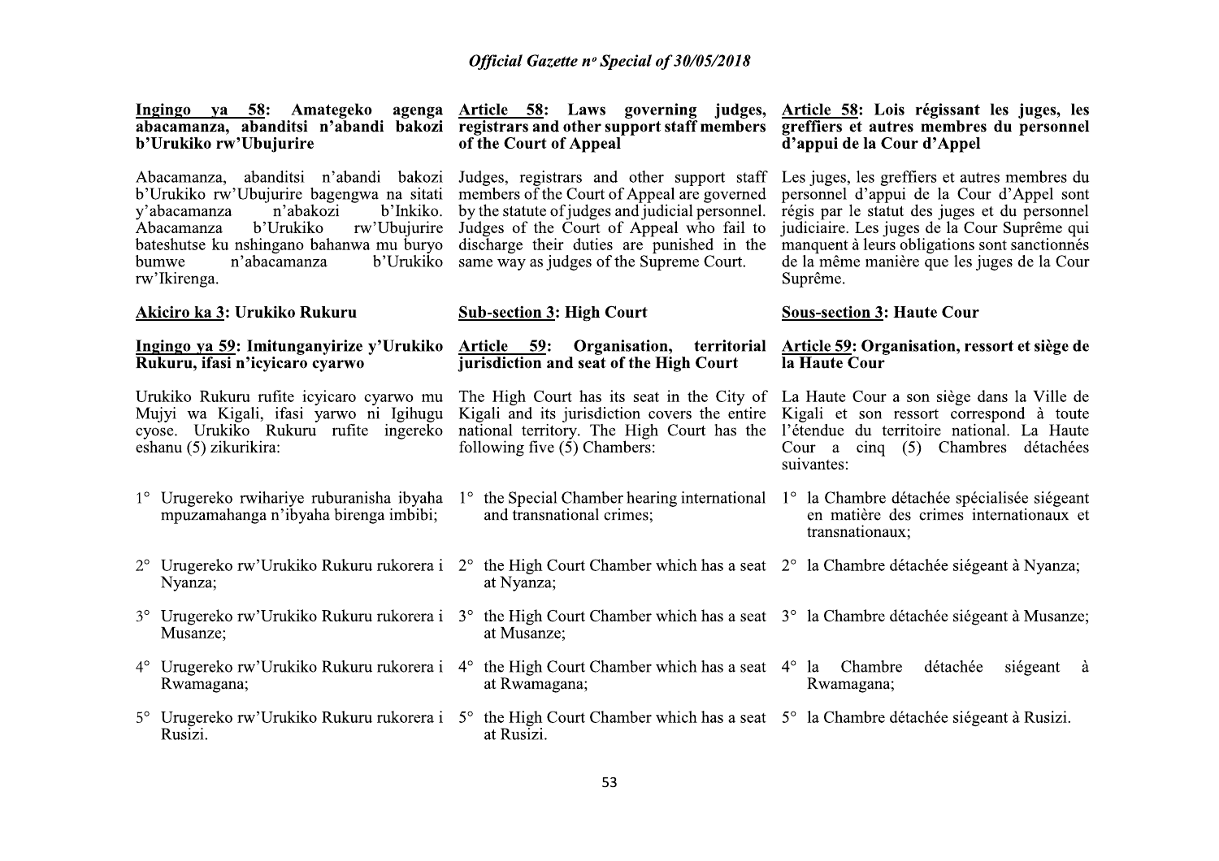**Ingingo ya 58: Amategeko agenga abacamanza, abanditsi n'abandi bakozi b'Urukiko rw'Ubujurire**

Abacamanza, abanditsi n'abandi bakozi b'Urukiko rw'Ubujurire bagengwa na sitati y'abacamanza n'abakozi b'Inkiko. Abacamanza b'Urukiko rw'Ubujurire bateshutse ku nshingano bahanwa mu buryo bumwe n'abacamanza b'Urukiko rw'Ikirenga.

**Akiciro ka 3: Urukiko Rukuru**

**Ingingo ya 59: Imitunganyirize y'Urukiko Rukuru, ifasi n'icyicaro cyarwo**

Urukiko Rukuru rufite icyicaro cyarwo mu Mujyi wa Kigali, ifasi yarwo ni Igihugu cyose. Urukiko Rukuru rufite ingereko eshanu (5) zikurikira:

1° Urugereko rwihariye ruburanisha ibyaha mpuzamahanga n'ibyaha birenga imbibi;

2° Urugereko rw'Urukiko Rukuru rukorera i Nyanza;

3° Urugereko rw'Urukiko Rukuru rukorera i Musanze;

4° Urugereko rw'Urukiko Rukuru rukorera i Rwamagana;

5° Urugereko rw'Urukiko Rukuru rukorera i Rusizi.

**Article 58: Laws governing judges, registrars and other support staff members of the Court of Appeal**

Judges, registrars and other support staff members of the Court of Appeal are governed by the statute of judges and judicial personnel. Judges of the Court of Appeal who fail to discharge their duties are punished in the same way as judges of the Supreme Court.

**Sub-section 3: High Court**

**Article 59: Organisation, territorial jurisdiction and seat of the High Court**

The High Court has its seat in the City of Kigali and its jurisdiction covers the entire national territory. The High Court has the following five (5) Chambers:

1° the Special Chamber hearing international and transnational crimes;

2° the High Court Chamber which has a seat at Nyanza;

3° the High Court Chamber which has a seat at Musanze;

4° the High Court Chamber which has a seat at Rwamagana;

5° the High Court Chamber which has a seat at Rusizi.

**Article 58: Lois régissant les juges, les greffiers et autres membres du personnel d'appui de la Cour d'Appel**

Les juges, les greffiers et autres membres du personnel d'appui de la Cour d'Appel sont régis par le statut des juges et du personnel judiciaire. Les juges de la Cour Suprême qui manquent à leurs obligations sont sanctionnés de la même manière que les juges de la Cour Suprême.

**Sous-section 3: Haute Cour**

**Article 59: Organisation, ressort et siège de la Haute Cour**

La Haute Cour a son siège dans la Ville de Kigali et son ressort correspond à toute l'étendue du territoire national. La Haute Cour a cinq (5) Chambres détachées suivantes:

1° la Chambre détachée spécialisée siégeant en matière des crimes internationaux et transnationaux;

2° la Chambre détachée siégeant à Nyanza;

3° la Chambre détachée siégeant à Musanze;

4° la Chambre détachée siégeant à Rwamagana;

5° la Chambre détachée siégeant à Rusizi.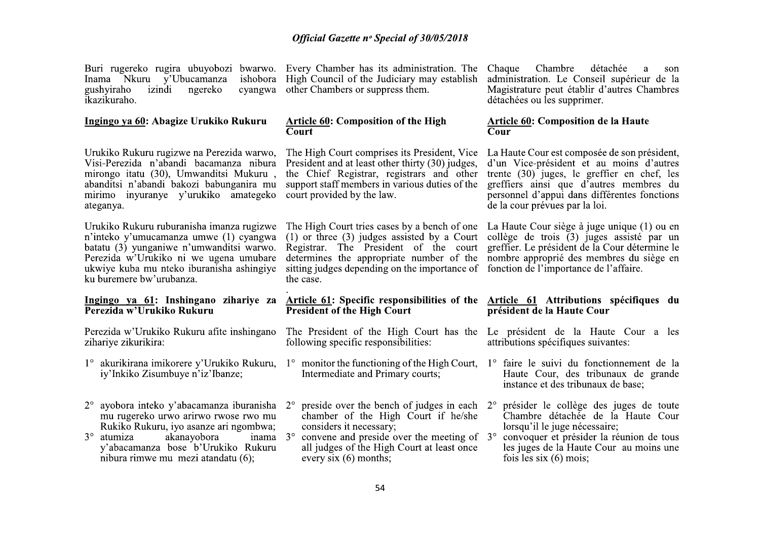Buri rugereko rugira ubuyobozi bwarwo. Inama Nkuru y'Ubucamanza ishobora gushyiraho izindi ngereko cyangwa ikazikuraho.

#### Ingingo ya 60: Abagize Urukiko Rukuru

Urukiko Rukuru rugizwe na Perezida warwo, Visi-Perezida n'abandi bacamanza nibura mirongo itatu (30), Umwanditsi Mukuru , abanditsi n'abandi bakozi babunganira mu mirimo inyuranye y'urukiko amategeko ateganya.

Urukiko Rukuru ruburanisha imanza rugizwe n'inteko y'umucamanza umwe (1) cyangwa batatu (3) yunganiwe n'umwanditsi warwo. Perezida w'Urukiko ni we ugena umubare ukwiye kuba mu nteko iburanisha ashingiye ku buremere bw'urubanza.

#### Ingingo ya 61: Inshingano zihariye za Perezida w'Urukiko Rukuru

Perezida w'Urukiko Rukuru afite inshingano zihariye zikurikira:

1° akurikirana imikorere y'Urukiko Rukuru, iy'Inkiko Zisumbuye n'iz'Ibanze;

2° ayobora inteko y'abacamanza iburanisha mu rugereko urwo arirwo rwose rwo mu Rukiko Rukuru, iyo asanze ari ngombwa;

3° atumiza akanayobora inama y'abacamanza bose b'Urukiko Rukuru nibura rimwe mu mezi atandatu (6);

---

Every Chamber has its administration. The High Council of the Judiciary may establish other Chambers or suppress them.

#### Article 60: Composition of the High Court

The High Court comprises its President, Vice President and at least other thirty (30) judges, the Chief Registrar, registrars and other support staff members in various duties of the court provided by the law.

The High Court tries cases by a bench of one (1) or three (3) judges assisted by a Court Registrar. The President of the court determines the appropriate number of the sitting judges depending on the importance of the case.

#### Article 61: Specific responsibilities of the President of the High Court

The President of the High Court has the following specific responsibilities:

1° monitor the functioning of the High Court, Intermediate and Primary courts;

2° preside over the bench of judges in each chamber of the High Court if he/she considers it necessary;

3° convene and preside over the meeting of all judges of the High Court at least once every six (6) months;

---

Chaque Chambre détachée a son administration. Le Conseil supérieur de la Magistrature peut établir d'autres Chambres détachées ou les supprimer.

#### Article 60: Composition de la Haute Cour

La Haute Cour est composée de son président, d'un Vice-président et au moins d'autres trente (30) juges, le greffier en chef, les greffiers ainsi que d'autres membres du personnel d'appui dans différentes fonctions de la cour prévues par la loi.

La Haute Cour siège à juge unique (1) ou en collège de trois (3) juges assisté par un greffier. Le président de la Cour détermine le nombre approprié des membres du siège en fonction de l'importance de l'affaire.

#### Article 61 Attributions spécifiques du président de la Haute Cour

Le président de la Haute Cour a les attributions spécifiques suivantes:

1° faire le suivi du fonctionnement de la Haute Cour, des tribunaux de grande instance et des tribunaux de base;

2° présider le collège des juges de toute Chambre détachée de la Haute Cour lorsqu'il le juge nécessaire;

3° convoquer et présider la réunion de tous les juges de la Haute Cour au moins une fois les six (6) mois;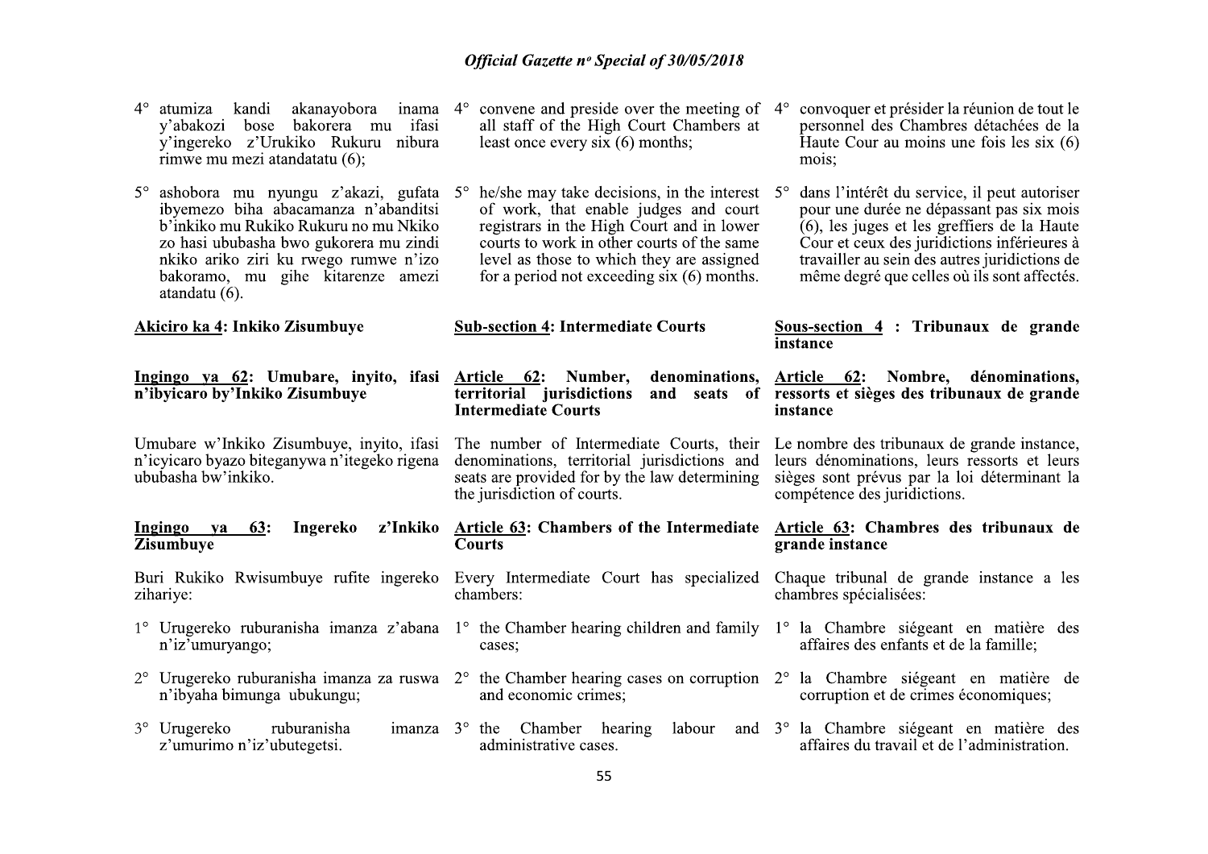4° atumiza kandi akanayobora inama y'abakozi bose bakorera mu ifasi y'ingereko z'Urukiko Rukuru nibura rimwe mu mezi atandatatu (6);

5° ashobora mu nyungu z'akazi, gufata ibyemezo biha abacamanza n'abanditsi b'inkiko mu Rukiko Rukuru no mu Nkiko zo hasi ububasha bwo gukorera mu zindi nkiko ariko ziri ku rwego rumwe n'izo bakoramo, mu gihe kitarenze amezi atandatu (6).

**Akiciro ka 4: Inkiko Zisumbuye**

**Ingingo ya 62: Umubare, inyito, ifasi n'ibyicaro by'Inkiko Zisumbuye**

Umubare w'Inkiko Zisumbuye, inyito, ifasi n'icyicaro byazo biteganywa n'itegeko rigena ububasha bw'inkiko.

**Ingingo ya 63: Ingereko z'Inkiko Zisumbuye**

Buri Rukiko Rwisumbuye rufite ingereko zihariye:

1° Urugereko ruburanisha imanza z'abana n'iz'umuryango;

2° Urugereko ruburanisha imanza za ruswa n'ibyaha bimunga ubukungu;

3° Urugereko ruburanisha imanza z'umurimo n'iz'ubutegetsi.

4° convene and preside over the meeting of all staff of the High Court Chambers at least once every six (6) months;

5° he/she may take decisions, in the interest of work, that enable judges and court registrars in the High Court and in lower courts to work in other courts of the same level as those to which they are assigned for a period not exceeding six (6) months.

**Sub-section 4: Intermediate Courts**

**Article 62: Number, denominations, territorial jurisdictions and seats of Intermediate Courts**

The number of Intermediate Courts, their denominations, territorial jurisdictions and seats are provided for by the law determining the jurisdiction of courts.

**Article 63: Chambers of the Intermediate Courts**

Every Intermediate Court has specialized chambers:

1° the Chamber hearing children and family cases;

2° the Chamber hearing cases on corruption and economic crimes;

3° the Chamber hearing labour and administrative cases.

4° convoquer et présider la réunion de tout le personnel des Chambres détachées de la Haute Cour au moins une fois les six (6) mois;

5° dans l'intérêt du service, il peut autoriser pour une durée ne dépassant pas six mois (6), les juges et les greffiers de la Haute Cour et ceux des juridictions inférieures à travailler au sein des autres juridictions de même degré que celles où ils sont affectés.

**Sous-section 4 : Tribunaux de grande instance**

**Article 62: Nombre, dénominations, ressorts et sièges des tribunaux de grande instance**

Le nombre des tribunaux de grande instance, leurs dénominations, leurs ressorts et leurs sièges sont prévus par la loi déterminant la compétence des juridictions.

**Article 63: Chambres des tribunaux de grande instance**

Chaque tribunal de grande instance a les chambres spécialisées:

1° la Chambre siégeant en matière des affaires des enfants et de la famille;

2° la Chambre siégeant en matière de corruption et de crimes économiques;

3° la Chambre siégeant en matière des affaires du travail et de l'administration.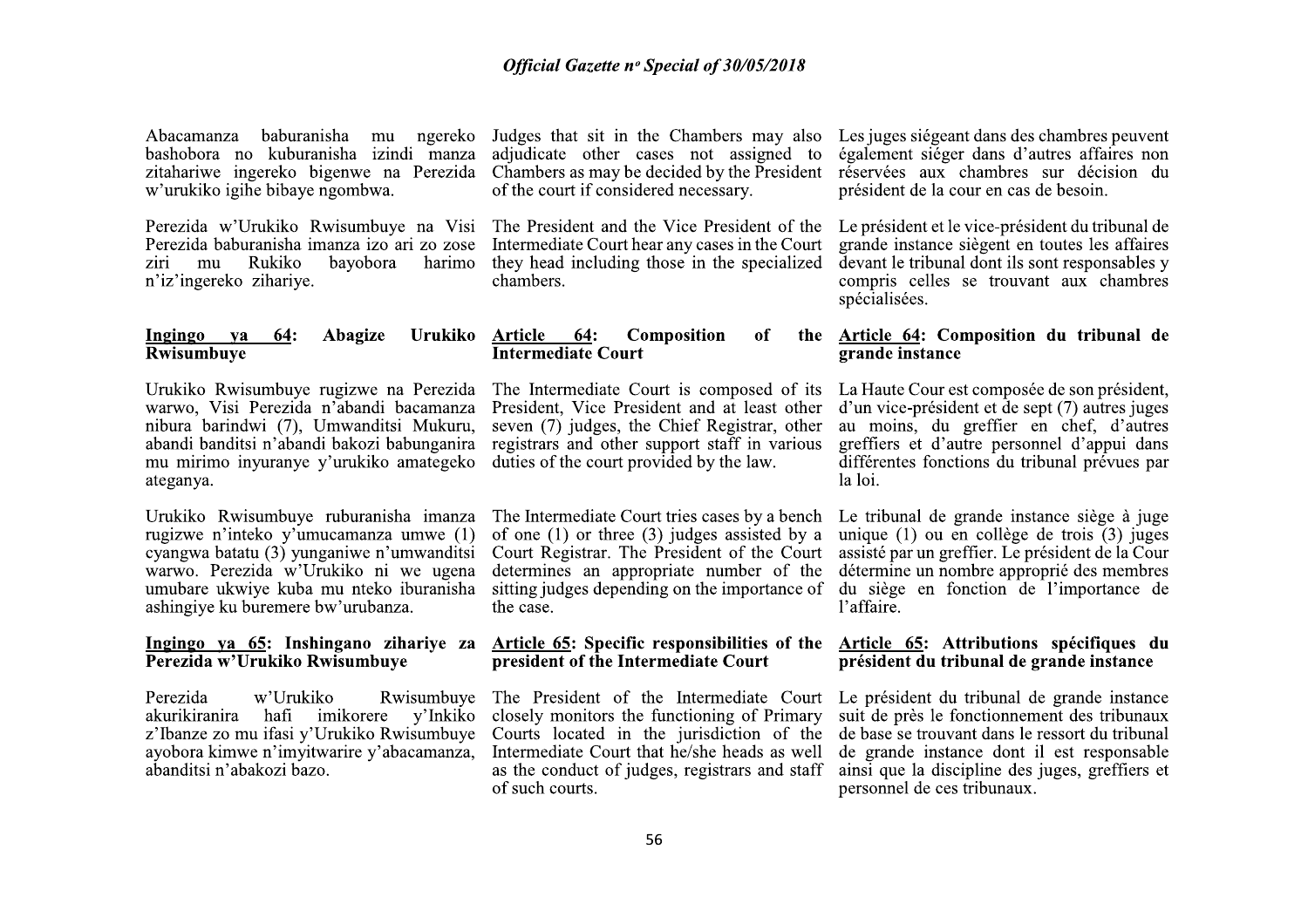Abacamanza baburanisha mu ngereko bashobora no kuburanisha izindi manza zitahariwe ingereko bigenwe na Perezida w'urukiko igihe bibaye ngombwa.

Perezida w'Urukiko Rwisumbuye na Visi Perezida baburanisha imanza izo ari zo zose ziri mu Rukiko bayobora harimo n'iz'ingereko zihariye.

**Ingingo ya 64: Abagize Urukiko Rwisumbuye**

Urukiko Rwisumbuye rugizwe na Perezida warwo, Visi Perezida n'abandi bacamanza nibura barindwi (7), Umwanditsi Mukuru, abandi banditsi n'abandi bakozi babunganira mu mirimo inyuranye y'urukiko amategeko ateganya.

Urukiko Rwisumbuye ruburanisha imanza rugizwe n'inteko y'umucamanza umwe (1) cyangwa batatu (3) yunganiwe n'umwanditsi warwo. Perezida w'Urukiko ni we ugena umubare ukwiye kuba mu nteko iburanisha ashingiye ku buremere bw'urubanza.

**Ingingo ya 65: Inshingano zihariye za Perezida w'Urukiko Rwisumbuye**

Perezida w'Urukiko Rwisumbuye akurikiranira hafi imikorere y'Inkiko z'Ibanze zo mu ifasi y'Urukiko Rwisumbuye ayobora kimwe n'imyitwarire y'abacamanza, abanditsi n'abakozi bazo.

Judges that sit in the Chambers may also adjudicate other cases not assigned to Chambers as may be decided by the President of the court if considered necessary.

The President and the Vice President of the Intermediate Court hear any cases in the Court they head including those in the specialized chambers.

**Article 64: Composition of the Intermediate Court**

The Intermediate Court is composed of its President, Vice President and at least other seven (7) judges, the Chief Registrar, other registrars and other support staff in various duties of the court provided by the law.

The Intermediate Court tries cases by a bench of one (1) or three (3) judges assisted by a Court Registrar. The President of the Court determines an appropriate number of the sitting judges depending on the importance of the case.

**Article 65: Specific responsibilities of the president of the Intermediate Court**

The President of the Intermediate Court closely monitors the functioning of Primary Courts located in the jurisdiction of the Intermediate Court that he/she heads as well as the conduct of judges, registrars and staff of such courts.

Les juges siégeant dans des chambres peuvent également siéger dans d'autres affaires non réservées aux chambres sur décision du président de la cour en cas de besoin.

Le président et le vice-président du tribunal de grande instance siègent en toutes les affaires devant le tribunal dont ils sont responsables y compris celles se trouvant aux chambres spécialisées.

**Article 64: Composition du tribunal de grande instance**

La Haute Cour est composée de son président, d'un vice-président et de sept (7) autres juges au moins, du greffier en chef, d'autres greffiers et d'autre personnel d'appui dans différentes fonctions du tribunal prévues par la loi.

Le tribunal de grande instance siège à juge unique (1) ou en collège de trois (3) juges assisté par un greffier. Le président de la Cour détermine un nombre approprié des membres du siège en fonction de l'importance de l'affaire.

**Article 65: Attributions spécifiques du président du tribunal de grande instance**

Le président du tribunal de grande instance suit de près le fonctionnement des tribunaux de base se trouvant dans le ressort du tribunal de grande instance dont il est responsable ainsi que la discipline des juges, greffiers et personnel de ces tribunaux.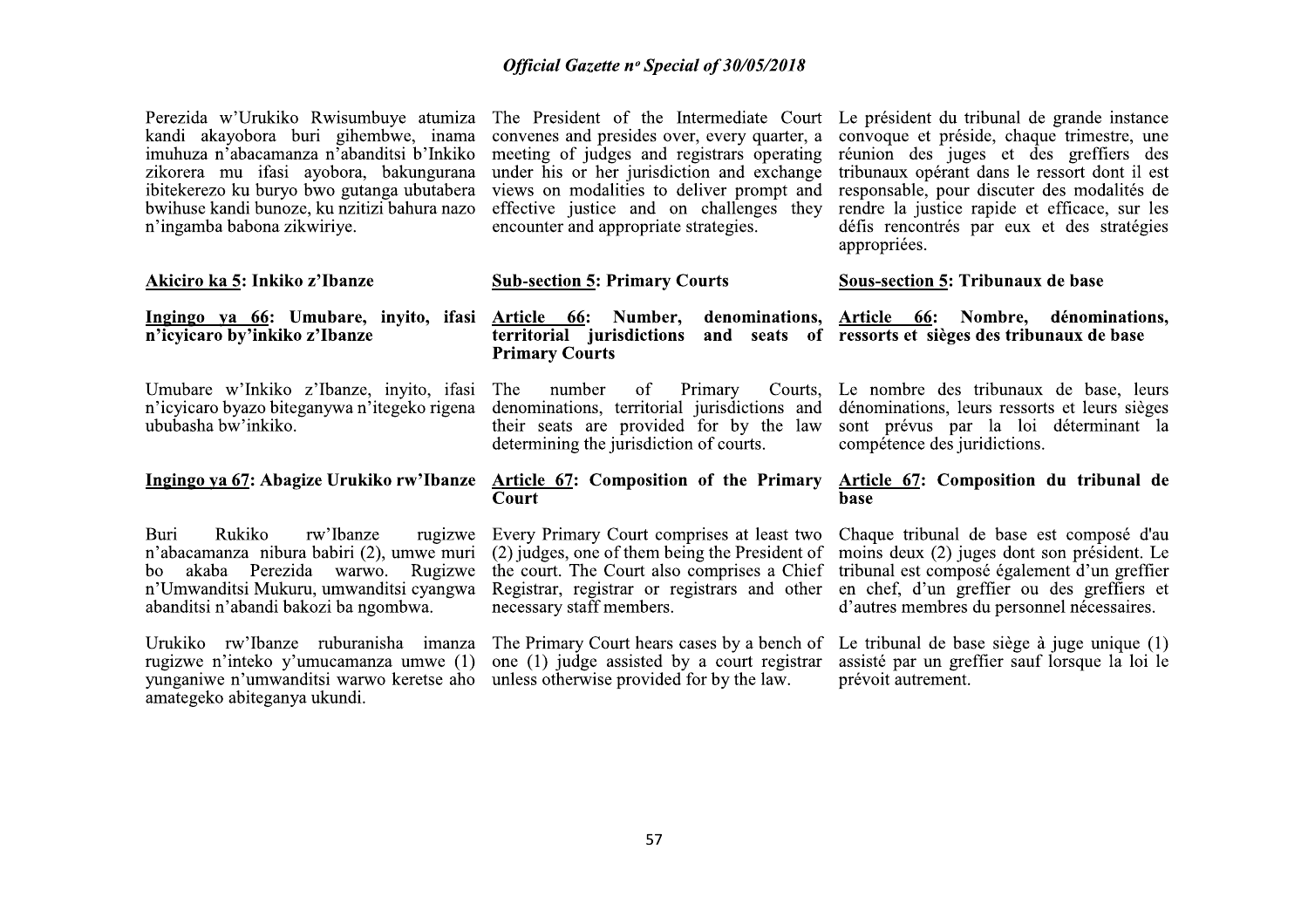Perezida w'Urukiko Rwisumbuye atumiza kandi akayobora buri gihembwe, inama imuhuza n'abacamanza n'abanditsi b'Inkiko zikorera mu ifasi ayobora, bakungurana ibitekerezo ku buryo bwo gutanga ubutabera bwihuse kandi bunoze, ku nzitizi bahura nazo n'ingamba babona zikwiriye.

The President of the Intermediate Court convenes and presides over, every quarter, a meeting of judges and registrars operating under his or her jurisdiction and exchange views on modalities to deliver prompt and effective justice and on challenges they encounter and appropriate strategies.

Le président du tribunal de grande instance convoque et préside, chaque trimestre, une réunion des juges et des greffiers des tribunaux opérant dans le ressort dont il est responsable, pour discuter des modalités de rendre la justice rapide et efficace, sur les défis rencontrés par eux et des stratégies appropriées.

### Akiciro ka 5: Inkiko z'Ibanze

### Sub-section 5: Primary Courts

### Sous-section 5: Tribunaux de base

#### Ingingo ya 66: Umubare, inyito, ifasi n'icyicaro by'inkiko z'Ibanze

#### Article 66: Number, denominations, territorial jurisdictions and seats of Primary Courts

#### Article 66: Nombre, dénominations, ressorts et sièges des tribunaux de base

Umubare w'Inkiko z'Ibanze, inyito, ifasi n'icyicaro byazo biteganywa n'itegeko rigena ububasha bw'inkiko.

The number of Primary Courts, denominations, territorial jurisdictions and their seats are provided for by the law determining the jurisdiction of courts.

Le nombre des tribunaux de base, leurs dénominations, leurs ressorts et leurs sièges sont prévus par la loi déterminant la compétence des juridictions.

#### Ingingo ya 67: Abagize Urukiko rw'Ibanze

#### Article 67: Composition of the Primary Court

#### Article 67: Composition du tribunal de base

Buri Rukiko rw'Ibanze rugizwe n'abacamanza nibura babiri (2), umwe muri bo akaba Perezida warwo. Rugizwe n'Umwanditsi Mukuru, umwanditsi cyangwa abanditsi n'abandi bakozi ba ngombwa.

Urukiko rw'Ibanze ruburanisha imanza rugizwe n'inteko y'umucamanza umwe (1) yunganiwe n'umwanditsi warwo keretse aho amategeko abiteganya ukundi.

Every Primary Court comprises at least two (2) judges, one of them being the President of the court. The Court also comprises a Chief Registrar, registrar or registrars and other necessary staff members.

The Primary Court hears cases by a bench of one (1) judge assisted by a court registrar unless otherwise provided for by the law.

Chaque tribunal de base est composé d'au moins deux (2) juges dont son président. Le tribunal est composé également d'un greffier en chef, d'un greffier ou des greffiers et d'autres membres du personnel nécessaires.

Le tribunal de base siège à juge unique (1) assisté par un greffier sauf lorsque la loi le prévoit autrement.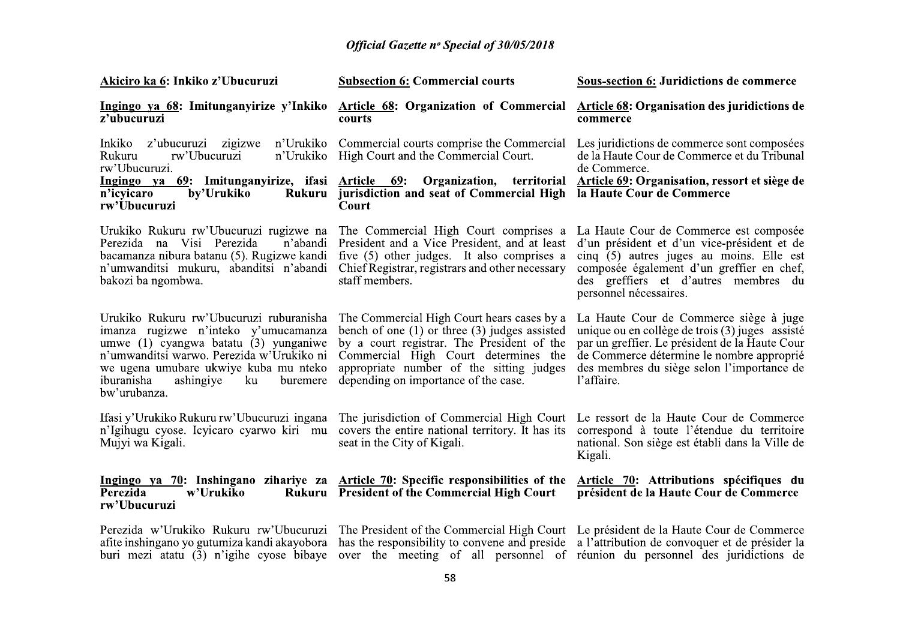**Akiciro ka 6: Inkiko z'Ubucuruzi**

**Ingingo ya 68: Imitunganyirize y'Inkiko z'ubucuruzi**

Inkiko z'ubucuruzi zigizwe n'Urukiko Rukuru rw'Ubucuruzi n'Urukiko rw'Ubucuruzi.

**Ingingo ya 69: Imitunganyirize, ifasi n'icyicaro by'Urukiko Rukuru rw'Ubucuruzi**

Urukiko Rukuru rw'Ubucuruzi rugizwe na Perezida na Visi Perezida n'abandi bacamanza nibura batanu (5). Rugizwe kandi n'umwanditsi mukuru, abanditsi n'abandi bakozi ba ngombwa.

Urukiko Rukuru rw'Ubucuruzi ruburanisha imanza rugizwe n'inteko y'umucamanza umwe (1) cyangwa batatu (3) yunganiwe n'umwanditsi warwo. Perezida w'Urukiko ni we ugena umubare ukwiye kuba mu nteko iburanisha ashingiye ku buremere bw'urubanza.

Ifasi y'Urukiko Rukuru rw'Ubucuruzi ingana n'Igihugu cyose. Icyicaro cyarwo kiri mu Mujyi wa Kigali.

**Ingingo ya 70: Inshingano zihariye za Perezida w'Urukiko Rukuru rw'Ubucuruzi**

Perezida w'Urukiko Rukuru rw'Ubucuruzi afite inshingano yo gutumiza kandi akayobora buri mezi atatu (3) n'igihe cyose bibaye

**Subsection 6: Commercial courts**

**Article 68: Organization of Commercial courts**

Commercial courts comprise the Commercial High Court and the Commercial Court.

**Article 69: Organization, territorial jurisdiction and seat of Commercial High Court**

The Commercial High Court comprises a President and a Vice President, and at least five (5) other judges. It also comprises a Chief Registrar, registrars and other necessary staff members.

The Commercial High Court hears cases by a bench of one (1) or three (3) judges assisted by a court registrar. The President of the Commercial High Court determines the appropriate number of the sitting judges depending on importance of the case.

The jurisdiction of Commercial High Court covers the entire national territory. It has its seat in the City of Kigali.

**Article 70: Specific responsibilities of the President of the Commercial High Court**

The President of the Commercial High Court has the responsibility to convene and preside over the meeting of all personnel of

**Sous-section 6: Juridictions de commerce**

**Article 68: Organisation des juridictions de commerce**

Les juridictions de commerce sont composées de la Haute Cour de Commerce et du Tribunal de Commerce.

**Article 69: Organisation, ressort et siège de la Haute Cour de Commerce**

La Haute Cour de Commerce est composée d'un président et d'un vice-président et de cinq (5) autres juges au moins. Elle est composée également d'un greffier en chef, des greffiers et d'autres membres du personnel nécessaires.

La Haute Cour de Commerce siège à juge unique ou en collège de trois (3) juges assisté par un greffier. Le président de la Haute Cour de Commerce détermine le nombre approprié des membres du siège selon l'importance de l'affaire.

Le ressort de la Haute Cour de Commerce correspond à toute l'étendue du territoire national. Son siège est établi dans la Ville de Kigali.

**Article 70: Attributions spécifiques du président de la Haute Cour de Commerce**

Le président de la Haute Cour de Commerce a l'attribution de convoquer et de présider la réunion du personnel des juridictions de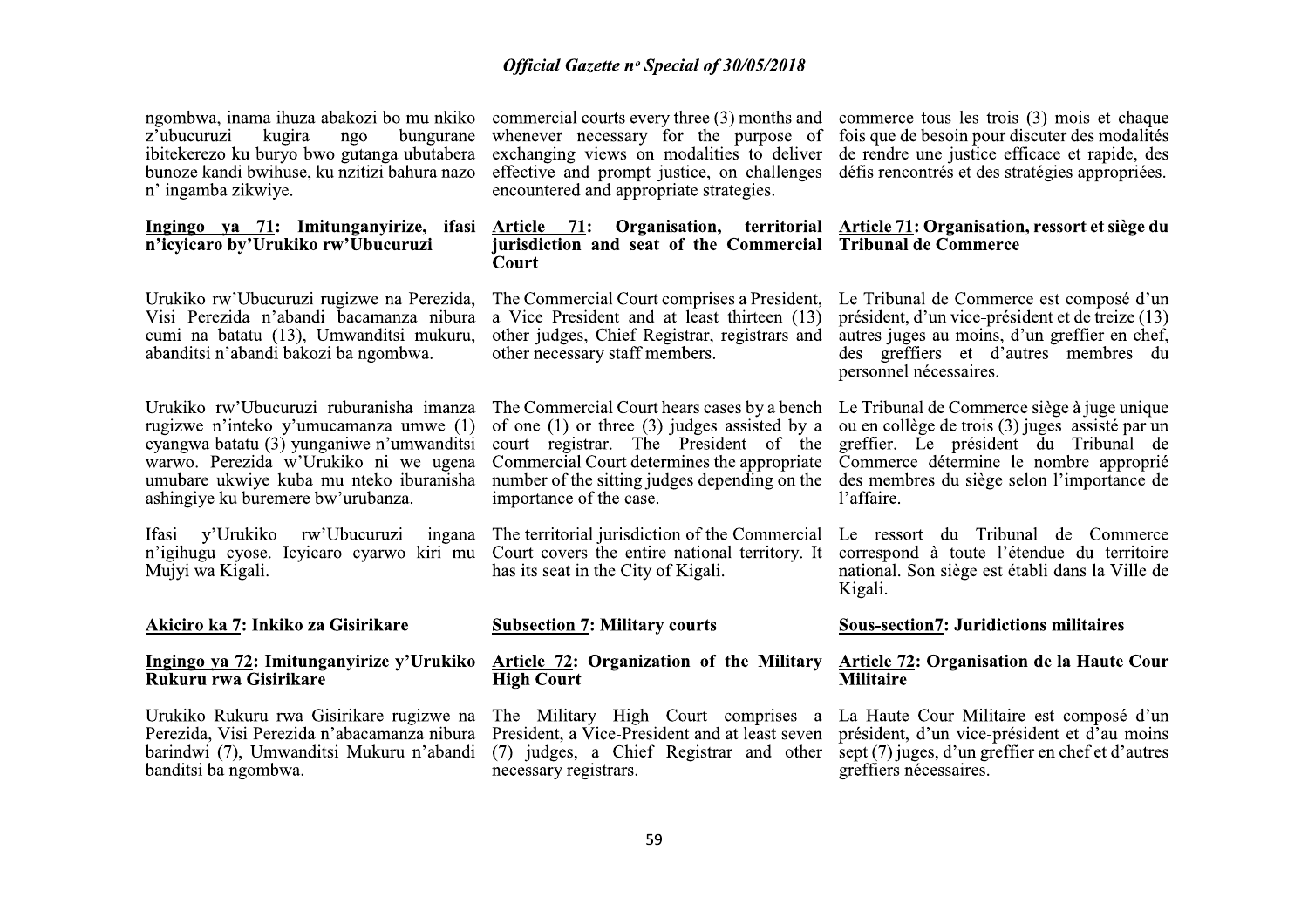ngombwa, inama ihuza abakozi bo mu nkiko z'ubucuruzi kugira ngo bungurane ibitekerezo ku buryo bwo gutanga ubutabera bunoze kandi bwihuse, ku nzitizi bahura nazo n' ingamba zikwiye.

commercial courts every three (3) months and whenever necessary for the purpose of exchanging views on modalities to deliver effective and prompt justice, on challenges encountered and appropriate strategies.

commerce tous les trois (3) mois et chaque fois que de besoin pour discuter des modalités de rendre une justice efficace et rapide, des défis rencontrés et des stratégies appropriées.

**Ingingo ya 71: Imitunganyirize, ifasi n'icyicaro by'Urukiko rw'Ubucuruzi**

Urukiko rw'Ubucuruzi rugizwe na Perezida, Visi Perezida n'abandi bacamanza nibura cumi na batatu (13), Umwanditsi mukuru, abanditsi n'abandi bakozi ba ngombwa.

Urukiko rw'Ubucuruzi ruburanisha imanza rugizwe n'inteko y'umucamanza umwe (1) cyangwa batatu (3) yunganiwe n'umwanditsi warwo. Perezida w'Urukiko ni we ugena umubare ukwiye kuba mu nteko iburanisha ashingiye ku buremere bw'urubanza.

Ifasi y'Urukiko rw'Ubucuruzi ingana n'igihugu cyose. Icyicaro cyarwo kiri mu Mujyi wa Kigali.

**Article 71: Organisation, territorial jurisdiction and seat of the Commercial Court**

The Commercial Court comprises a President, a Vice President and at least thirteen (13) other judges, Chief Registrar, registrars and other necessary staff members.

The Commercial Court hears cases by a bench of one (1) or three (3) judges assisted by a court registrar. The President of the Commercial Court determines the appropriate number of the sitting judges depending on the importance of the case.

The territorial jurisdiction of the Commercial Court covers the entire national territory. It has its seat in the City of Kigali.

**Article 71: Organisation, ressort et siège du Tribunal de Commerce**

Le Tribunal de Commerce est composé d'un président, d'un vice-président et de treize (13) autres juges au moins, d'un greffier en chef, des greffiers et d'autres membres du personnel nécessaires.

Le Tribunal de Commerce siège à juge unique ou en collège de trois (3) juges assisté par un greffier. Le président du Tribunal de Commerce détermine le nombre approprié des membres du siège selon l'importance de l'affaire.

Le ressort du Tribunal de Commerce correspond à toute l'étendue du territoire national. Son siège est établi dans la Ville de Kigali.

**Akiciro ka 7: Inkiko za Gisirikare**

**Ingingo ya 72: Imitunganyirize y'Urukiko Rukuru rwa Gisirikare**

Urukiko Rukuru rwa Gisirikare rugizwe na Perezida, Visi Perezida n'abacamanza nibura barindwi (7), Umwanditsi Mukuru n'abandi banditsi ba ngombwa.

**Subsection 7: Military courts**

**Article 72: Organization of the Military High Court**

The Military High Court comprises a President, a Vice-President and at least seven (7) judges, a Chief Registrar and other necessary registrars.

**Sous-section7: Juridictions militaires**

**Article 72: Organisation de la Haute Cour Militaire**

La Haute Cour Militaire est composé d'un président, d'un vice-président et d'au moins sept (7) juges, d'un greffier en chef et d'autres greffiers nécessaires.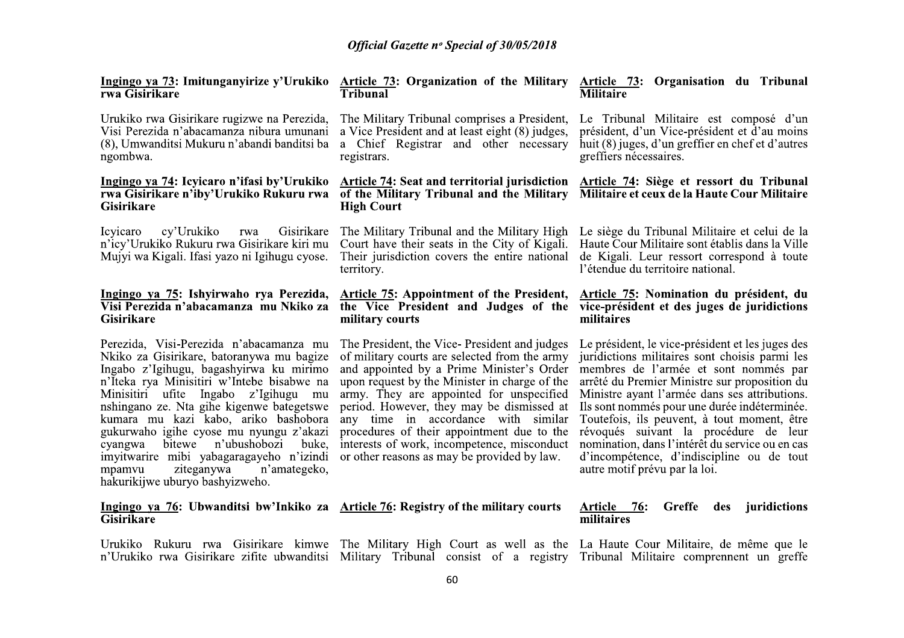**Ingingo ya 73: Imitunganyirize y'Urukiko rwa Gisirikare**

Urukiko rwa Gisirikare rugizwe na Perezida, Visi Perezida n'abacamanza nibura umunani (8), Umwanditsi Mukuru n'abandi banditsi ba ngombwa.

**Ingingo ya 74: Icyicaro n'ifasi by'Urukiko rwa Gisirikare n'iby'Urukiko Rukuru rwa Gisirikare**

Icyicaro cy'Urukiko rwa Gisirikare n'icy'Urukiko Rukuru rwa Gisirikare kiri mu Mujyi wa Kigali. Ifasi yazo ni Igihugu cyose.

**Ingingo ya 75: Ishyirwaho rya Perezida, Visi Perezida n'abacamanza mu Nkiko za Gisirikare**

Perezida, Visi-Perezida n'abacamanza mu Nkiko za Gisirikare, batoranywa mu bagize Ingabo z'Igihugu, bagashyirwa ku mirimo n'Iteka rya Minisitiri w'Intebe bisabwe na Minisitiri ufite Ingabo z'Igihugu mu nshingano ze. Nta gihe kigenwe bategetswe kumara mu kazi kabo, ariko bashobora gukurwaho igihe cyose mu nyungu z'akazi cyangwa bitewe n'ubushobozi buke, imyitwarire mibi yabagaragayeho n'izindi mpamvu ziteganywa n'amategeko, hakurikijwe uburyo bashyizweho.

**Ingingo ya 76: Ubwanditsi bw'Inkiko za Gisirikare**

Urukiko Rukuru rwa Gisirikare kimwe n'Urukiko rwa Gisirikare zifite ubwanditsi

**Article 73: Organization of the Military Tribunal**

The Military Tribunal comprises a President, a Vice President and at least eight (8) judges, a Chief Registrar and other necessary registrars.

**Article 74: Seat and territorial jurisdiction of the Military Tribunal and the Military High Court**

The Military Tribunal and the Military High Court have their seats in the City of Kigali. Their jurisdiction covers the entire national territory.

**Article 75: Appointment of the President, the Vice President and Judges of the military courts**

The President, the Vice- President and judges of military courts are selected from the army and appointed by a Prime Minister's Order upon request by the Minister in charge of the army. They are appointed for unspecified period. However, they may be dismissed at any time in accordance with similar procedures of their appointment due to the interests of work, incompetence, misconduct or other reasons as may be provided by law.

**Article 76: Registry of the military courts**

The Military High Court as well as the Military Tribunal consist of a registry

**Article 73: Organisation du Tribunal Militaire**

Le Tribunal Militaire est composé d'un président, d'un Vice-président et d'au moins huit (8) juges, d'un greffier en chef et d'autres greffiers nécessaires.

**Article 74: Siège et ressort du Tribunal Militaire et ceux de la Haute Cour Militaire**

Le siège du Tribunal Militaire et celui de la Haute Cour Militaire sont établis dans la Ville de Kigali. Leur ressort correspond à toute l'étendue du territoire national.

**Article 75: Nomination du président, du vice-président et des juges de juridictions militaires**

Le président, le vice-président et les juges des juridictions militaires sont choisis parmi les membres de l'armée et sont nommés par arrêté du Premier Ministre sur proposition du Ministre ayant l'armée dans ses attributions. Ils sont nommés pour une durée indéterminée. Toutefois, ils peuvent, à tout moment, être révoqués suivant la procédure de leur nomination, dans l'intérêt du service ou en cas d'incompétence, d'indiscipline ou de tout autre motif prévu par la loi.

**Article 76: Greffe des juridictions militaires**

La Haute Cour Militaire, de même que le Tribunal Militaire comprennent un greffe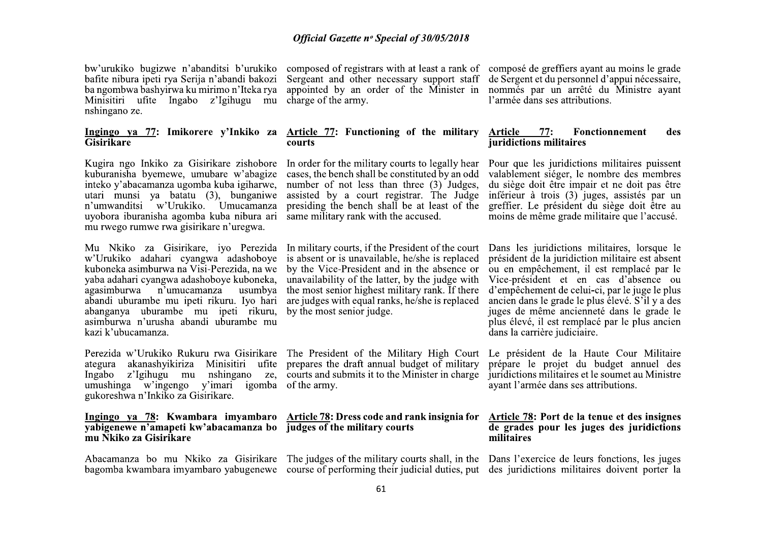bw'urukiko bugizwe n'abanditsi b'urukiko bafite nibura ipeti rya Serija n'abandi bakozi ba ngombwa bashyirwa ku mirimo n'Iteka rya Minisitiri ufite Ingabo z'Igihugu mu nshingano ze.

### Ingingo ya 77: Imikorere y'Inkiko za Gisirikare

Kugira ngo Inkiko za Gisirikare zishobore kuburanisha byemewe, umubare w'abagize inteko y'abacamanza ugomba kuba igiharwe, utari munsi ya batatu (3), bunganiwe n'umwanditsi w'Urukiko. Umucamanza uyobora iburanisha agomba kuba nibura ari mu rwego rumwe rwa gisirikare n'uregwa.

Mu Nkiko za Gisirikare, iyo Perezida w'Urukiko adahari cyangwa adashoboye kuboneka asimburwa na Visi-Perezida, na we yaba adahari cyangwa adashoboye kuboneka, agasimburwa n'umucamanza usumbya abandi uburambe mu ipeti rikuru. Iyo hari abanganya uburambe mu ipeti rikuru, asimburwa n'urusha abandi uburambe mu kazi k'ubucamanza.

Perezida w'Urukiko Rukuru rwa Gisirikare ategura akanashyikiriza Minisitiri ufite Ingabo z'Igihugu mu nshingano ze, umushinga w'ingengo y'imari igomba gukoreshwa n'Inkiko za Gisirikare.

### Ingingo ya 78: Kwambara imyambaro yabigenewe n'amapeti kw'abacamanza bo mu Nkiko za Gisirikare

Abacamanza bo mu Nkiko za Gisirikare bagomba kwambara imyambaro yabugenewe

---

composed of registrars with at least a rank of Sergeant and other necessary support staff appointed by an order of the Minister in charge of the army.

### Article 77: Functioning of the military courts

In order for the military courts to legally hear cases, the bench shall be constituted by an odd number of not less than three (3) Judges, assisted by a court registrar. The Judge presiding the bench shall be at least of the same military rank with the accused.

In military courts, if the President of the court is absent or is unavailable, he/she is replaced by the Vice-President and in the absence or unavailability of the latter, by the judge with the most senior highest military rank. If there are judges with equal ranks, he/she is replaced by the most senior judge.

The President of the Military High Court prepares the draft annual budget of military courts and submits it to the Minister in charge of the army.

### Article 78: Dress code and rank insignia for judges of the military courts

The judges of the military courts shall, in the course of performing their judicial duties, put

---

composé de greffiers ayant au moins le grade de Sergent et du personnel d'appui nécessaire, nommés par un arrêté du Ministre ayant l'armée dans ses attributions.

### Article 77: Fonctionnement des juridictions militaires

Pour que les juridictions militaires puissent valablement siéger, le nombre des membres du siège doit être impair et ne doit pas être inférieur à trois (3) juges, assistés par un greffier. Le président du siège doit être au moins de même grade militaire que l'accusé.

Dans les juridictions militaires, lorsque le président de la juridiction militaire est absent ou en empêchement, il est remplacé par le Vice-président et en cas d'absence ou d'empêchement de celui-ci, par le juge le plus ancien dans le grade le plus élevé. S'il y a des juges de même ancienneté dans le grade le plus élevé, il est remplacé par le plus ancien dans la carrière judiciaire.

Le président de la Haute Cour Militaire prépare le projet du budget annuel des juridictions militaires et le soumet au Ministre ayant l'armée dans ses attributions.

### Article 78: Port de la tenue et des insignes de grades pour les juges des juridictions militaires

Dans l'exercice de leurs fonctions, les juges des juridictions militaires doivent porter la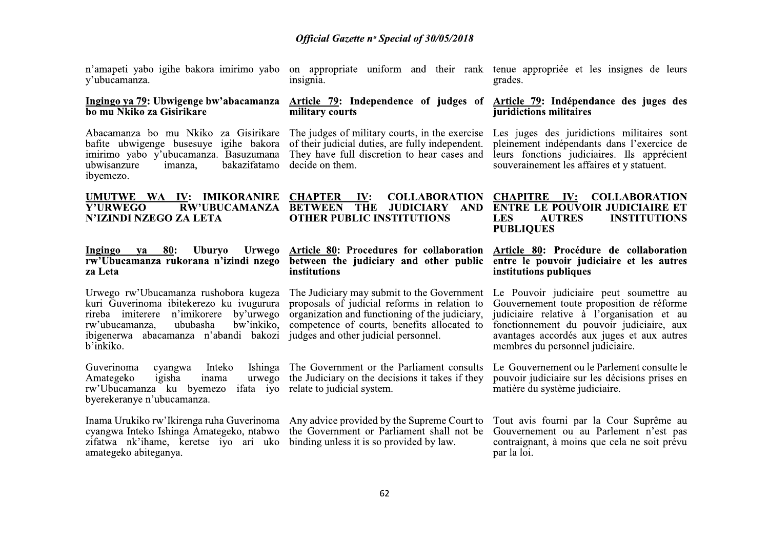n'amapeti yabo igihe bakora imirimo yabo y'ubucamanza.

on appropriate uniform and their rank insignia.

tenue appropriée et les insignes de leurs grades.

**<u>Ingingo ya 79</u>: Ubwigenge bw'abacamanza bo mu Nkiko za Gisirikare**

Abacamanza bo mu Nkiko za Gisirikare bafite ubwigenge busesuye igihe bakora imirimo yabo y'ubucamanza. Basuzumana ubwisanzure imanza, bakazifatamo ibyemezo.

**<u>Article 79</u>: Independence of judges of military courts**

The judges of military courts, in the exercise of their judicial duties, are fully independent. They have full discretion to hear cases and decide on them.

**<u>Article 79</u>: Indépendance des juges des juridictions militaires**

Les juges des juridictions militaires sont pleinement indépendants dans l'exercice de leurs fonctions judiciaires. Ils apprécient souverainement les affaires et y statuent.

## <u>UMUTWE WA IV</u>: IMIKORANIRE Y'URWEGO RW'UBUCAMANZA N'IZINDI NZEGO ZA LETA

## <u>CHAPTER IV</u>: COLLABORATION BETWEEN THE JUDICIARY AND OTHER PUBLIC INSTITUTIONS

## <u>CHAPITRE IV</u>: COLLABORATION ENTRE LE POUVOIR JUDICIAIRE ET LES AUTRES INSTITUTIONS PUBLIQUES

**<u>Ingingo ya 80</u>: Uburyo Urwego rw'Ubucamanza rukorana n'izindi nzego za Leta**

Urwego rw'Ubucamanza rushobora kugeza kuri Guverinoma ibitekerezo ku ivugurura rireba imiterere n'imikorere by'urwego rw'ubucamanza, ububasha bw'inkiko, ibigenerwa abacamanza n'abandi bakozi b'inkiko.

Guverinoma cyangwa Inteko Ishinga Amategeko igisha inama urwego rw'Ubucamanza ku byemezo ifata iyo byerekeranye n'ubucamanza.

Inama Urukiko rw'Ikirenga ruha Guverinoma cyangwa Inteko Ishinga Amategeko, ntabwo zifatwa nk'ihame, keretse iyo ari uko amategeko abiteganya.

**<u>Article 80</u>: Procedures for collaboration between the judiciary and other public institutions**

The Judiciary may submit to the Government proposals of judicial reforms in relation to organization and functioning of the judiciary, competence of courts, benefits allocated to judges and other judicial personnel.

The Government or the Parliament consults the Judiciary on the decisions it takes if they relate to judicial system.

Any advice provided by the Supreme Court to the Government or Parliament shall not be binding unless it is so provided by law.

**<u>Article 80</u>: Procédure de collaboration entre le pouvoir judiciaire et les autres institutions publiques**

Le Pouvoir judiciaire peut soumettre au Gouvernement toute proposition de réforme judiciaire relative à l'organisation et au fonctionnement du pouvoir judiciaire, aux avantages accordés aux juges et aux autres membres du personnel judiciaire.

Le Gouvernement ou le Parlement consulte le pouvoir judiciaire sur les décisions prises en matière du système judiciaire.

Tout avis fourni par la Cour Suprême au Gouvernement ou au Parlement n'est pas contraignant, à moins que cela ne soit prévu par la loi.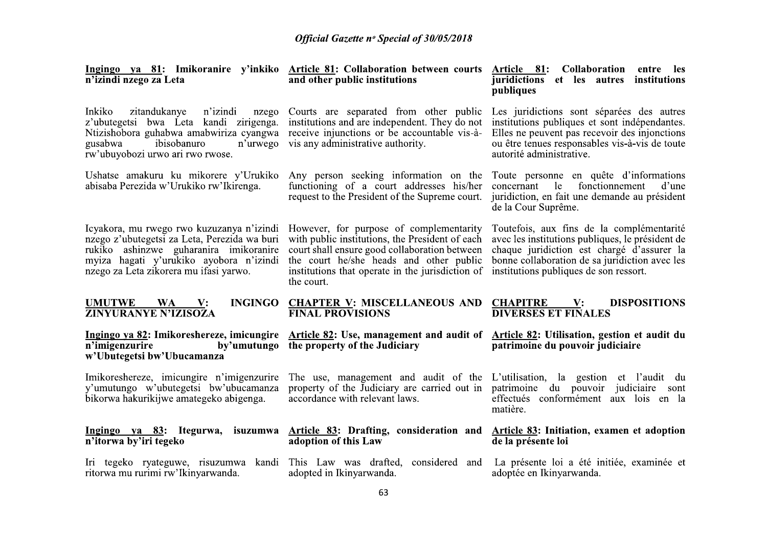**Ingingo ya 81: Imikoranire y'inkiko n'izindi nzego za Leta**

Inkiko zitandukanye n'izindi nzego z'ubutegetsi bwa Leta kandi zirigenga. Ntizishobora guhabwa amabwiriza cyangwa gusabwa ibisobanuro n'urwego rw'ubuyobozi urwo ari rwo rwose.

Ushatse amakuru ku mikorere y'Urukiko abisaba Perezida w'Urukiko rw'Ikirenga.

Icyakora, mu rwego rwo kuzuzanya n'izindi nzego z'ubutegetsi za Leta, Perezida wa buri rukiko ashinzwe guharanira imikoranire myiza hagati y'urukiko ayobora n'izindi nzego za Leta zikorera mu ifasi yarwo.

**Article 81: Collaboration between courts and other public institutions**

Courts are separated from other public institutions and are independent. They do not receive injunctions or be accountable vis-à-vis any administrative authority.

Any person seeking information on the functioning of a court addresses his/her request to the President of the Supreme court.

However, for purpose of complementarity with public institutions, the President of each court shall ensure good collaboration between the court he/she heads and other public institutions that operate in the jurisdiction of the court.

**Article 81: Collaboration entre les juridictions et les autres institutions publiques**

Les juridictions sont séparées des autres institutions publiques et sont indépendantes. Elles ne peuvent pas recevoir des injonctions ou être tenues responsables vis-à-vis de toute autorité administrative.

Toute personne en quête d'informations concernant le fonctionnement d'une juridiction, en fait une demande au président de la Cour Suprême.

Toutefois, aux fins de la complémentarité avec les institutions publiques, le président de chaque juridiction est chargé d'assurer la bonne collaboration de sa juridiction avec les institutions publiques de son ressort.

## UMUTWE WA V: INGINGO ZINYURANYE N'IZISOZA

## CHAPTER V: MISCELLANEOUS AND FINAL PROVISIONS

## CHAPITRE V: DISPOSITIONS DIVERSES ET FINALES

**Ingingo ya 82: Imikoreshereze, imicungire n'imigenzurire by'umutungo w'Ubutegetsi bw'Ubucamanza**

Imikoreshereze, imicungire n'imigenzurire y'umutungo w'ubutegetsi bw'ubucamanza bikorwa hakurikijwe amategeko abigenga.

**Article 82: Use, management and audit of the property of the Judiciary**

The use, management and audit of the property of the Judiciary are carried out in accordance with relevant laws.

**Article 82: Utilisation, gestion et audit du patrimoine du pouvoir judiciaire**

L'utilisation, la gestion et l'audit du patrimoine du pouvoir judiciaire sont effectués conformément aux lois en la matière.

**Ingingo ya 83: Itegurwa, isuzumwa n'itorwa by'iri tegeko**

Iri tegeko ryateguwe, risuzumwa kandi ritorwa mu rurimi rw'Ikinyarwanda.

**Article 83: Drafting, consideration and adoption of this Law**

This Law was drafted, considered and adopted in Ikinyarwanda.

**Article 83: Initiation, examen et adoption de la présente loi**

La présente loi a été initiée, examinée et adoptée en Ikinyarwanda.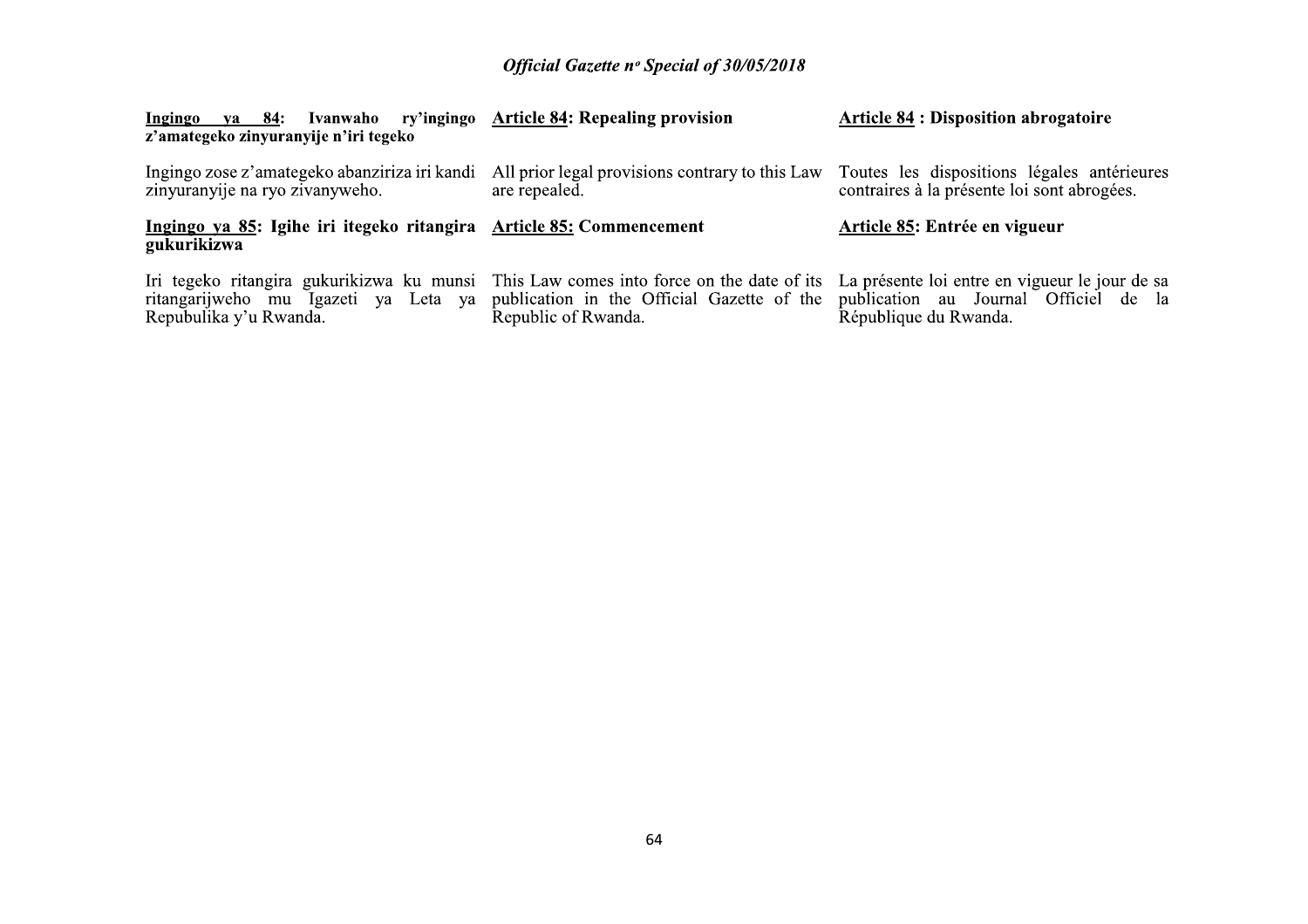**Ingingo ya 84: Ivanwaho ry'ingingo z'amategeko zinyuranyije n'iri tegeko**

Ingingo zose z'amategeko abanziriza iri kandi zinyuranyije na ryo zivanyweho.

**Ingingo ya 85: Igihe iri itegeko ritangira gukurikizwa**

Iri tegeko ritangira gukurikizwa ku munsi ritangarijweho mu Igazeti ya Leta ya Repubulika y'u Rwanda.

**Article 84: Repealing provision**

All prior legal provisions contrary to this Law are repealed.

**Article 85: Commencement**

This Law comes into force on the date of its publication in the Official Gazette of the Republic of Rwanda.

**Article 84 : Disposition abrogatoire**

Toutes les dispositions légales antérieures contraires à la présente loi sont abrogées.

**Article 85: Entrée en vigueur**

La présente loi entre en vigueur le jour de sa publication au Journal Officiel de la République du Rwanda.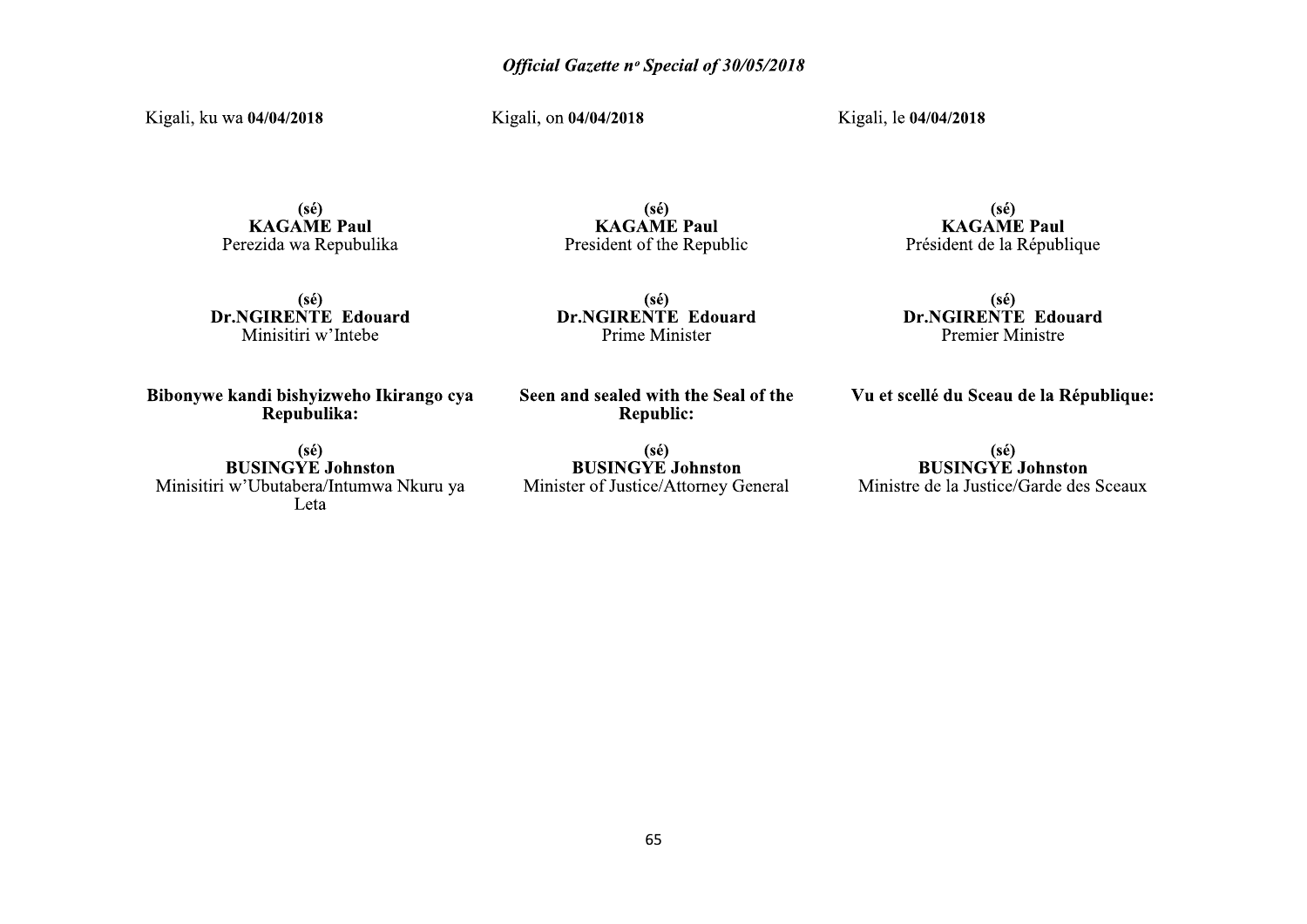Kigali, ku wa **04/04/2018**

**(sé)**
**KAGAME Paul**
Perezida wa Repubulika

**(sé)**
**Dr.NGIRENTE Edouard**
Minisitiri w'Intebe

**Bibonywe kandi bishyizweho Ikirango cya Repubulika:**

**(sé)**
**BUSINGYE Johnston**
Minisitiri w'Ubutabera/Intumwa Nkuru ya Leta

Kigali, on **04/04/2018**

**(sé)**
**KAGAME Paul**
President of the Republic

**(sé)**
**Dr.NGIRENTE Edouard**
Prime Minister

**Seen and sealed with the Seal of the Republic:**

**(sé)**
**BUSINGYE Johnston**
Minister of Justice/Attorney General

Kigali, le **04/04/2018**

**(sé)**
**KAGAME Paul**
Président de la République

**(sé)**
**Dr.NGIRENTE Edouard**
Premier Ministre

**Vu et scellé du Sceau de la République:**

**(sé)**
**BUSINGYE Johnston**
Ministre de la Justice/Garde des Sceaux